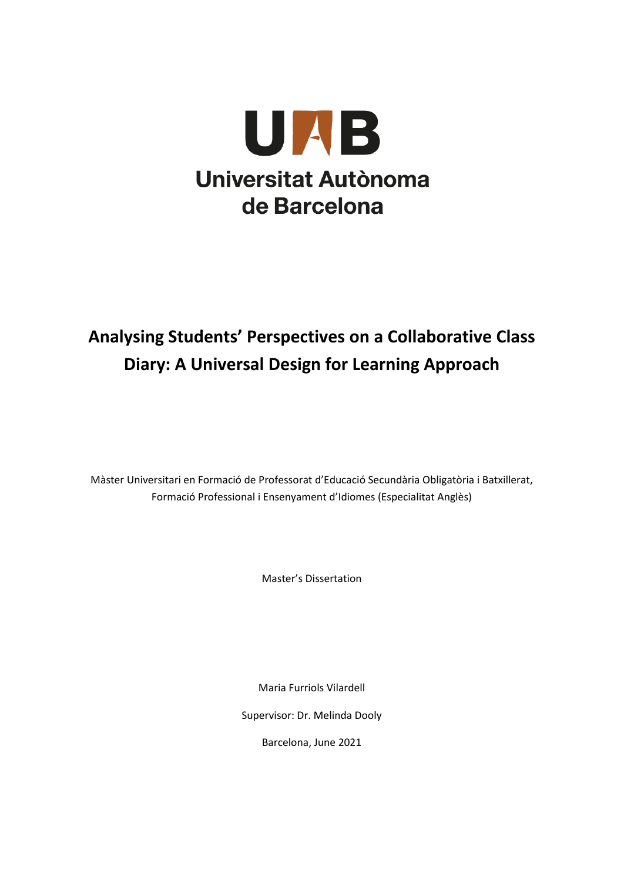UAB

Universitat Autònoma de Barcelona

# Analysing Students' Perspectives on a Collaborative Class Diary: A Universal Design for Learning Approach

Màster Universitari en Formació de Professorat d'Educació Secundària Obligatòria i Batxillerat, Formació Professional i Ensenyament d'Idiomes (Especialitat Anglès)

Master's Dissertation

Maria Furriols Vilardell

Supervisor: Dr. Melinda Dooly

Barcelona, June 2021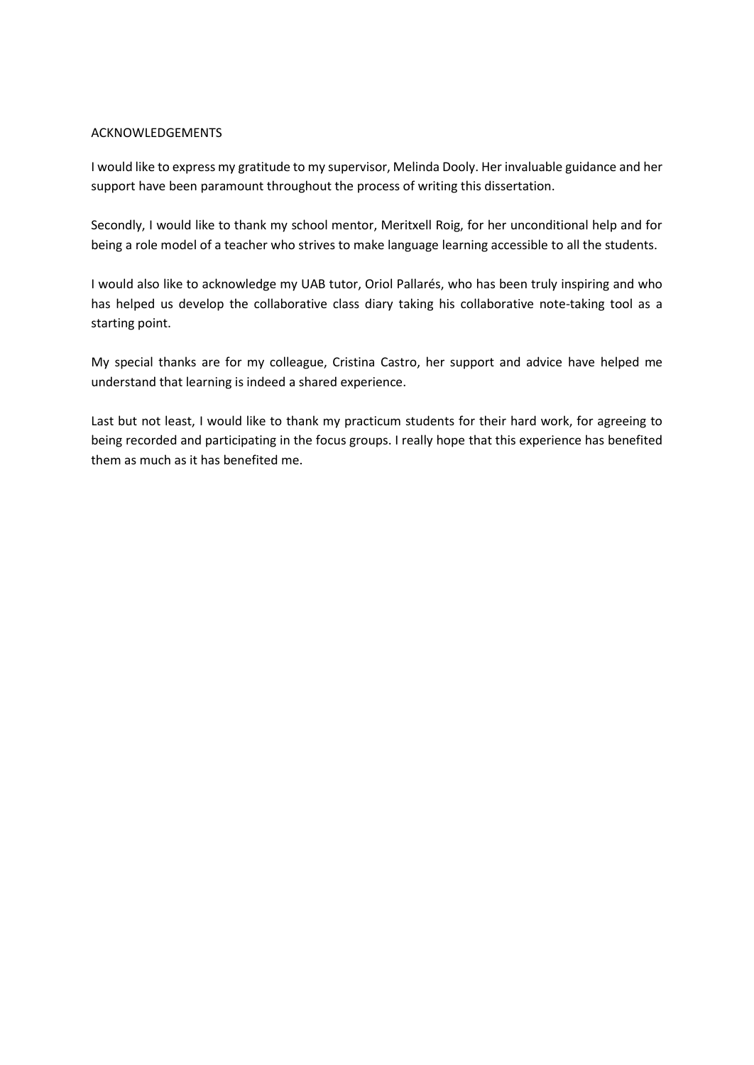# ACKNOWLEDGEMENTS

I would like to express my gratitude to my supervisor, Melinda Dooly. Her invaluable guidance and her support have been paramount throughout the process of writing this dissertation.

Secondly, I would like to thank my school mentor, Meritxell Roig, for her unconditional help and for being a role model of a teacher who strives to make language learning accessible to all the students.

I would also like to acknowledge my UAB tutor, Oriol Pallarés, who has been truly inspiring and who has helped us develop the collaborative class diary taking his collaborative note-taking tool as a starting point.

My special thanks are for my colleague, Cristina Castro, her support and advice have helped me understand that learning is indeed a shared experience.

Last but not least, I would like to thank my practicum students for their hard work, for agreeing to being recorded and participating in the focus groups. I really hope that this experience has benefited them as much as it has benefited me.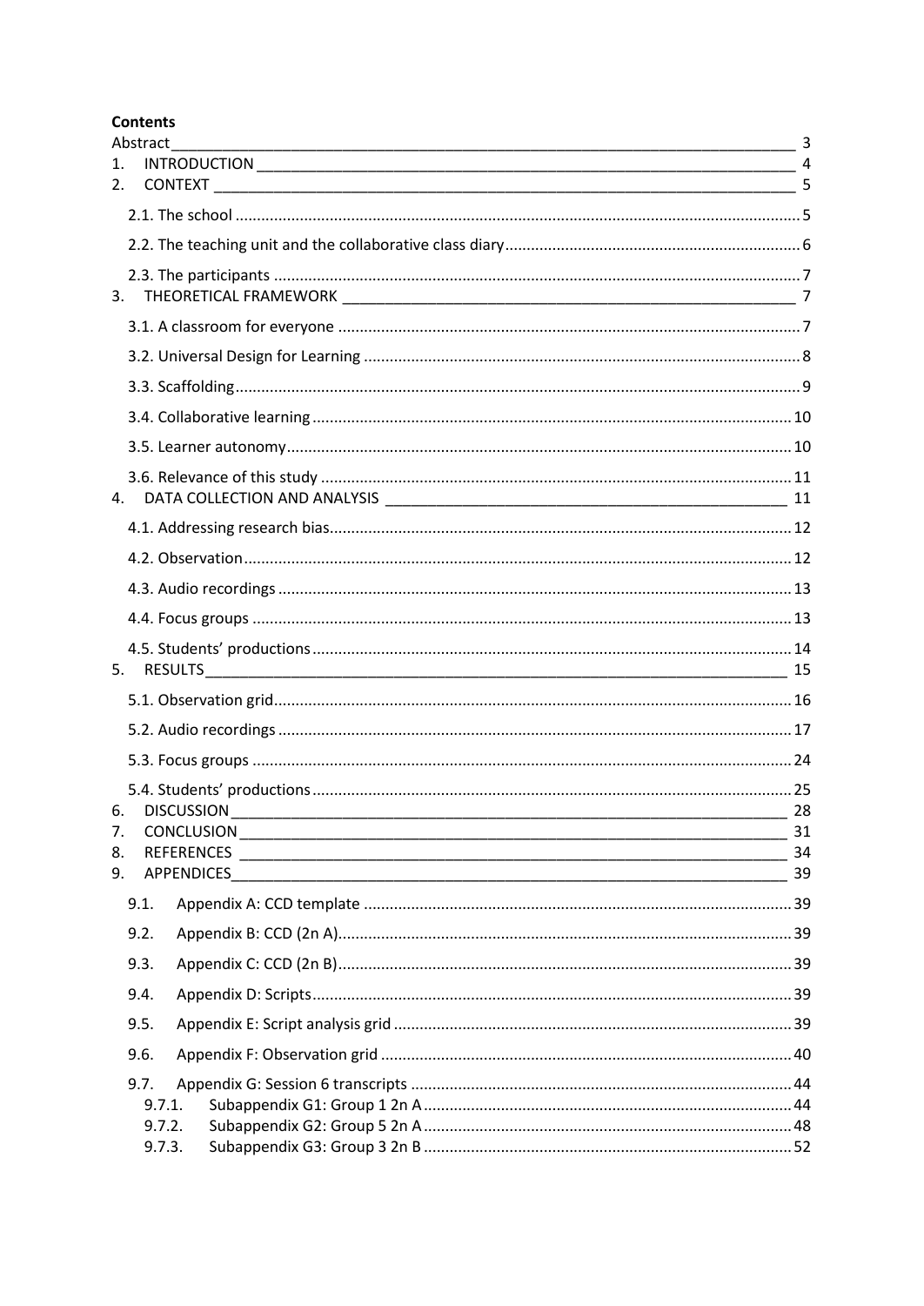**Contents**

Abstract 3

1. INTRODUCTION 4
2. CONTEXT 5
   - 2.1. The school 5
   - 2.2. The teaching unit and the collaborative class diary 6
   - 2.3. The participants 7
3. THEORETICAL FRAMEWORK 7
   - 3.1. A classroom for everyone 7
   - 3.2. Universal Design for Learning 8
   - 3.3. Scaffolding 9
   - 3.4. Collaborative learning 10
   - 3.5. Learner autonomy 10
   - 3.6. Relevance of this study 11
4. DATA COLLECTION AND ANALYSIS 11
   - 4.1. Addressing research bias 12
   - 4.2. Observation 12
   - 4.3. Audio recordings 13
   - 4.4. Focus groups 13
   - 4.5. Students' productions 14
5. RESULTS 15
   - 5.1. Observation grid 16
   - 5.2. Audio recordings 17
   - 5.3. Focus groups 24
   - 5.4. Students' productions 25
6. DISCUSSION 28
7. CONCLUSION 31
8. REFERENCES 34
9. APPENDICES 39
   - 9.1. Appendix A: CCD template 39
   - 9.2. Appendix B: CCD (2n A) 39
   - 9.3. Appendix C: CCD (2n B) 39
   - 9.4. Appendix D: Scripts 39
   - 9.5. Appendix E: Script analysis grid 39
   - 9.6. Appendix F: Observation grid 40
   - 9.7. Appendix G: Session 6 transcripts 44
     - 9.7.1. Subappendix G1: Group 1 2n A 44
     - 9.7.2. Subappendix G2: Group 5 2n A 48
     - 9.7.3. Subappendix G3: Group 3 2n B 52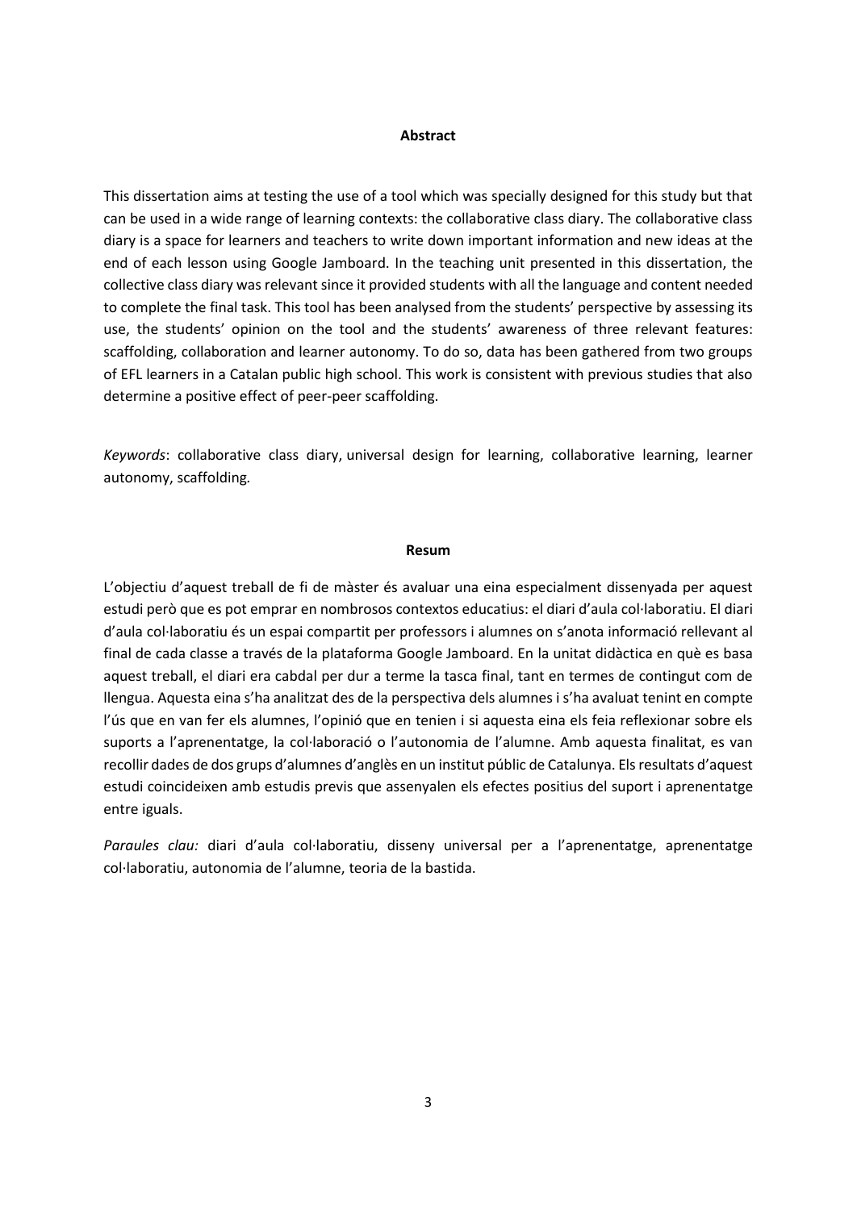## Abstract

This dissertation aims at testing the use of a tool which was specially designed for this study but that can be used in a wide range of learning contexts: the collaborative class diary. The collaborative class diary is a space for learners and teachers to write down important information and new ideas at the end of each lesson using Google Jamboard. In the teaching unit presented in this dissertation, the collective class diary was relevant since it provided students with all the language and content needed to complete the final task. This tool has been analysed from the students' perspective by assessing its use, the students' opinion on the tool and the students' awareness of three relevant features: scaffolding, collaboration and learner autonomy. To do so, data has been gathered from two groups of EFL learners in a Catalan public high school. This work is consistent with previous studies that also determine a positive effect of peer-peer scaffolding.

*Keywords*: collaborative class diary, universal design for learning, collaborative learning, learner autonomy, scaffolding.

## Resum

L'objectiu d'aquest treball de fi de màster és avaluar una eina especialment dissenyada per aquest estudi però que es pot emprar en nombrosos contextos educatius: el diari d'aula col·laboratiu. El diari d'aula col·laboratiu és un espai compartit per professors i alumnes on s'anota informació rellevant al final de cada classe a través de la plataforma Google Jamboard. En la unitat didàctica en què es basa aquest treball, el diari era cabdal per dur a terme la tasca final, tant en termes de contingut com de llengua. Aquesta eina s'ha analitzat des de la perspectiva dels alumnes i s'ha avaluat tenint en compte l'ús que en van fer els alumnes, l'opinió que en tenien i si aquesta eina els feia reflexionar sobre els suports a l'aprenentatge, la col·laboració o l'autonomia de l'alumne. Amb aquesta finalitat, es van recollir dades de dos grups d'alumnes d'anglès en un institut públic de Catalunya. Els resultats d'aquest estudi coincideixen amb estudis previs que assenyalen els efectes positius del suport i aprenentatge entre iguals.

*Paraules clau:* diari d'aula col·laboratiu, disseny universal per a l'aprenentatge, aprenentatge col·laboratiu, autonomia de l'alumne, teoria de la bastida.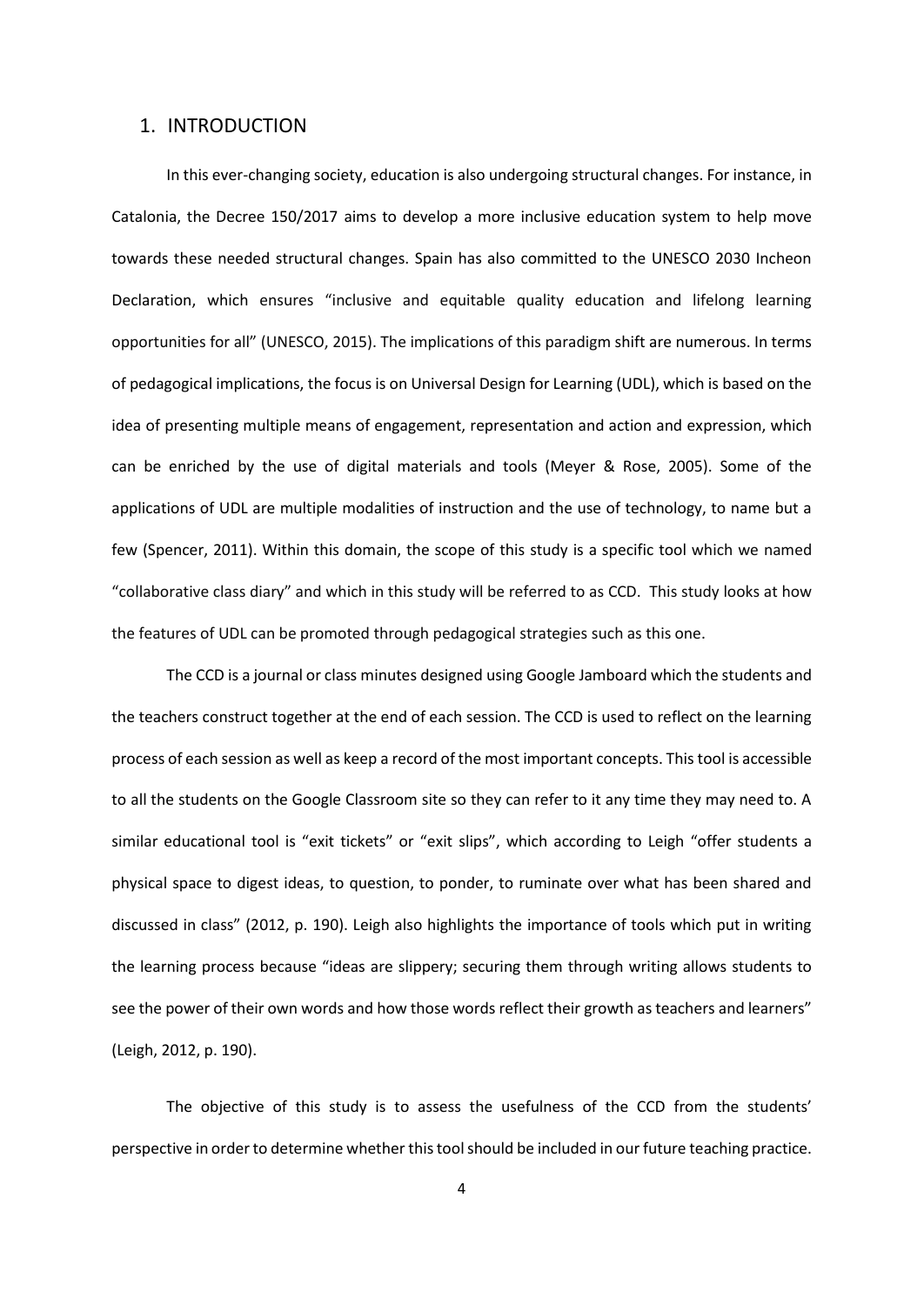# 1. INTRODUCTION

In this ever-changing society, education is also undergoing structural changes. For instance, in Catalonia, the Decree 150/2017 aims to develop a more inclusive education system to help move towards these needed structural changes. Spain has also committed to the UNESCO 2030 Incheon Declaration, which ensures "inclusive and equitable quality education and lifelong learning opportunities for all" (UNESCO, 2015). The implications of this paradigm shift are numerous. In terms of pedagogical implications, the focus is on Universal Design for Learning (UDL), which is based on the idea of presenting multiple means of engagement, representation and action and expression, which can be enriched by the use of digital materials and tools (Meyer & Rose, 2005). Some of the applications of UDL are multiple modalities of instruction and the use of technology, to name but a few (Spencer, 2011). Within this domain, the scope of this study is a specific tool which we named "collaborative class diary" and which in this study will be referred to as CCD. This study looks at how the features of UDL can be promoted through pedagogical strategies such as this one.

The CCD is a journal or class minutes designed using Google Jamboard which the students and the teachers construct together at the end of each session. The CCD is used to reflect on the learning process of each session as well as keep a record of the most important concepts. This tool is accessible to all the students on the Google Classroom site so they can refer to it any time they may need to. A similar educational tool is "exit tickets" or "exit slips", which according to Leigh "offer students a physical space to digest ideas, to question, to ponder, to ruminate over what has been shared and discussed in class" (2012, p. 190). Leigh also highlights the importance of tools which put in writing the learning process because "ideas are slippery; securing them through writing allows students to see the power of their own words and how those words reflect their growth as teachers and learners" (Leigh, 2012, p. 190).

The objective of this study is to assess the usefulness of the CCD from the students' perspective in order to determine whether this tool should be included in our future teaching practice.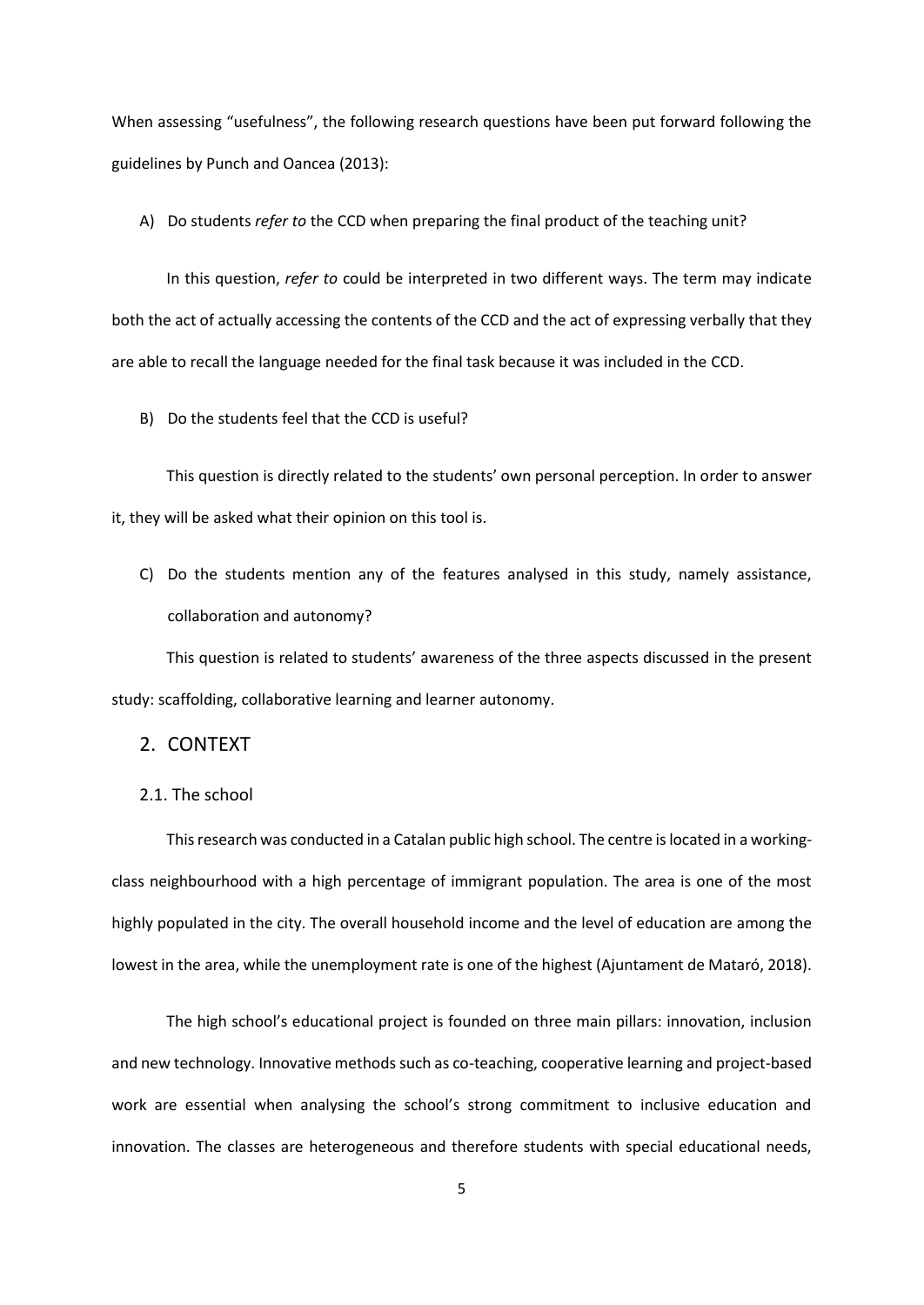When assessing "usefulness", the following research questions have been put forward following the guidelines by Punch and Oancea (2013):

A) Do students *refer to* the CCD when preparing the final product of the teaching unit?

In this question, *refer to* could be interpreted in two different ways. The term may indicate both the act of actually accessing the contents of the CCD and the act of expressing verbally that they are able to recall the language needed for the final task because it was included in the CCD.

B) Do the students feel that the CCD is useful?

This question is directly related to the students' own personal perception. In order to answer it, they will be asked what their opinion on this tool is.

C) Do the students mention any of the features analysed in this study, namely assistance, collaboration and autonomy?

This question is related to students' awareness of the three aspects discussed in the present study: scaffolding, collaborative learning and learner autonomy.

## 2. CONTEXT

### 2.1. The school

This research was conducted in a Catalan public high school. The centre is located in a working-class neighbourhood with a high percentage of immigrant population. The area is one of the most highly populated in the city. The overall household income and the level of education are among the lowest in the area, while the unemployment rate is one of the highest (Ajuntament de Mataró, 2018).

The high school's educational project is founded on three main pillars: innovation, inclusion and new technology. Innovative methods such as co-teaching, cooperative learning and project-based work are essential when analysing the school's strong commitment to inclusive education and innovation. The classes are heterogeneous and therefore students with special educational needs,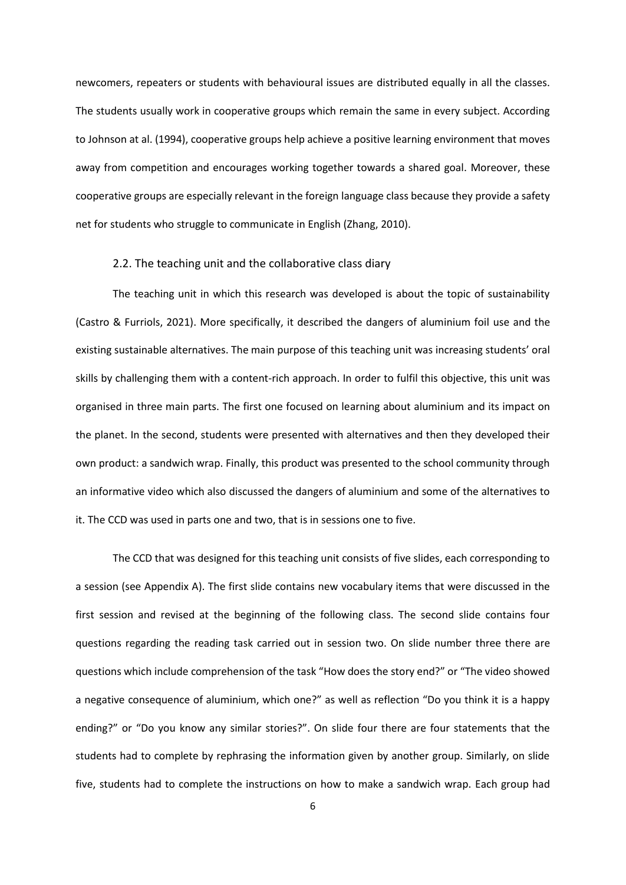newcomers, repeaters or students with behavioural issues are distributed equally in all the classes. The students usually work in cooperative groups which remain the same in every subject. According to Johnson at al. (1994), cooperative groups help achieve a positive learning environment that moves away from competition and encourages working together towards a shared goal. Moreover, these cooperative groups are especially relevant in the foreign language class because they provide a safety net for students who struggle to communicate in English (Zhang, 2010).

### 2.2. The teaching unit and the collaborative class diary

The teaching unit in which this research was developed is about the topic of sustainability (Castro & Furriols, 2021). More specifically, it described the dangers of aluminium foil use and the existing sustainable alternatives. The main purpose of this teaching unit was increasing students' oral skills by challenging them with a content-rich approach. In order to fulfil this objective, this unit was organised in three main parts. The first one focused on learning about aluminium and its impact on the planet. In the second, students were presented with alternatives and then they developed their own product: a sandwich wrap. Finally, this product was presented to the school community through an informative video which also discussed the dangers of aluminium and some of the alternatives to it. The CCD was used in parts one and two, that is in sessions one to five.

The CCD that was designed for this teaching unit consists of five slides, each corresponding to a session (see Appendix A). The first slide contains new vocabulary items that were discussed in the first session and revised at the beginning of the following class. The second slide contains four questions regarding the reading task carried out in session two. On slide number three there are questions which include comprehension of the task "How does the story end?" or "The video showed a negative consequence of aluminium, which one?" as well as reflection "Do you think it is a happy ending?" or "Do you know any similar stories?". On slide four there are four statements that the students had to complete by rephrasing the information given by another group. Similarly, on slide five, students had to complete the instructions on how to make a sandwich wrap. Each group had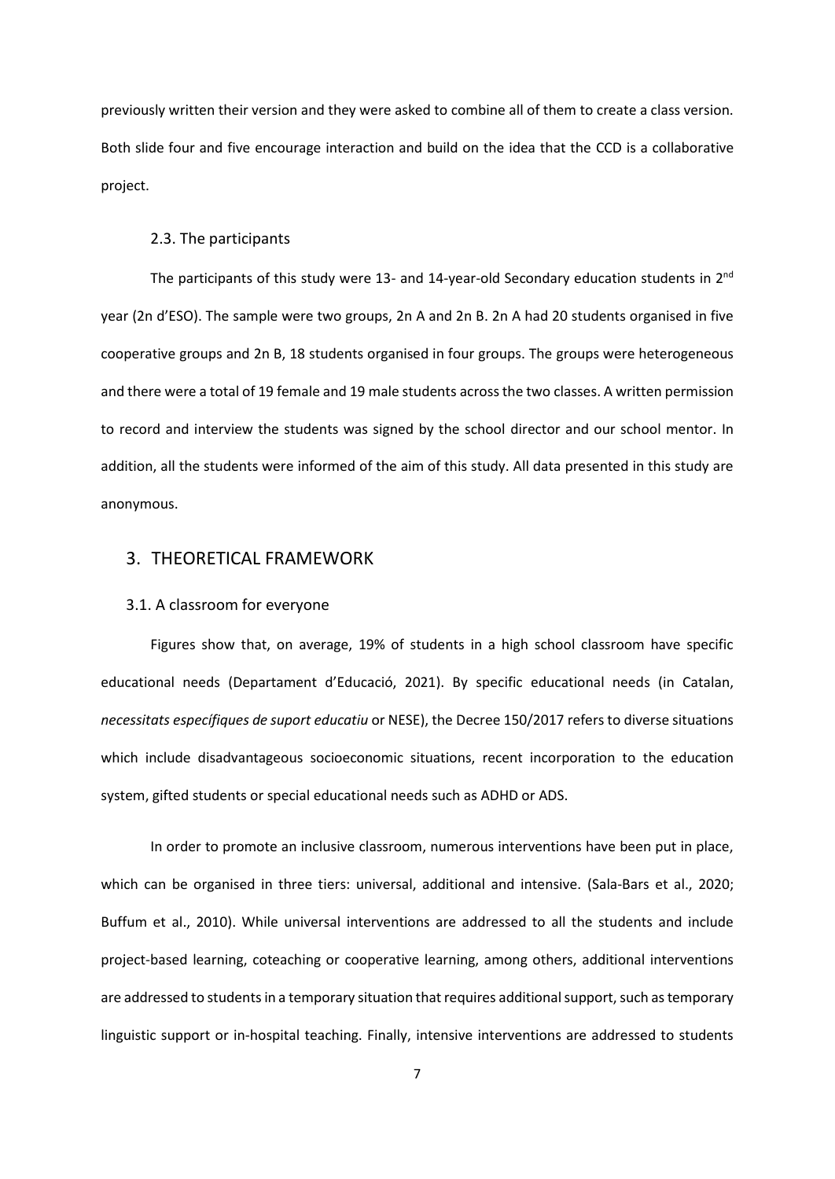previously written their version and they were asked to combine all of them to create a class version. Both slide four and five encourage interaction and build on the idea that the CCD is a collaborative project.

### 2.3. The participants

The participants of this study were 13- and 14-year-old Secondary education students in 2nd year (2n d'ESO). The sample were two groups, 2n A and 2n B. 2n A had 20 students organised in five cooperative groups and 2n B, 18 students organised in four groups. The groups were heterogeneous and there were a total of 19 female and 19 male students across the two classes. A written permission to record and interview the students was signed by the school director and our school mentor. In addition, all the students were informed of the aim of this study. All data presented in this study are anonymous.

## 3. THEORETICAL FRAMEWORK

### 3.1. A classroom for everyone

Figures show that, on average, 19% of students in a high school classroom have specific educational needs (Departament d'Educació, 2021). By specific educational needs (in Catalan, *necessitats específiques de suport educatiu* or NESE), the Decree 150/2017 refers to diverse situations which include disadvantageous socioeconomic situations, recent incorporation to the education system, gifted students or special educational needs such as ADHD or ADS.

In order to promote an inclusive classroom, numerous interventions have been put in place, which can be organised in three tiers: universal, additional and intensive. (Sala-Bars et al., 2020; Buffum et al., 2010). While universal interventions are addressed to all the students and include project-based learning, coteaching or cooperative learning, among others, additional interventions are addressed to students in a temporary situation that requires additional support, such as temporary linguistic support or in-hospital teaching. Finally, intensive interventions are addressed to students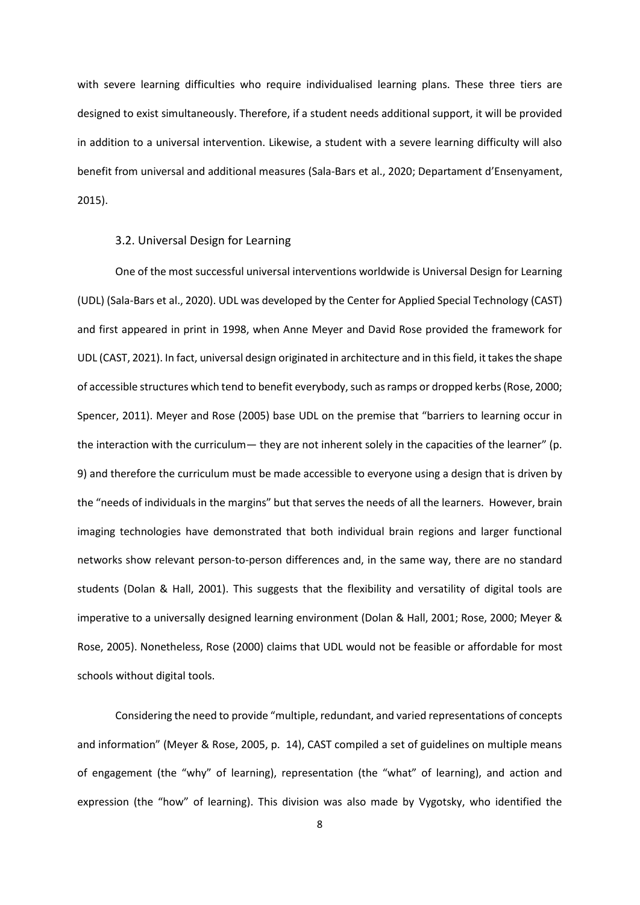with severe learning difficulties who require individualised learning plans. These three tiers are designed to exist simultaneously. Therefore, if a student needs additional support, it will be provided in addition to a universal intervention. Likewise, a student with a severe learning difficulty will also benefit from universal and additional measures (Sala-Bars et al., 2020; Departament d'Ensenyament, 2015).

### 3.2. Universal Design for Learning

One of the most successful universal interventions worldwide is Universal Design for Learning (UDL) (Sala-Bars et al., 2020). UDL was developed by the Center for Applied Special Technology (CAST) and first appeared in print in 1998, when Anne Meyer and David Rose provided the framework for UDL (CAST, 2021). In fact, universal design originated in architecture and in this field, it takes the shape of accessible structures which tend to benefit everybody, such as ramps or dropped kerbs (Rose, 2000; Spencer, 2011). Meyer and Rose (2005) base UDL on the premise that "barriers to learning occur in the interaction with the curriculum— they are not inherent solely in the capacities of the learner" (p. 9) and therefore the curriculum must be made accessible to everyone using a design that is driven by the "needs of individuals in the margins" but that serves the needs of all the learners. However, brain imaging technologies have demonstrated that both individual brain regions and larger functional networks show relevant person-to-person differences and, in the same way, there are no standard students (Dolan & Hall, 2001). This suggests that the flexibility and versatility of digital tools are imperative to a universally designed learning environment (Dolan & Hall, 2001; Rose, 2000; Meyer & Rose, 2005). Nonetheless, Rose (2000) claims that UDL would not be feasible or affordable for most schools without digital tools.

Considering the need to provide "multiple, redundant, and varied representations of concepts and information" (Meyer & Rose, 2005, p. 14), CAST compiled a set of guidelines on multiple means of engagement (the "why" of learning), representation (the "what" of learning), and action and expression (the "how" of learning). This division was also made by Vygotsky, who identified the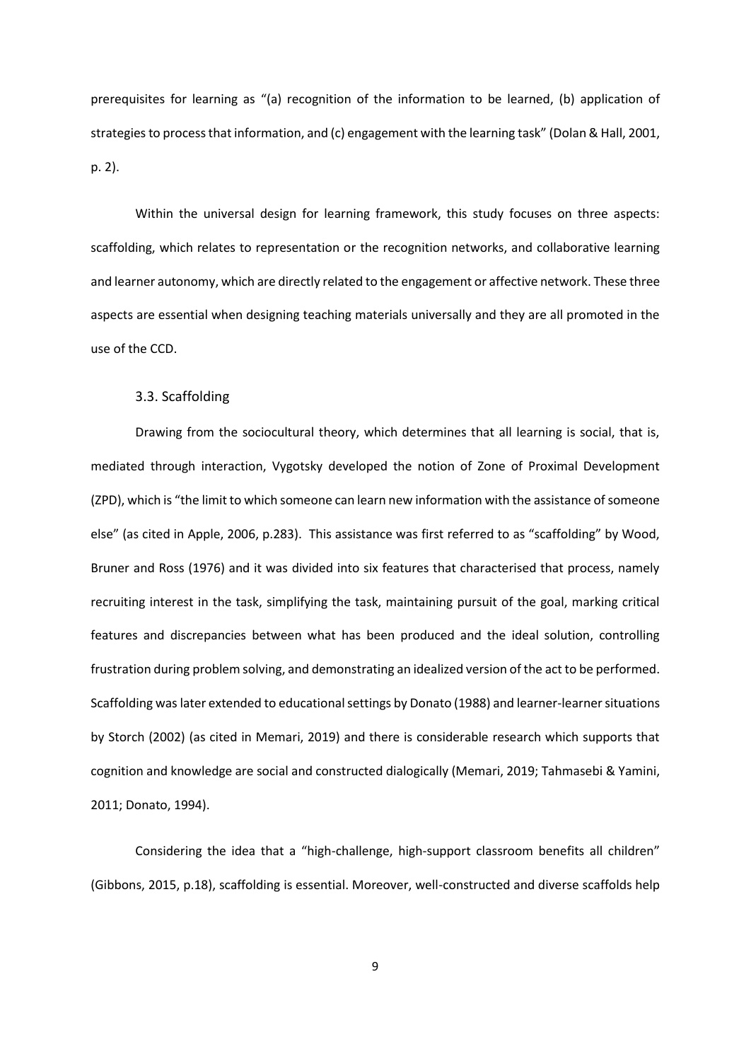prerequisites for learning as "(a) recognition of the information to be learned, (b) application of strategies to process that information, and (c) engagement with the learning task" (Dolan & Hall, 2001, p. 2).

Within the universal design for learning framework, this study focuses on three aspects: scaffolding, which relates to representation or the recognition networks, and collaborative learning and learner autonomy, which are directly related to the engagement or affective network. These three aspects are essential when designing teaching materials universally and they are all promoted in the use of the CCD.

### 3.3. Scaffolding

Drawing from the sociocultural theory, which determines that all learning is social, that is, mediated through interaction, Vygotsky developed the notion of Zone of Proximal Development (ZPD), which is "the limit to which someone can learn new information with the assistance of someone else" (as cited in Apple, 2006, p.283). This assistance was first referred to as "scaffolding" by Wood, Bruner and Ross (1976) and it was divided into six features that characterised that process, namely recruiting interest in the task, simplifying the task, maintaining pursuit of the goal, marking critical features and discrepancies between what has been produced and the ideal solution, controlling frustration during problem solving, and demonstrating an idealized version of the act to be performed. Scaffolding was later extended to educational settings by Donato (1988) and learner-learner situations by Storch (2002) (as cited in Memari, 2019) and there is considerable research which supports that cognition and knowledge are social and constructed dialogically (Memari, 2019; Tahmasebi & Yamini, 2011; Donato, 1994).

Considering the idea that a "high-challenge, high-support classroom benefits all children" (Gibbons, 2015, p.18), scaffolding is essential. Moreover, well-constructed and diverse scaffolds help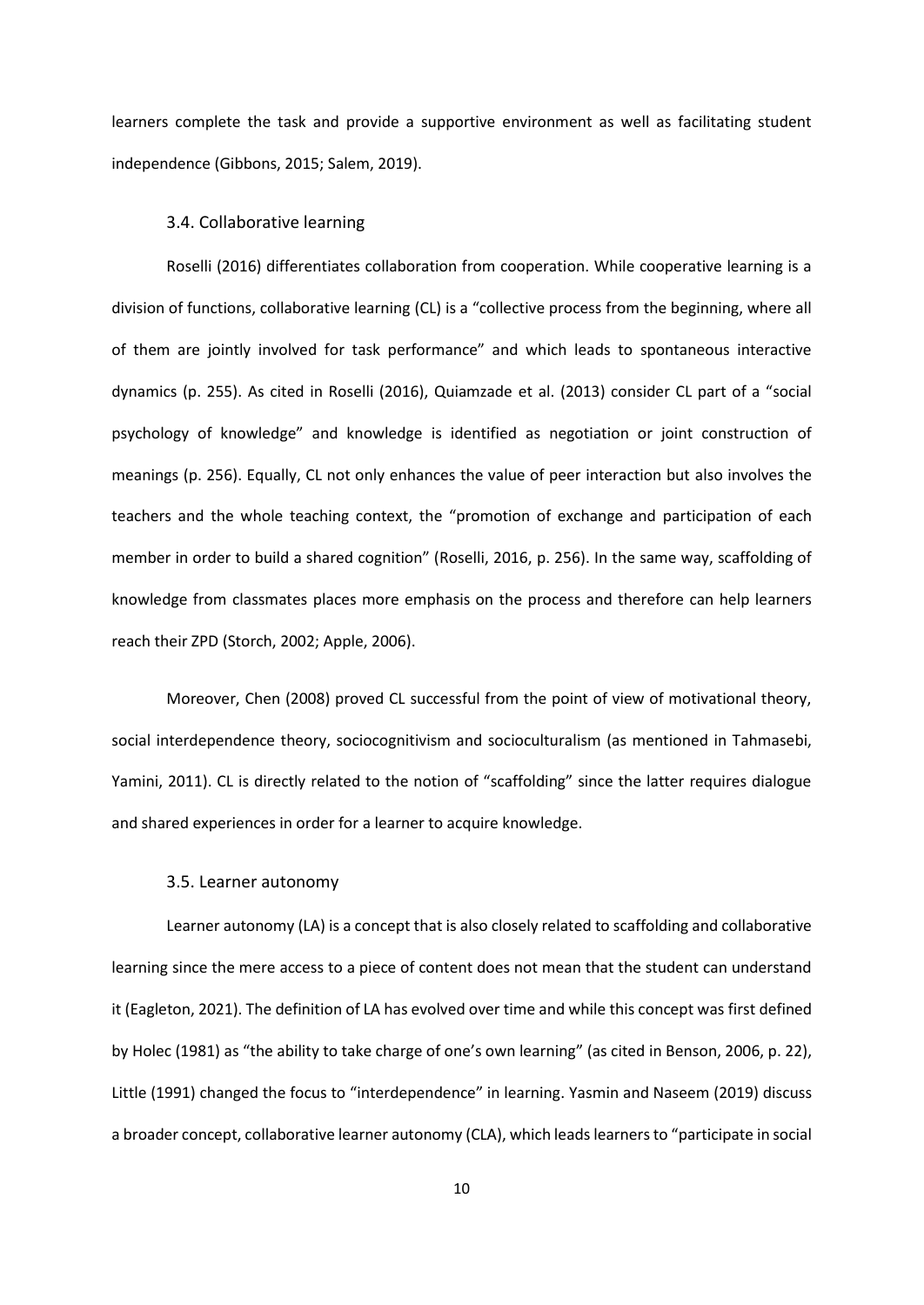learners complete the task and provide a supportive environment as well as facilitating student independence (Gibbons, 2015; Salem, 2019).

### 3.4. Collaborative learning

Roselli (2016) differentiates collaboration from cooperation. While cooperative learning is a division of functions, collaborative learning (CL) is a "collective process from the beginning, where all of them are jointly involved for task performance" and which leads to spontaneous interactive dynamics (p. 255). As cited in Roselli (2016), Quiamzade et al. (2013) consider CL part of a "social psychology of knowledge" and knowledge is identified as negotiation or joint construction of meanings (p. 256). Equally, CL not only enhances the value of peer interaction but also involves the teachers and the whole teaching context, the "promotion of exchange and participation of each member in order to build a shared cognition" (Roselli, 2016, p. 256). In the same way, scaffolding of knowledge from classmates places more emphasis on the process and therefore can help learners reach their ZPD (Storch, 2002; Apple, 2006).

Moreover, Chen (2008) proved CL successful from the point of view of motivational theory, social interdependence theory, sociocognitivism and socioculturalism (as mentioned in Tahmasebi, Yamini, 2011). CL is directly related to the notion of "scaffolding" since the latter requires dialogue and shared experiences in order for a learner to acquire knowledge.

### 3.5. Learner autonomy

Learner autonomy (LA) is a concept that is also closely related to scaffolding and collaborative learning since the mere access to a piece of content does not mean that the student can understand it (Eagleton, 2021). The definition of LA has evolved over time and while this concept was first defined by Holec (1981) as "the ability to take charge of one's own learning" (as cited in Benson, 2006, p. 22), Little (1991) changed the focus to "interdependence" in learning. Yasmin and Naseem (2019) discuss a broader concept, collaborative learner autonomy (CLA), which leads learners to "participate in social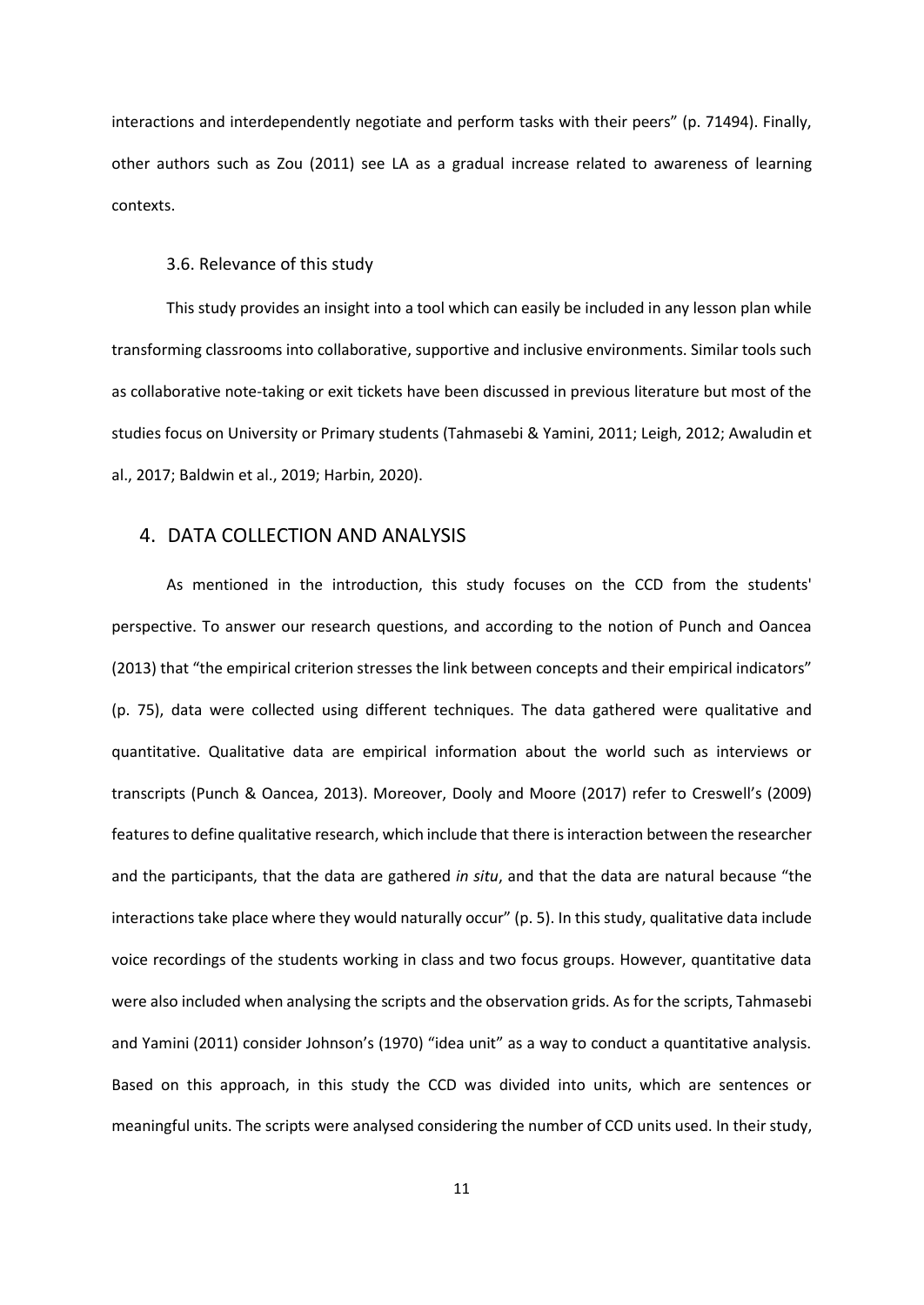interactions and interdependently negotiate and perform tasks with their peers" (p. 71494). Finally, other authors such as Zou (2011) see LA as a gradual increase related to awareness of learning contexts.

### 3.6. Relevance of this study

This study provides an insight into a tool which can easily be included in any lesson plan while transforming classrooms into collaborative, supportive and inclusive environments. Similar tools such as collaborative note-taking or exit tickets have been discussed in previous literature but most of the studies focus on University or Primary students (Tahmasebi & Yamini, 2011; Leigh, 2012; Awaludin et al., 2017; Baldwin et al., 2019; Harbin, 2020).

## 4. DATA COLLECTION AND ANALYSIS

As mentioned in the introduction, this study focuses on the CCD from the students' perspective. To answer our research questions, and according to the notion of Punch and Oancea (2013) that "the empirical criterion stresses the link between concepts and their empirical indicators" (p. 75), data were collected using different techniques. The data gathered were qualitative and quantitative. Qualitative data are empirical information about the world such as interviews or transcripts (Punch & Oancea, 2013). Moreover, Dooly and Moore (2017) refer to Creswell's (2009) features to define qualitative research, which include that there is interaction between the researcher and the participants, that the data are gathered *in situ*, and that the data are natural because "the interactions take place where they would naturally occur" (p. 5). In this study, qualitative data include voice recordings of the students working in class and two focus groups. However, quantitative data were also included when analysing the scripts and the observation grids. As for the scripts, Tahmasebi and Yamini (2011) consider Johnson's (1970) "idea unit" as a way to conduct a quantitative analysis. Based on this approach, in this study the CCD was divided into units, which are sentences or meaningful units. The scripts were analysed considering the number of CCD units used. In their study,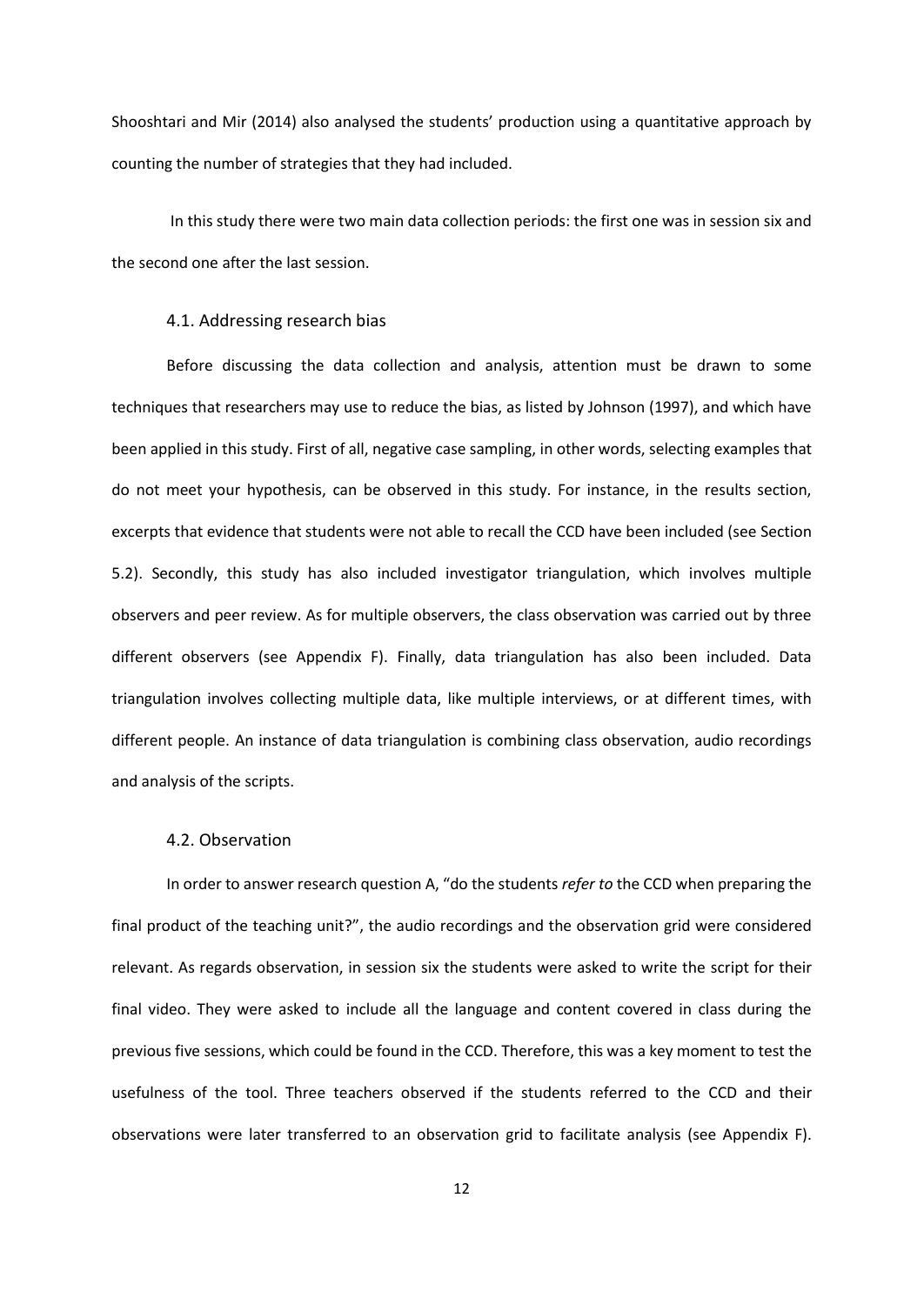Shooshtari and Mir (2014) also analysed the students' production using a quantitative approach by counting the number of strategies that they had included.

In this study there were two main data collection periods: the first one was in session six and the second one after the last session.

### 4.1. Addressing research bias

Before discussing the data collection and analysis, attention must be drawn to some techniques that researchers may use to reduce the bias, as listed by Johnson (1997), and which have been applied in this study. First of all, negative case sampling, in other words, selecting examples that do not meet your hypothesis, can be observed in this study. For instance, in the results section, excerpts that evidence that students were not able to recall the CCD have been included (see Section 5.2). Secondly, this study has also included investigator triangulation, which involves multiple observers and peer review. As for multiple observers, the class observation was carried out by three different observers (see Appendix F). Finally, data triangulation has also been included. Data triangulation involves collecting multiple data, like multiple interviews, or at different times, with different people. An instance of data triangulation is combining class observation, audio recordings and analysis of the scripts.

### 4.2. Observation

In order to answer research question A, "do the students *refer to* the CCD when preparing the final product of the teaching unit?", the audio recordings and the observation grid were considered relevant. As regards observation, in session six the students were asked to write the script for their final video. They were asked to include all the language and content covered in class during the previous five sessions, which could be found in the CCD. Therefore, this was a key moment to test the usefulness of the tool. Three teachers observed if the students referred to the CCD and their observations were later transferred to an observation grid to facilitate analysis (see Appendix F).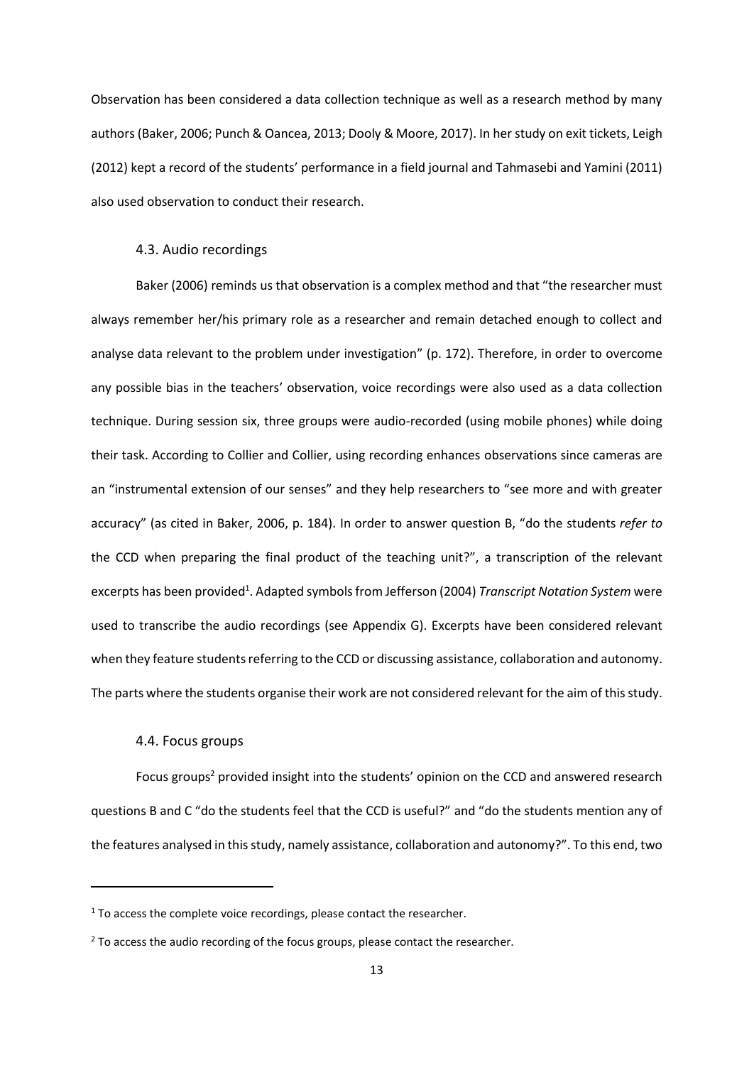Observation has been considered a data collection technique as well as a research method by many authors (Baker, 2006; Punch & Oancea, 2013; Dooly & Moore, 2017). In her study on exit tickets, Leigh (2012) kept a record of the students' performance in a field journal and Tahmasebi and Yamini (2011) also used observation to conduct their research.

### 4.3. Audio recordings

Baker (2006) reminds us that observation is a complex method and that "the researcher must always remember her/his primary role as a researcher and remain detached enough to collect and analyse data relevant to the problem under investigation" (p. 172). Therefore, in order to overcome any possible bias in the teachers' observation, voice recordings were also used as a data collection technique. During session six, three groups were audio-recorded (using mobile phones) while doing their task. According to Collier and Collier, using recording enhances observations since cameras are an "instrumental extension of our senses" and they help researchers to "see more and with greater accuracy" (as cited in Baker, 2006, p. 184). In order to answer question B, "do the students *refer to* the CCD when preparing the final product of the teaching unit?", a transcription of the relevant excerpts has been provided[1]. Adapted symbols from Jefferson (2004) *Transcript Notation System* were used to transcribe the audio recordings (see Appendix G). Excerpts have been considered relevant when they feature students referring to the CCD or discussing assistance, collaboration and autonomy. The parts where the students organise their work are not considered relevant for the aim of this study.

### 4.4. Focus groups

Focus groups[2] provided insight into the students' opinion on the CCD and answered research questions B and C "do the students feel that the CCD is useful?" and "do the students mention any of the features analysed in this study, namely assistance, collaboration and autonomy?". To this end, two

---

[1] To access the complete voice recordings, please contact the researcher.

[2] To access the audio recording of the focus groups, please contact the researcher.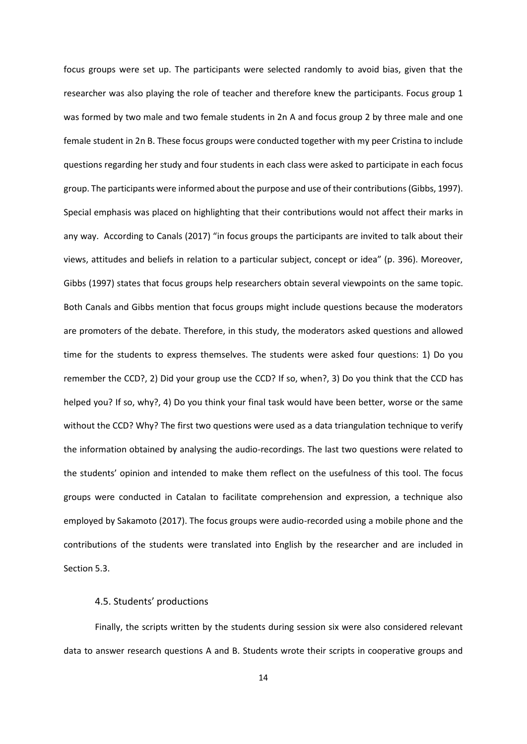focus groups were set up. The participants were selected randomly to avoid bias, given that the researcher was also playing the role of teacher and therefore knew the participants. Focus group 1 was formed by two male and two female students in 2n A and focus group 2 by three male and one female student in 2n B. These focus groups were conducted together with my peer Cristina to include questions regarding her study and four students in each class were asked to participate in each focus group. The participants were informed about the purpose and use of their contributions (Gibbs, 1997). Special emphasis was placed on highlighting that their contributions would not affect their marks in any way. According to Canals (2017) "in focus groups the participants are invited to talk about their views, attitudes and beliefs in relation to a particular subject, concept or idea" (p. 396). Moreover, Gibbs (1997) states that focus groups help researchers obtain several viewpoints on the same topic. Both Canals and Gibbs mention that focus groups might include questions because the moderators are promoters of the debate. Therefore, in this study, the moderators asked questions and allowed time for the students to express themselves. The students were asked four questions: 1) Do you remember the CCD?, 2) Did your group use the CCD? If so, when?, 3) Do you think that the CCD has helped you? If so, why?, 4) Do you think your final task would have been better, worse or the same without the CCD? Why? The first two questions were used as a data triangulation technique to verify the information obtained by analysing the audio-recordings. The last two questions were related to the students' opinion and intended to make them reflect on the usefulness of this tool. The focus groups were conducted in Catalan to facilitate comprehension and expression, a technique also employed by Sakamoto (2017). The focus groups were audio-recorded using a mobile phone and the contributions of the students were translated into English by the researcher and are included in Section 5.3.

### 4.5. Students' productions

Finally, the scripts written by the students during session six were also considered relevant data to answer research questions A and B. Students wrote their scripts in cooperative groups and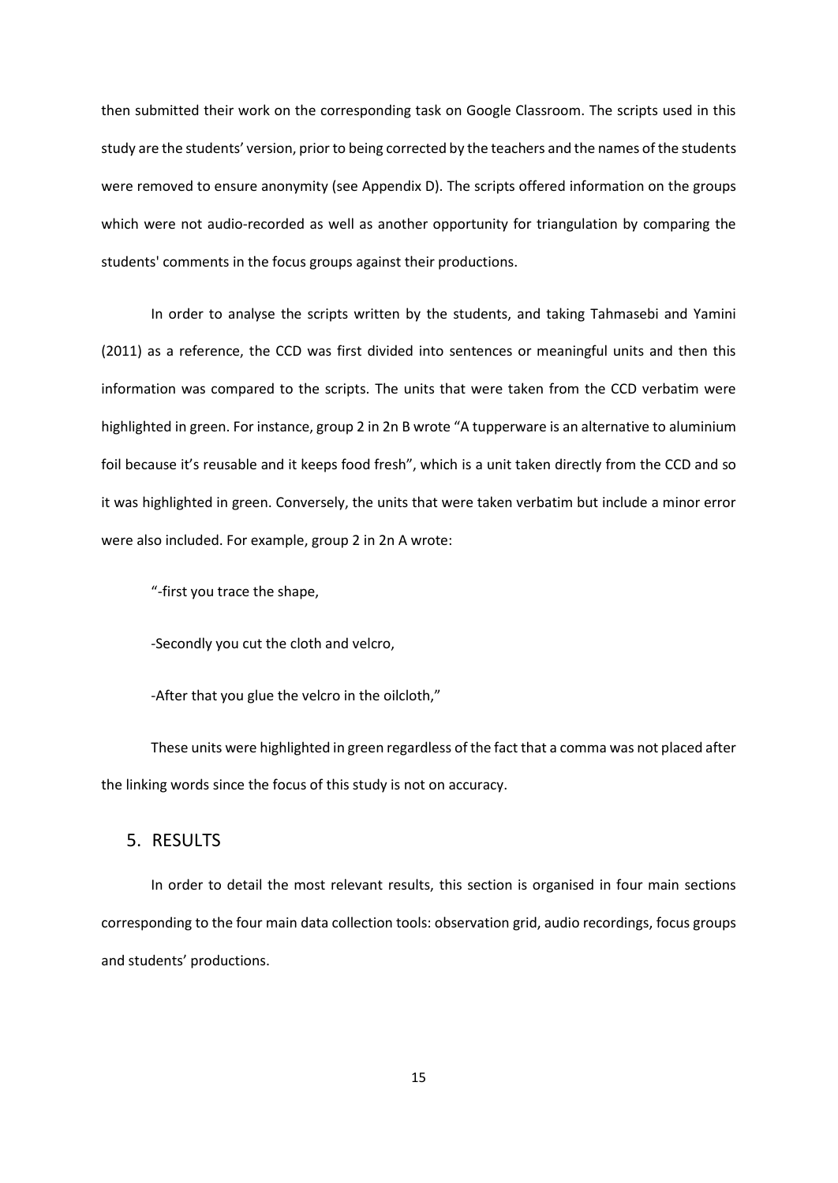then submitted their work on the corresponding task on Google Classroom. The scripts used in this study are the students' version, prior to being corrected by the teachers and the names of the students were removed to ensure anonymity (see Appendix D). The scripts offered information on the groups which were not audio-recorded as well as another opportunity for triangulation by comparing the students' comments in the focus groups against their productions.

In order to analyse the scripts written by the students, and taking Tahmasebi and Yamini (2011) as a reference, the CCD was first divided into sentences or meaningful units and then this information was compared to the scripts. The units that were taken from the CCD verbatim were highlighted in green. For instance, group 2 in 2n B wrote "A tupperware is an alternative to aluminium foil because it's reusable and it keeps food fresh", which is a unit taken directly from the CCD and so it was highlighted in green. Conversely, the units that were taken verbatim but include a minor error were also included. For example, group 2 in 2n A wrote:

"-first you trace the shape,

-Secondly you cut the cloth and velcro,

-After that you glue the velcro in the oilcloth,"

These units were highlighted in green regardless of the fact that a comma was not placed after the linking words since the focus of this study is not on accuracy.

## 5. RESULTS

In order to detail the most relevant results, this section is organised in four main sections corresponding to the four main data collection tools: observation grid, audio recordings, focus groups and students' productions.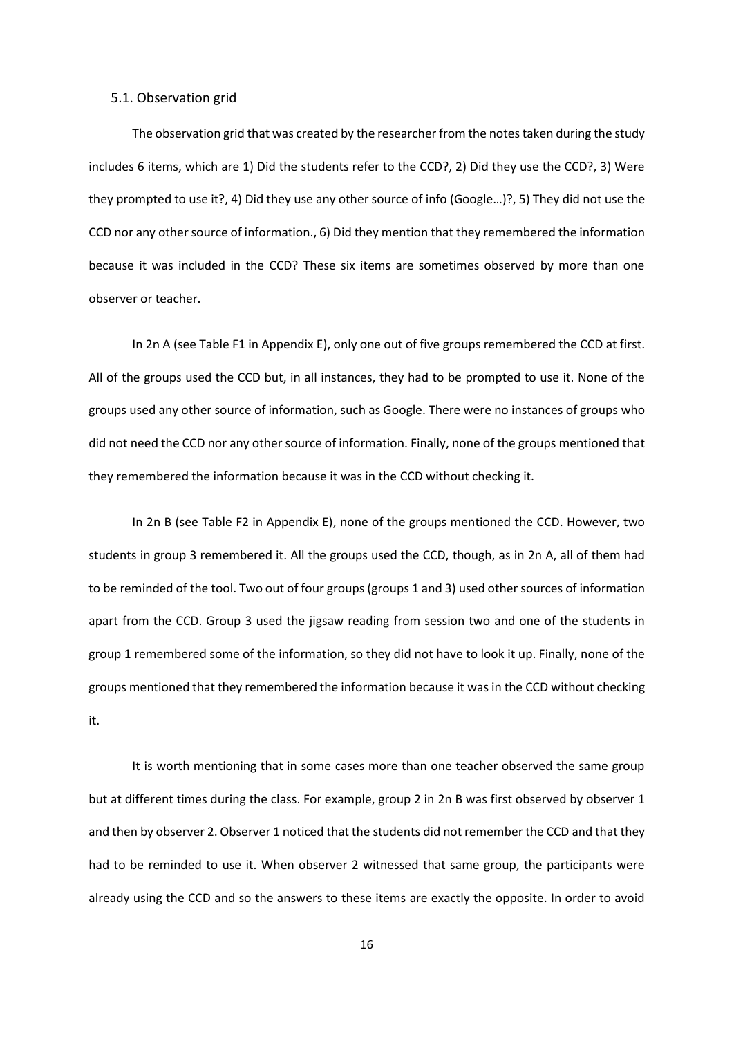### 5.1. Observation grid

The observation grid that was created by the researcher from the notes taken during the study includes 6 items, which are 1) Did the students refer to the CCD?, 2) Did they use the CCD?, 3) Were they prompted to use it?, 4) Did they use any other source of info (Google…)?, 5) They did not use the CCD nor any other source of information., 6) Did they mention that they remembered the information because it was included in the CCD? These six items are sometimes observed by more than one observer or teacher.

In 2n A (see Table F1 in Appendix E), only one out of five groups remembered the CCD at first. All of the groups used the CCD but, in all instances, they had to be prompted to use it. None of the groups used any other source of information, such as Google. There were no instances of groups who did not need the CCD nor any other source of information. Finally, none of the groups mentioned that they remembered the information because it was in the CCD without checking it.

In 2n B (see Table F2 in Appendix E), none of the groups mentioned the CCD. However, two students in group 3 remembered it. All the groups used the CCD, though, as in 2n A, all of them had to be reminded of the tool. Two out of four groups (groups 1 and 3) used other sources of information apart from the CCD. Group 3 used the jigsaw reading from session two and one of the students in group 1 remembered some of the information, so they did not have to look it up. Finally, none of the groups mentioned that they remembered the information because it was in the CCD without checking it.

It is worth mentioning that in some cases more than one teacher observed the same group but at different times during the class. For example, group 2 in 2n B was first observed by observer 1 and then by observer 2. Observer 1 noticed that the students did not remember the CCD and that they had to be reminded to use it. When observer 2 witnessed that same group, the participants were already using the CCD and so the answers to these items are exactly the opposite. In order to avoid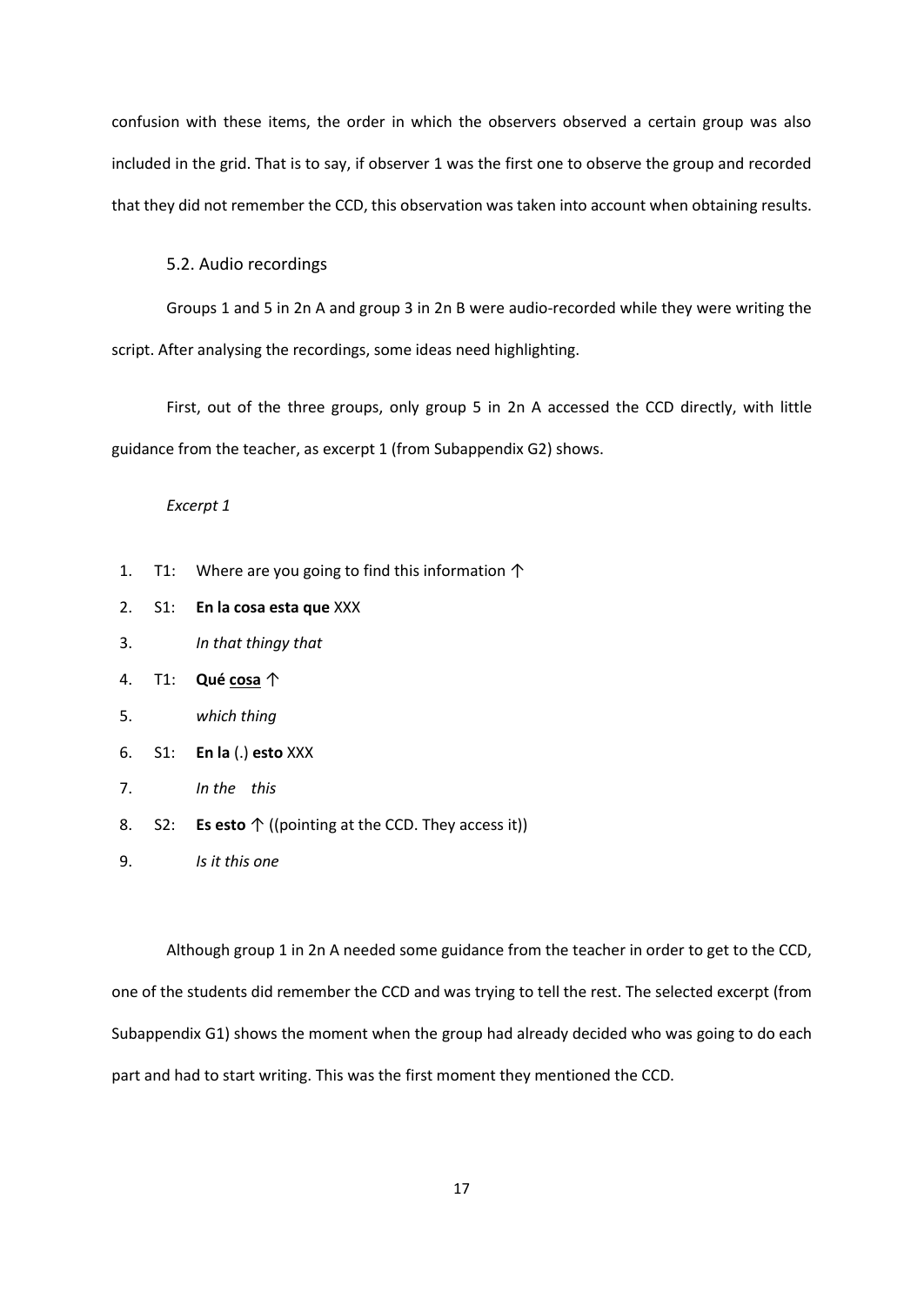confusion with these items, the order in which the observers observed a certain group was also included in the grid. That is to say, if observer 1 was the first one to observe the group and recorded that they did not remember the CCD, this observation was taken into account when obtaining results.

### 5.2. Audio recordings

Groups 1 and 5 in 2n A and group 3 in 2n B were audio-recorded while they were writing the script. After analysing the recordings, some ideas need highlighting.

First, out of the three groups, only group 5 in 2n A accessed the CCD directly, with little guidance from the teacher, as excerpt 1 (from Subappendix G2) shows.

*Excerpt 1*

1. T1: Where are you going to find this information ↑
2. S1: **En la cosa esta que** XXX
3. *In that thingy that*
4. T1: **Qué <u>cosa</u>** ↑
5. *which thing*
6. S1: **En la** (.) **esto** XXX
7. *In the this*
8. S2: **Es esto** ↑ ((pointing at the CCD. They access it))
9. *Is it this one*

Although group 1 in 2n A needed some guidance from the teacher in order to get to the CCD, one of the students did remember the CCD and was trying to tell the rest. The selected excerpt (from Subappendix G1) shows the moment when the group had already decided who was going to do each part and had to start writing. This was the first moment they mentioned the CCD.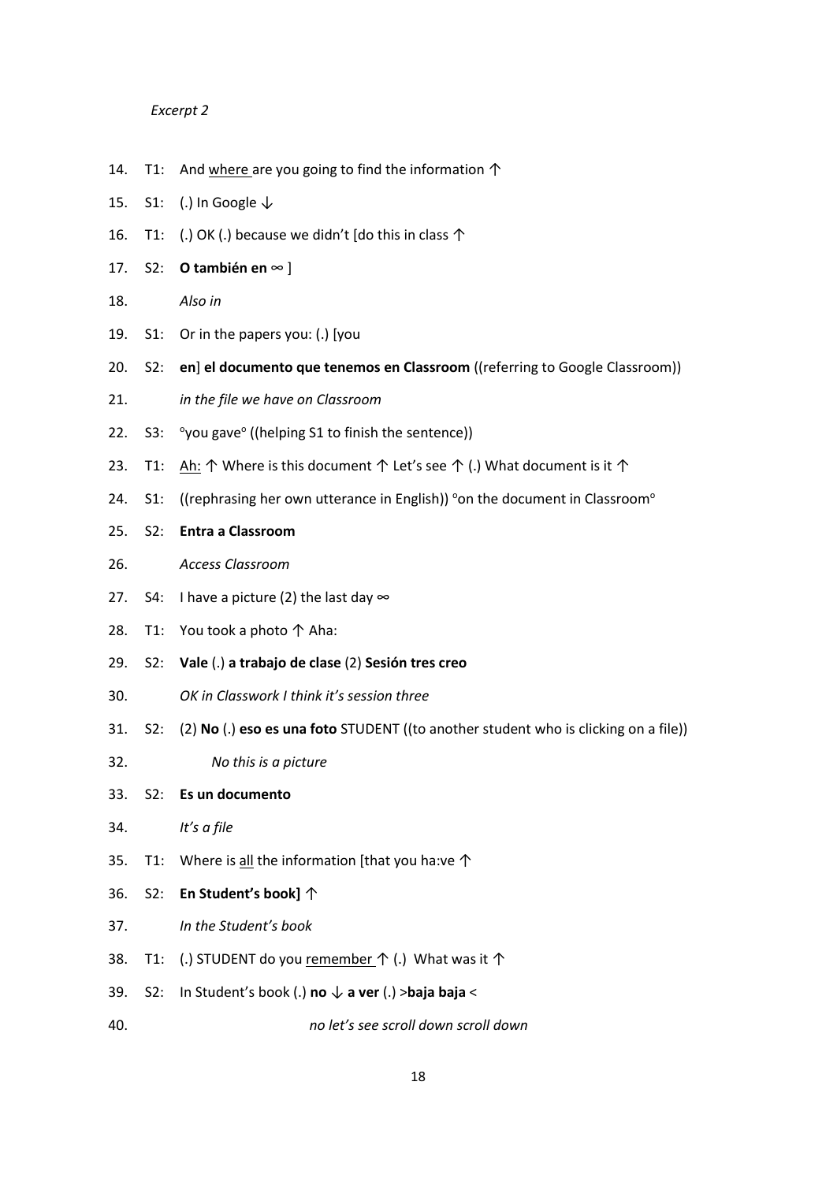*Excerpt 2*

14. T1: And <u>where</u> are you going to find the information ↑

15. S1: (.) In Google ↓

16. T1: (.) OK (.) because we didn't [do this in class ↑

17. S2: **O también en** ∞ ]

18. *Also in*

19. S1: Or in the papers you: (.) [you

20. S2: **en**] **el documento que tenemos en Classroom** ((referring to Google Classroom))

21. *in the file we have on Classroom*

22. S3: °you gave° ((helping S1 to finish the sentence))

23. T1: <u>Ah:</u> ↑ Where is this document ↑ Let's see ↑ (.) What document is it ↑

24. S1: ((rephrasing her own utterance in English)) °on the document in Classroom°

25. S2: **Entra a Classroom**

26. *Access Classroom*

27. S4: I have a picture (2) the last day ∞

28. T1: You took a photo ↑ Aha:

29. S2: **Vale** (.) **a trabajo de clase** (2) **Sesión tres creo**

30. *OK in Classwork I think it's session three*

31. S2: (2) **No** (.) **eso es una foto** STUDENT ((to another student who is clicking on a file))

32. *No this is a picture*

33. S2: **Es un documento**

34. *It's a file*

35. T1: Where is <u>all</u> the information [that you ha:ve ↑

36. S2: **En Student's book]** ↑

37. *In the Student's book*

38. T1: (.) STUDENT do you <u>remember</u> ↑ (.) What was it ↑

39. S2: In Student's book (.) **no** ↓ **a ver** (.) >**baja baja**<

40. *no let's see scroll down scroll down*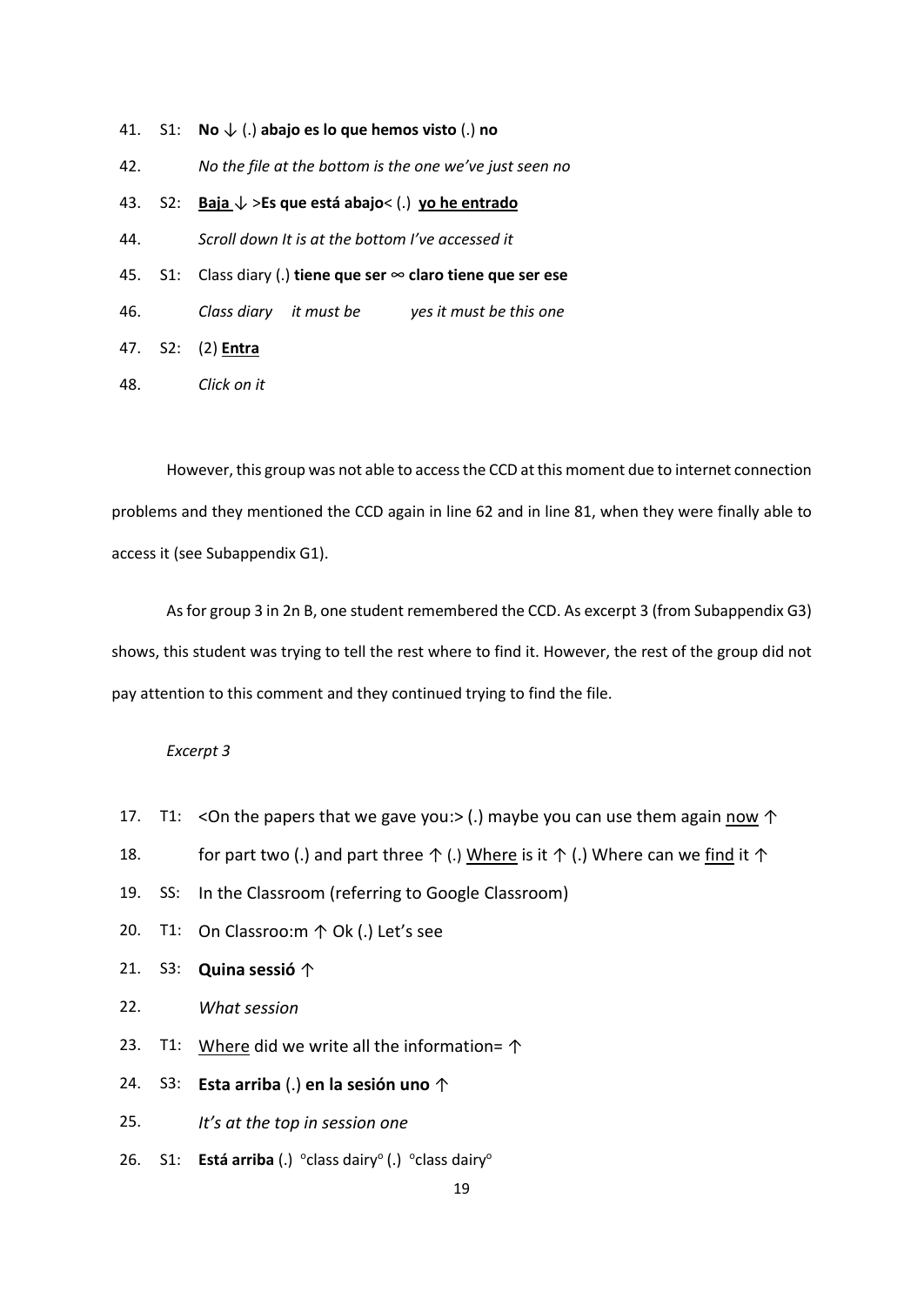41. S1: **No** ↓ (.) **abajo es lo que hemos visto** (.) **no**

42. *No the file at the bottom is the one we've just seen no*

43. S2: **<u>Baja</u>** ↓ >**Es que está abajo**< (.) **<u>yo he entrado</u>**

44. *Scroll down It is at the bottom I've accessed it*

45. S1: Class diary (.) **tiene que ser** ∞ **claro tiene que ser ese**

46. *Class diary it must be yes it must be this one*

47. S2: (2) **<u>Entra</u>**

48. *Click on it*

However, this group was not able to access the CCD at this moment due to internet connection problems and they mentioned the CCD again in line 62 and in line 81, when they were finally able to access it (see Subappendix G1).

As for group 3 in 2n B, one student remembered the CCD. As excerpt 3 (from Subappendix G3) shows, this student was trying to tell the rest where to find it. However, the rest of the group did not pay attention to this comment and they continued trying to find the file.

*Excerpt 3*

17. T1: <On the papers that we gave you:> (.) maybe you can use them again <u>now</u> ↑

18. for part two (.) and part three ↑ (.) <u>Where</u> is it ↑ (.) Where can we <u>find</u> it ↑

19. SS: In the Classroom (referring to Google Classroom)

20. T1: On Classroo:m ↑ Ok (.) Let's see

21. S3: **Quina sessió** ↑

22. *What session*

23. T1: <u>Where</u> did we write all the information= ↑

24. S3: **Esta arriba** (.) **en la sesión uno** ↑

25. *It's at the top in session one*

26. S1: **Está arriba** (.) °class dairy° (.) °class dairy°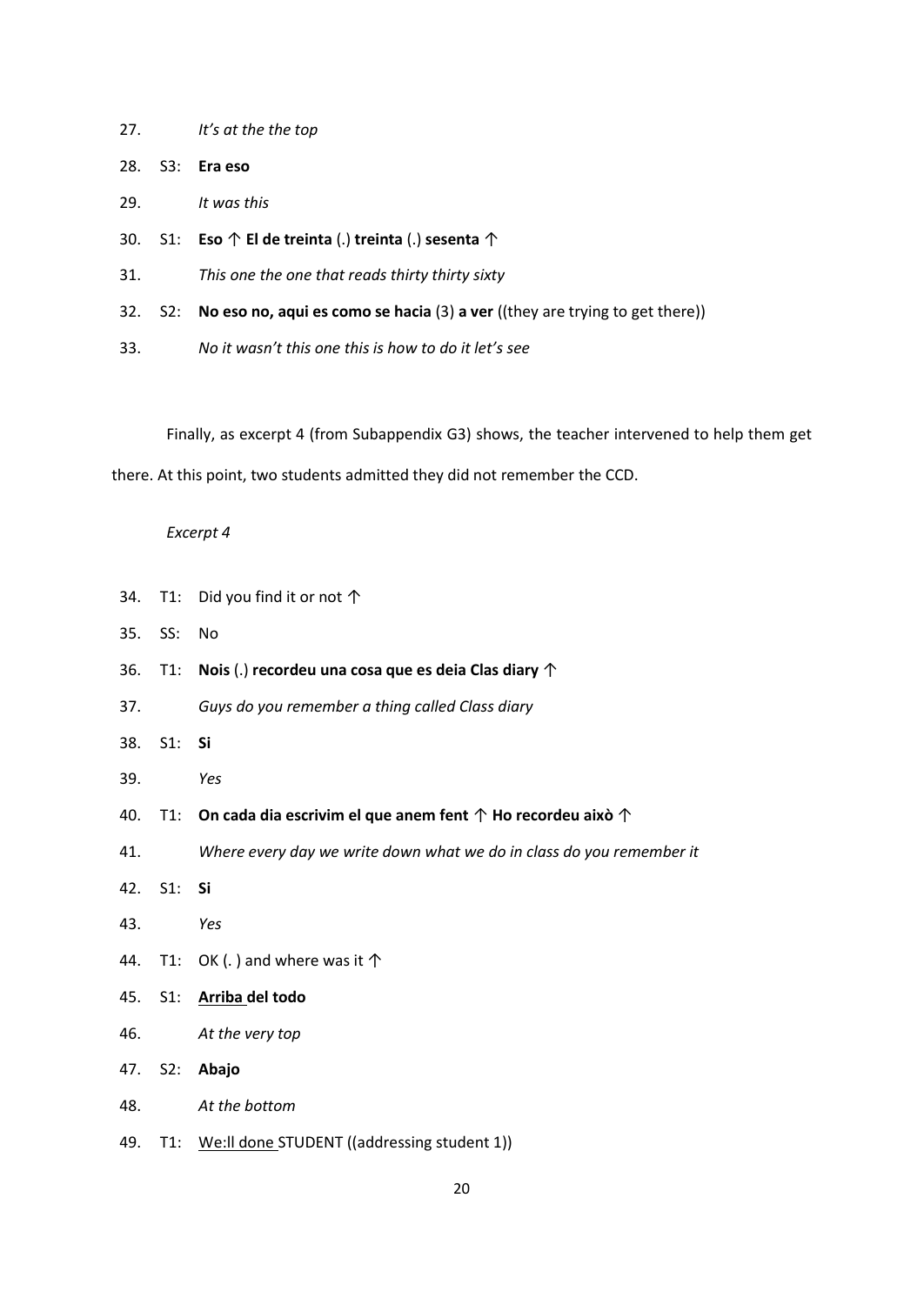27.  *It's at the the top*

28. S3: **Era eso**

29.  *It was this*

30. S1: **Eso** ↑ **El de treinta** (.) **treinta** (.) **sesenta** ↑

31.  *This one the one that reads thirty thirty sixty*

32. S2: **No eso no, aqui es como se hacia** (3) **a ver** ((they are trying to get there))

33.  *No it wasn't this one this is how to do it let's see*

Finally, as excerpt 4 (from Subappendix G3) shows, the teacher intervened to help them get there. At this point, two students admitted they did not remember the CCD.

*Excerpt 4*

34. T1: Did you find it or not ↑

35. SS: No

36. T1: **Nois** (.) **recordeu una cosa que es deia Clas diary** ↑

37.  *Guys do you remember a thing called Class diary*

38. S1: **Si**

39.  *Yes*

40. T1: **On cada dia escrivim el que anem fent** ↑ **Ho recordeu això** ↑

41.  *Where every day we write down what we do in class do you remember it*

42. S1: **Si**

43.  *Yes*

44. T1: OK (. ) and where was it ↑

45. S1: <u>**Arriba**</u> **del todo**

46.  *At the very top*

47. S2: **Abajo**

48.  *At the bottom*

49. T1: <u>We:ll done</u> STUDENT ((addressing student 1))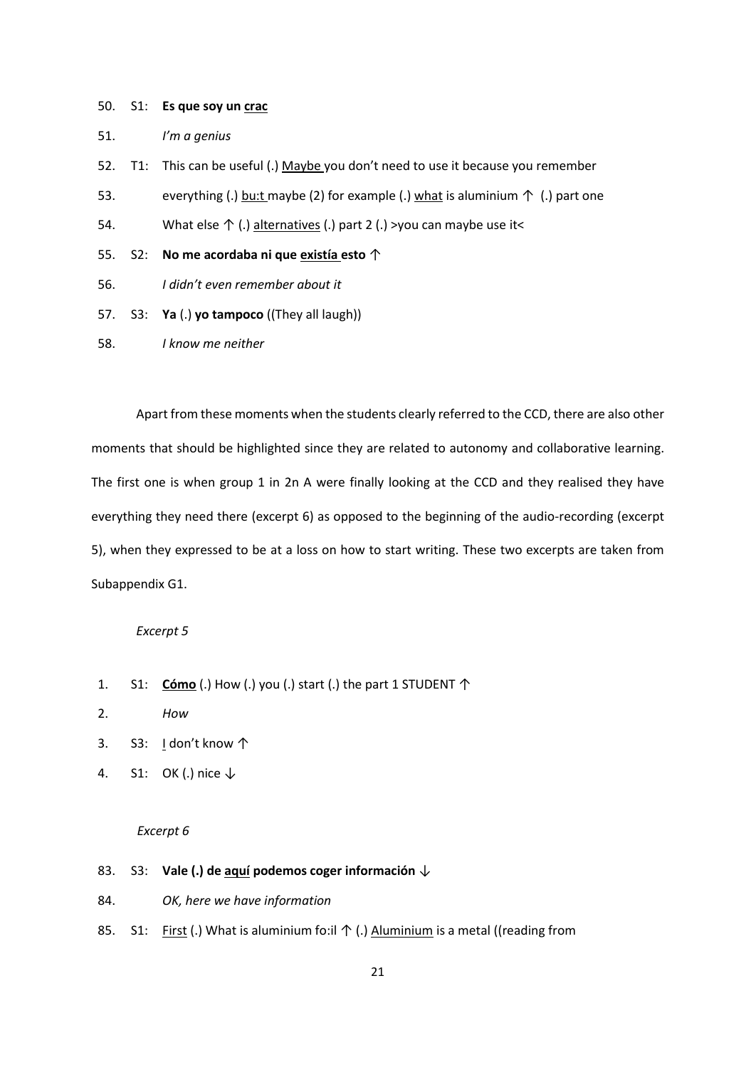50. S1: **Es que soy un crac**

51. *I'm a genius*

52. T1: This can be useful (.) Maybe you don't need to use it because you remember

53. everything (.) bu:t maybe (2) for example (.) what is aluminium ↑ (.) part one

54. What else ↑ (.) alternatives (.) part 2 (.) >you can maybe use it<

55. S2: **No me acordaba ni que existía esto** ↑

56. *I didn't even remember about it*

57. S3: **Ya** (.) **yo tampoco** ((They all laugh))

58. *I know me neither*

Apart from these moments when the students clearly referred to the CCD, there are also other moments that should be highlighted since they are related to autonomy and collaborative learning. The first one is when group 1 in 2n A were finally looking at the CCD and they realised they have everything they need there (excerpt 6) as opposed to the beginning of the audio-recording (excerpt 5), when they expressed to be at a loss on how to start writing. These two excerpts are taken from Subappendix G1.

*Excerpt 5*

1. S1: **Cómo** (.) How (.) you (.) start (.) the part 1 STUDENT ↑

2. *How*

3. S3: I don't know ↑

4. S1: OK (.) nice ↓

*Excerpt 6*

83. S3: **Vale (.) de aquí podemos coger información** ↓

84. *OK, here we have information*

85. S1: First (.) What is aluminium fo:il ↑ (.) Aluminium is a metal ((reading from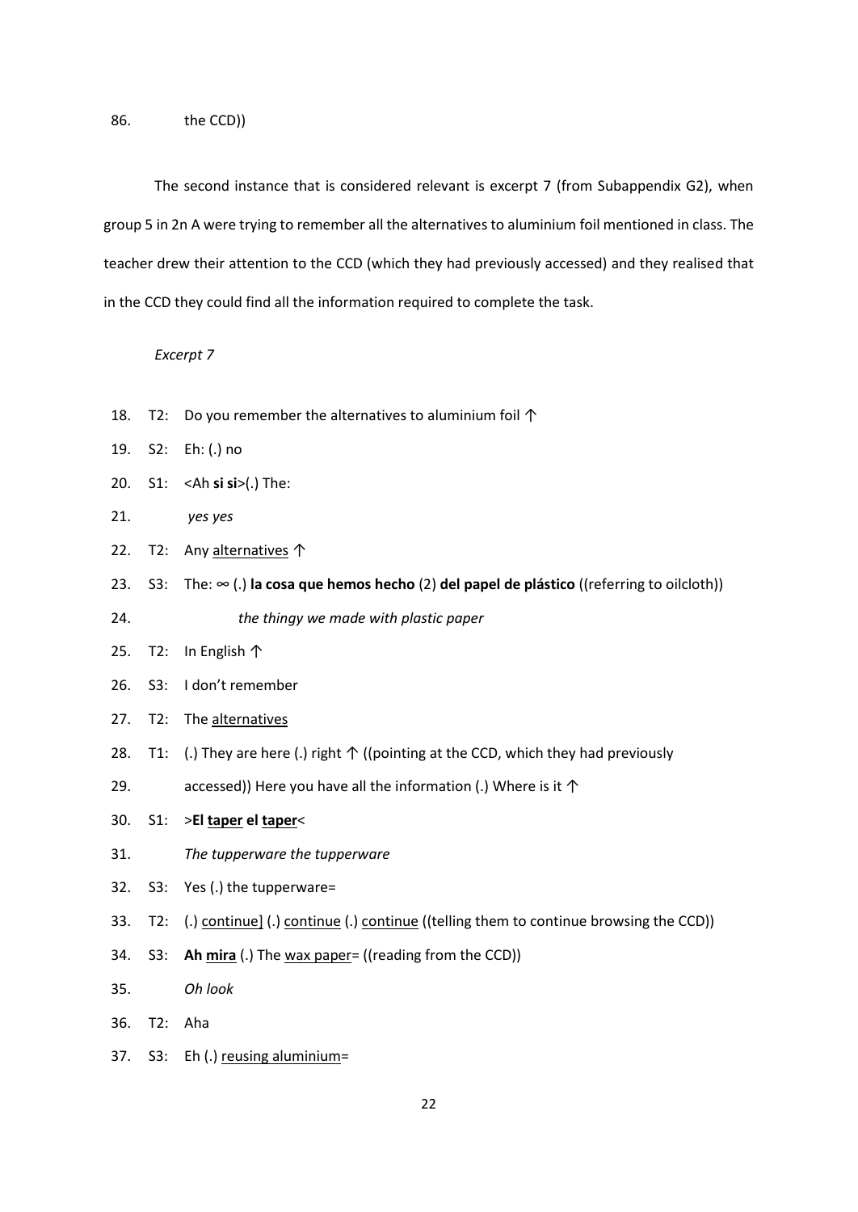86. the CCD))

The second instance that is considered relevant is excerpt 7 (from Subappendix G2), when group 5 in 2n A were trying to remember all the alternatives to aluminium foil mentioned in class. The teacher drew their attention to the CCD (which they had previously accessed) and they realised that in the CCD they could find all the information required to complete the task.

*Excerpt 7*

18. T2: Do you remember the alternatives to aluminium foil ↑

19. S2: Eh: (.) no

20. S1: <Ah **si si**>(.) The:

21. *yes yes*

22. T2: Any <u>alternatives</u> ↑

23. S3: The: ∞ (.) **la cosa que hemos hecho** (2) **del papel de plástico** ((referring to oilcloth))

24. *the thingy we made with plastic paper*

25. T2: In English ↑

26. S3: I don't remember

27. T2: The <u>alternatives</u>

28. T1: (.) They are here (.) right ↑ ((pointing at the CCD, which they had previously

29. accessed)) Here you have all the information (.) Where is it ↑

30. S1: >**El <u>taper</u> el <u>taper</u>**<

31. *The tupperware the tupperware*

32. S3: Yes (.) the tupperware=

33. T2: (.) <u>continue]</u> (.) <u>continue</u> (.) <u>continue</u> ((telling them to continue browsing the CCD))

34. S3: **Ah <u>mira</u>** (.) The <u>wax paper</u>= ((reading from the CCD))

35. *Oh look*

36. T2: Aha

37. S3: Eh (.) <u>reusing aluminium</u>=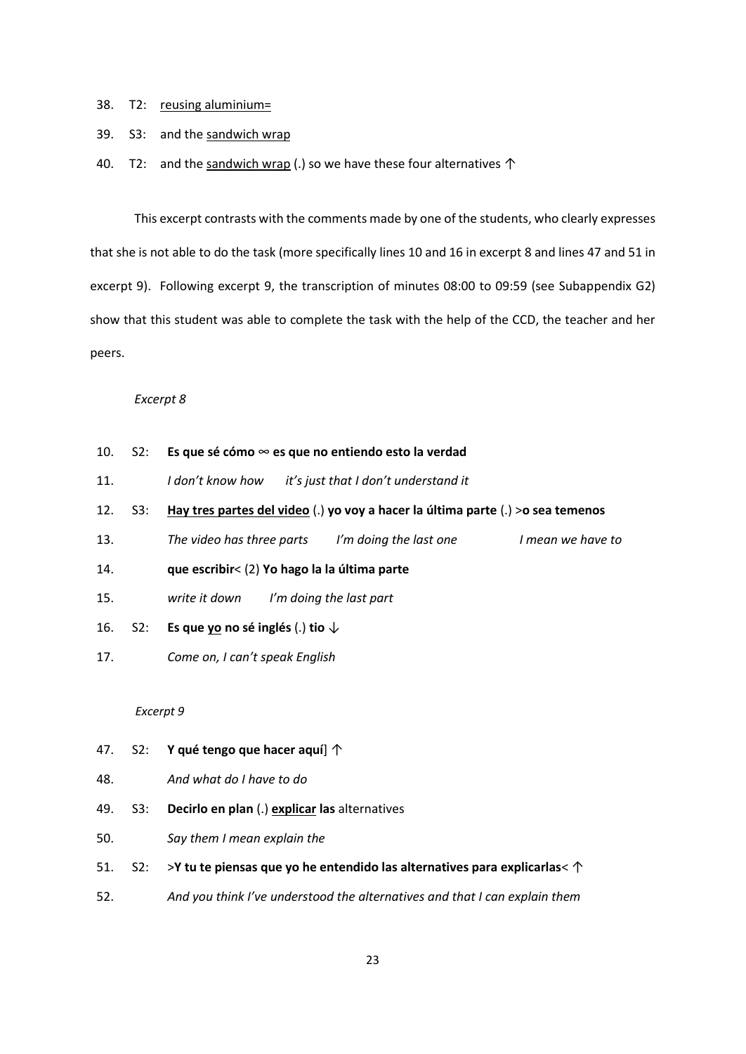38. T2: <u>reusing aluminium</u>=

39. S3: and the <u>sandwich wrap</u>

40. T2: and the <u>sandwich wrap</u> (.) so we have these four alternatives ↑

This excerpt contrasts with the comments made by one of the students, who clearly expresses that she is not able to do the task (more specifically lines 10 and 16 in excerpt 8 and lines 47 and 51 in excerpt 9). Following excerpt 9, the transcription of minutes 08:00 to 09:59 (see Subappendix G2) show that this student was able to complete the task with the help of the CCD, the teacher and her peers.

*Excerpt 8*

10. S2: **Es que sé cómo ∞ es que no entiendo esto la verdad**

11. *I don't know how it's just that I don't understand it*

12. S3: <u>**Hay tres partes del video**</u> (.) **yo voy a hacer la última parte** (.) >**o sea temenos**

13. *The video has three parts I'm doing the last one I mean we have to*

14. **que escribir**< (2) **Yo hago la la última parte**

15. *write it down I'm doing the last part*

16. S2: **Es que <u>yo</u> no sé inglés** (.) **tio** ↓

17. *Come on, I can't speak English*

*Excerpt 9*

47. S2: **Y qué tengo que hacer aquí**] ↑

48. *And what do I have to do*

49. S3: **Decirlo en plan** (.) <u>**explicar**</u> **las** alternatives

50. *Say them I mean explain the*

51. S2: >**Y tu te piensas que yo he entendido las alternatives para explicarlas**< ↑

52. *And you think I've understood the alternatives and that I can explain them*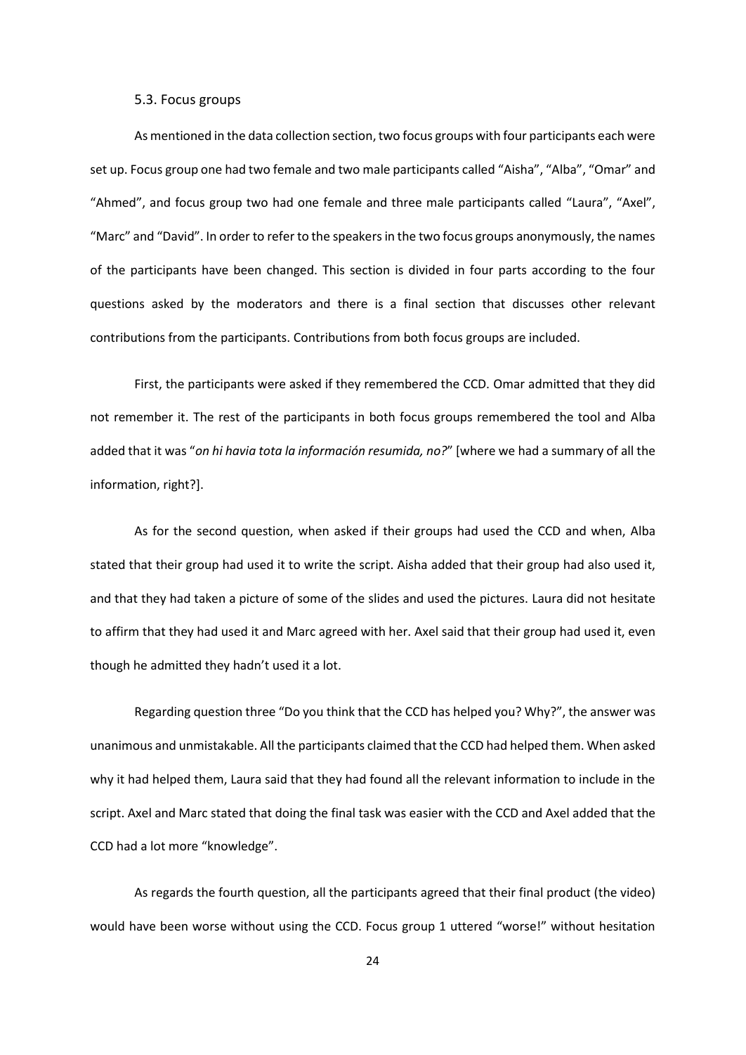### 5.3. Focus groups

As mentioned in the data collection section, two focus groups with four participants each were set up. Focus group one had two female and two male participants called "Aisha", "Alba", "Omar" and "Ahmed", and focus group two had one female and three male participants called "Laura", "Axel", "Marc" and "David". In order to refer to the speakers in the two focus groups anonymously, the names of the participants have been changed. This section is divided in four parts according to the four questions asked by the moderators and there is a final section that discusses other relevant contributions from the participants. Contributions from both focus groups are included.

First, the participants were asked if they remembered the CCD. Omar admitted that they did not remember it. The rest of the participants in both focus groups remembered the tool and Alba added that it was "*on hi havia tota la información resumida, no?*" [where we had a summary of all the information, right?].

As for the second question, when asked if their groups had used the CCD and when, Alba stated that their group had used it to write the script. Aisha added that their group had also used it, and that they had taken a picture of some of the slides and used the pictures. Laura did not hesitate to affirm that they had used it and Marc agreed with her. Axel said that their group had used it, even though he admitted they hadn't used it a lot.

Regarding question three "Do you think that the CCD has helped you? Why?", the answer was unanimous and unmistakable. All the participants claimed that the CCD had helped them. When asked why it had helped them, Laura said that they had found all the relevant information to include in the script. Axel and Marc stated that doing the final task was easier with the CCD and Axel added that the CCD had a lot more "knowledge".

As regards the fourth question, all the participants agreed that their final product (the video) would have been worse without using the CCD. Focus group 1 uttered "worse!" without hesitation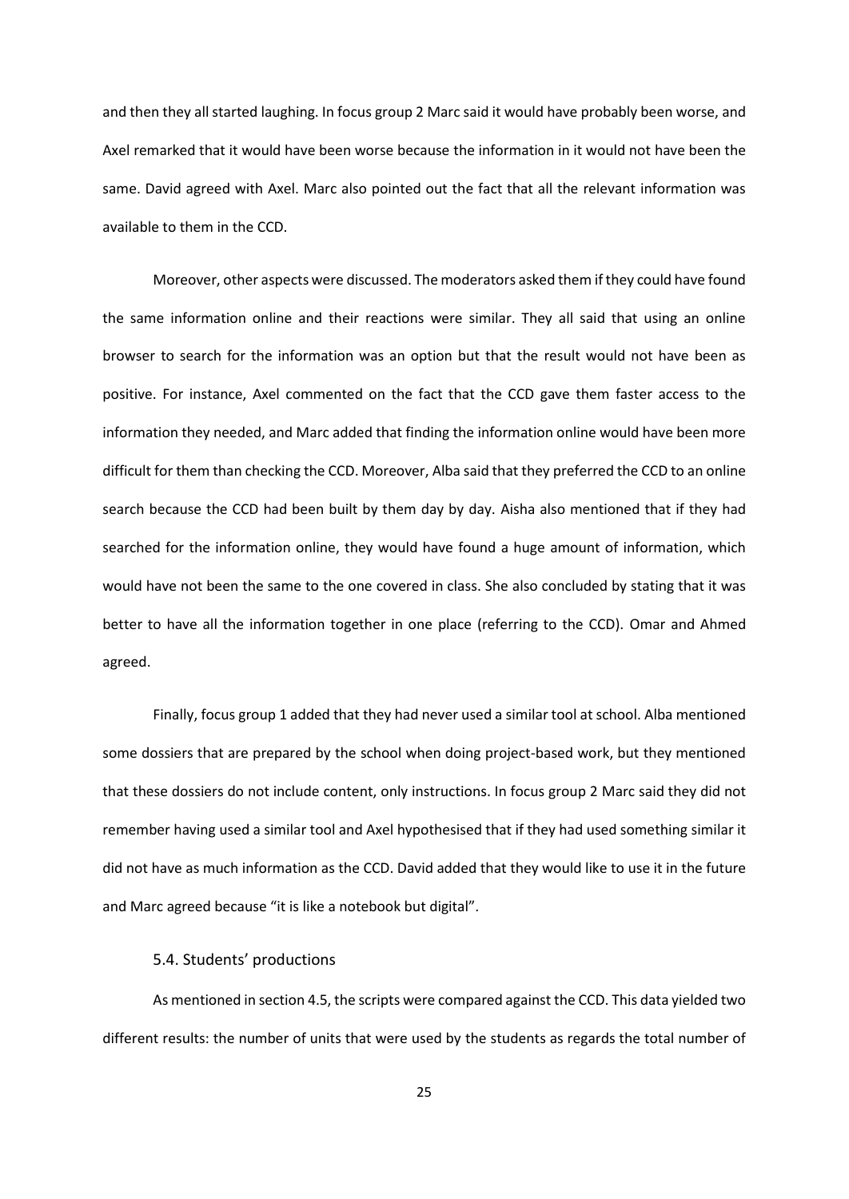and then they all started laughing. In focus group 2 Marc said it would have probably been worse, and Axel remarked that it would have been worse because the information in it would not have been the same. David agreed with Axel. Marc also pointed out the fact that all the relevant information was available to them in the CCD.

Moreover, other aspects were discussed. The moderators asked them if they could have found the same information online and their reactions were similar. They all said that using an online browser to search for the information was an option but that the result would not have been as positive. For instance, Axel commented on the fact that the CCD gave them faster access to the information they needed, and Marc added that finding the information online would have been more difficult for them than checking the CCD. Moreover, Alba said that they preferred the CCD to an online search because the CCD had been built by them day by day. Aisha also mentioned that if they had searched for the information online, they would have found a huge amount of information, which would have not been the same to the one covered in class. She also concluded by stating that it was better to have all the information together in one place (referring to the CCD). Omar and Ahmed agreed.

Finally, focus group 1 added that they had never used a similar tool at school. Alba mentioned some dossiers that are prepared by the school when doing project-based work, but they mentioned that these dossiers do not include content, only instructions. In focus group 2 Marc said they did not remember having used a similar tool and Axel hypothesised that if they had used something similar it did not have as much information as the CCD. David added that they would like to use it in the future and Marc agreed because "it is like a notebook but digital".

### 5.4. Students' productions

As mentioned in section 4.5, the scripts were compared against the CCD. This data yielded two different results: the number of units that were used by the students as regards the total number of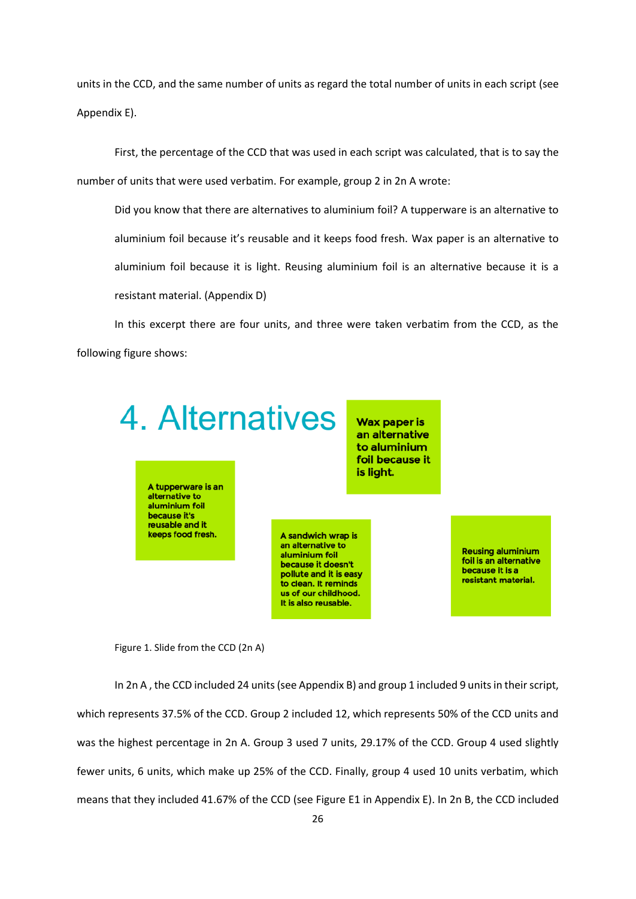units in the CCD, and the same number of units as regard the total number of units in each script (see Appendix E).

First, the percentage of the CCD that was used in each script was calculated, that is to say the number of units that were used verbatim. For example, group 2 in 2n A wrote:

> Did you know that there are alternatives to aluminium foil? A tupperware is an alternative to aluminium foil because it's reusable and it keeps food fresh. Wax paper is an alternative to aluminium foil because it is light. Reusing aluminium foil is an alternative because it is a resistant material. (Appendix D)

In this excerpt there are four units, and three were taken verbatim from the CCD, as the following figure shows:

4. Alternatives

Wax paper is an alternative to aluminium foil because it is light.

A tupperware is an alternative to aluminium foil because it's reusable and it keeps food fresh.

A sandwich wrap is an alternative to aluminium foil because it doesn't pollute and it is easy to clean. It reminds us of our childhood. It is also reusable.

Reusing aluminium foil is an alternative because it is a resistant material.

Figure 1. Slide from the CCD (2n A)

In 2n A , the CCD included 24 units (see Appendix B) and group 1 included 9 units in their script, which represents 37.5% of the CCD. Group 2 included 12, which represents 50% of the CCD units and was the highest percentage in 2n A. Group 3 used 7 units, 29.17% of the CCD. Group 4 used slightly fewer units, 6 units, which make up 25% of the CCD. Finally, group 4 used 10 units verbatim, which means that they included 41.67% of the CCD (see Figure E1 in Appendix E). In 2n B, the CCD included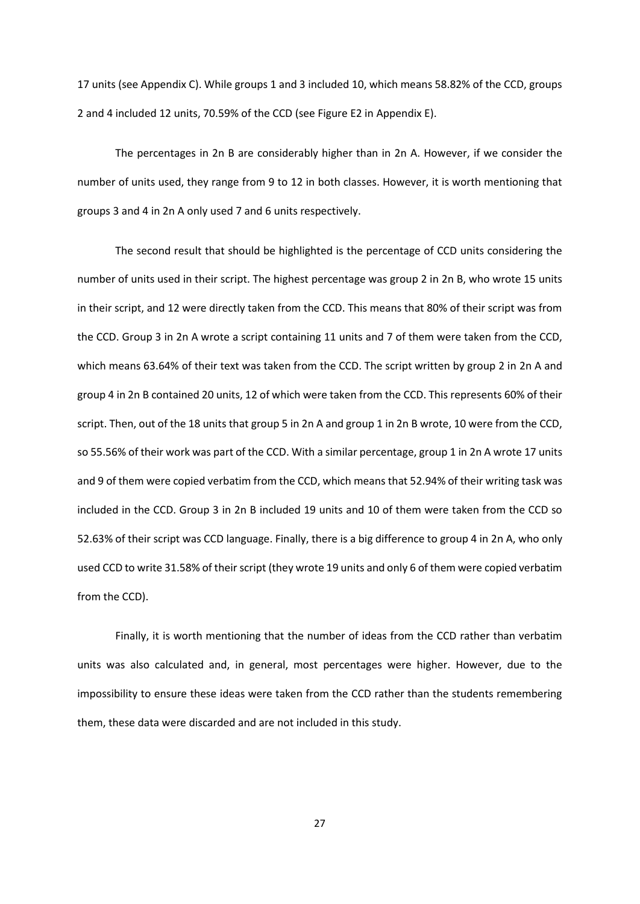17 units (see Appendix C). While groups 1 and 3 included 10, which means 58.82% of the CCD, groups 2 and 4 included 12 units, 70.59% of the CCD (see Figure E2 in Appendix E).

The percentages in 2n B are considerably higher than in 2n A. However, if we consider the number of units used, they range from 9 to 12 in both classes. However, it is worth mentioning that groups 3 and 4 in 2n A only used 7 and 6 units respectively.

The second result that should be highlighted is the percentage of CCD units considering the number of units used in their script. The highest percentage was group 2 in 2n B, who wrote 15 units in their script, and 12 were directly taken from the CCD. This means that 80% of their script was from the CCD. Group 3 in 2n A wrote a script containing 11 units and 7 of them were taken from the CCD, which means 63.64% of their text was taken from the CCD. The script written by group 2 in 2n A and group 4 in 2n B contained 20 units, 12 of which were taken from the CCD. This represents 60% of their script. Then, out of the 18 units that group 5 in 2n A and group 1 in 2n B wrote, 10 were from the CCD, so 55.56% of their work was part of the CCD. With a similar percentage, group 1 in 2n A wrote 17 units and 9 of them were copied verbatim from the CCD, which means that 52.94% of their writing task was included in the CCD. Group 3 in 2n B included 19 units and 10 of them were taken from the CCD so 52.63% of their script was CCD language. Finally, there is a big difference to group 4 in 2n A, who only used CCD to write 31.58% of their script (they wrote 19 units and only 6 of them were copied verbatim from the CCD).

Finally, it is worth mentioning that the number of ideas from the CCD rather than verbatim units was also calculated and, in general, most percentages were higher. However, due to the impossibility to ensure these ideas were taken from the CCD rather than the students remembering them, these data were discarded and are not included in this study.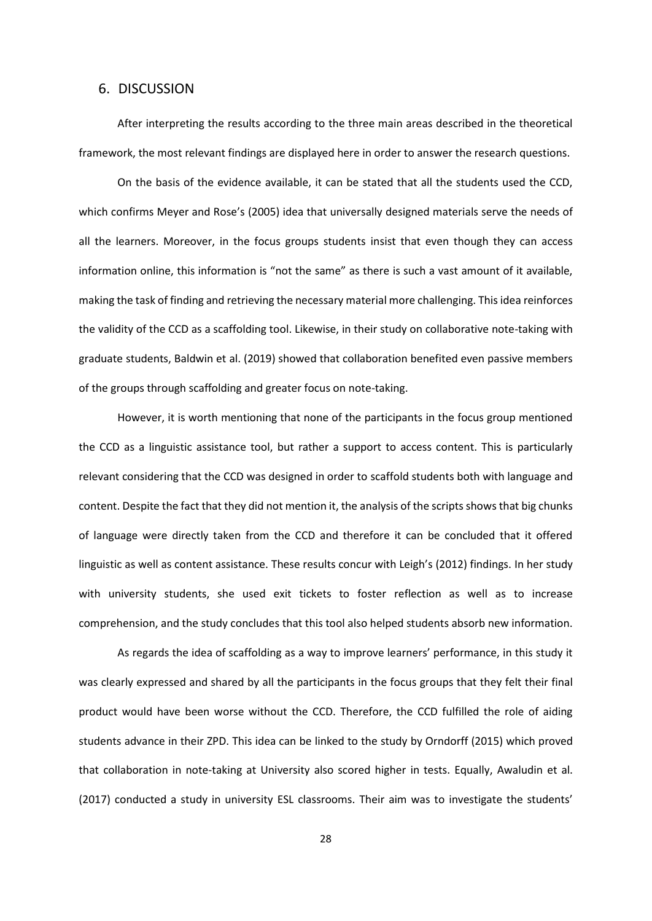## 6. DISCUSSION

After interpreting the results according to the three main areas described in the theoretical framework, the most relevant findings are displayed here in order to answer the research questions.

On the basis of the evidence available, it can be stated that all the students used the CCD, which confirms Meyer and Rose's (2005) idea that universally designed materials serve the needs of all the learners. Moreover, in the focus groups students insist that even though they can access information online, this information is "not the same" as there is such a vast amount of it available, making the task of finding and retrieving the necessary material more challenging. This idea reinforces the validity of the CCD as a scaffolding tool. Likewise, in their study on collaborative note-taking with graduate students, Baldwin et al. (2019) showed that collaboration benefited even passive members of the groups through scaffolding and greater focus on note-taking.

However, it is worth mentioning that none of the participants in the focus group mentioned the CCD as a linguistic assistance tool, but rather a support to access content. This is particularly relevant considering that the CCD was designed in order to scaffold students both with language and content. Despite the fact that they did not mention it, the analysis of the scripts shows that big chunks of language were directly taken from the CCD and therefore it can be concluded that it offered linguistic as well as content assistance. These results concur with Leigh's (2012) findings. In her study with university students, she used exit tickets to foster reflection as well as to increase comprehension, and the study concludes that this tool also helped students absorb new information.

As regards the idea of scaffolding as a way to improve learners' performance, in this study it was clearly expressed and shared by all the participants in the focus groups that they felt their final product would have been worse without the CCD. Therefore, the CCD fulfilled the role of aiding students advance in their ZPD. This idea can be linked to the study by Orndorff (2015) which proved that collaboration in note-taking at University also scored higher in tests. Equally, Awaludin et al. (2017) conducted a study in university ESL classrooms. Their aim was to investigate the students'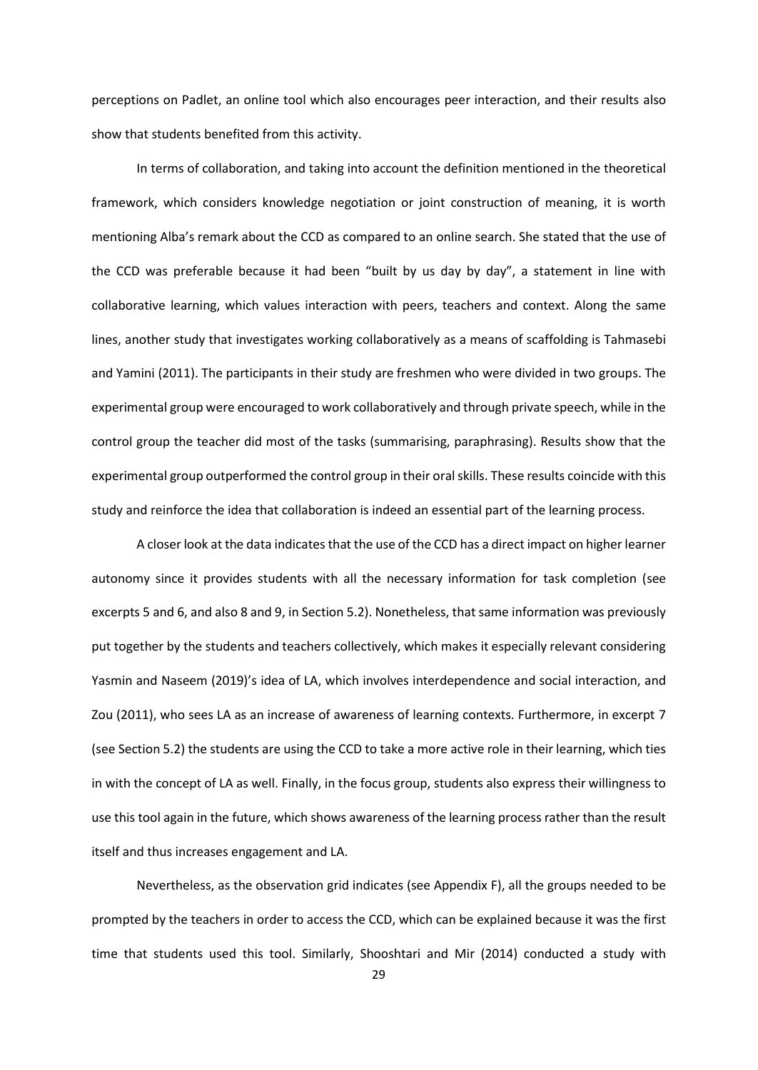perceptions on Padlet, an online tool which also encourages peer interaction, and their results also show that students benefited from this activity.

In terms of collaboration, and taking into account the definition mentioned in the theoretical framework, which considers knowledge negotiation or joint construction of meaning, it is worth mentioning Alba's remark about the CCD as compared to an online search. She stated that the use of the CCD was preferable because it had been "built by us day by day", a statement in line with collaborative learning, which values interaction with peers, teachers and context. Along the same lines, another study that investigates working collaboratively as a means of scaffolding is Tahmasebi and Yamini (2011). The participants in their study are freshmen who were divided in two groups. The experimental group were encouraged to work collaboratively and through private speech, while in the control group the teacher did most of the tasks (summarising, paraphrasing). Results show that the experimental group outperformed the control group in their oral skills. These results coincide with this study and reinforce the idea that collaboration is indeed an essential part of the learning process.

A closer look at the data indicates that the use of the CCD has a direct impact on higher learner autonomy since it provides students with all the necessary information for task completion (see excerpts 5 and 6, and also 8 and 9, in Section 5.2). Nonetheless, that same information was previously put together by the students and teachers collectively, which makes it especially relevant considering Yasmin and Naseem (2019)'s idea of LA, which involves interdependence and social interaction, and Zou (2011), who sees LA as an increase of awareness of learning contexts. Furthermore, in excerpt 7 (see Section 5.2) the students are using the CCD to take a more active role in their learning, which ties in with the concept of LA as well. Finally, in the focus group, students also express their willingness to use this tool again in the future, which shows awareness of the learning process rather than the result itself and thus increases engagement and LA.

Nevertheless, as the observation grid indicates (see Appendix F), all the groups needed to be prompted by the teachers in order to access the CCD, which can be explained because it was the first time that students used this tool. Similarly, Shooshtari and Mir (2014) conducted a study with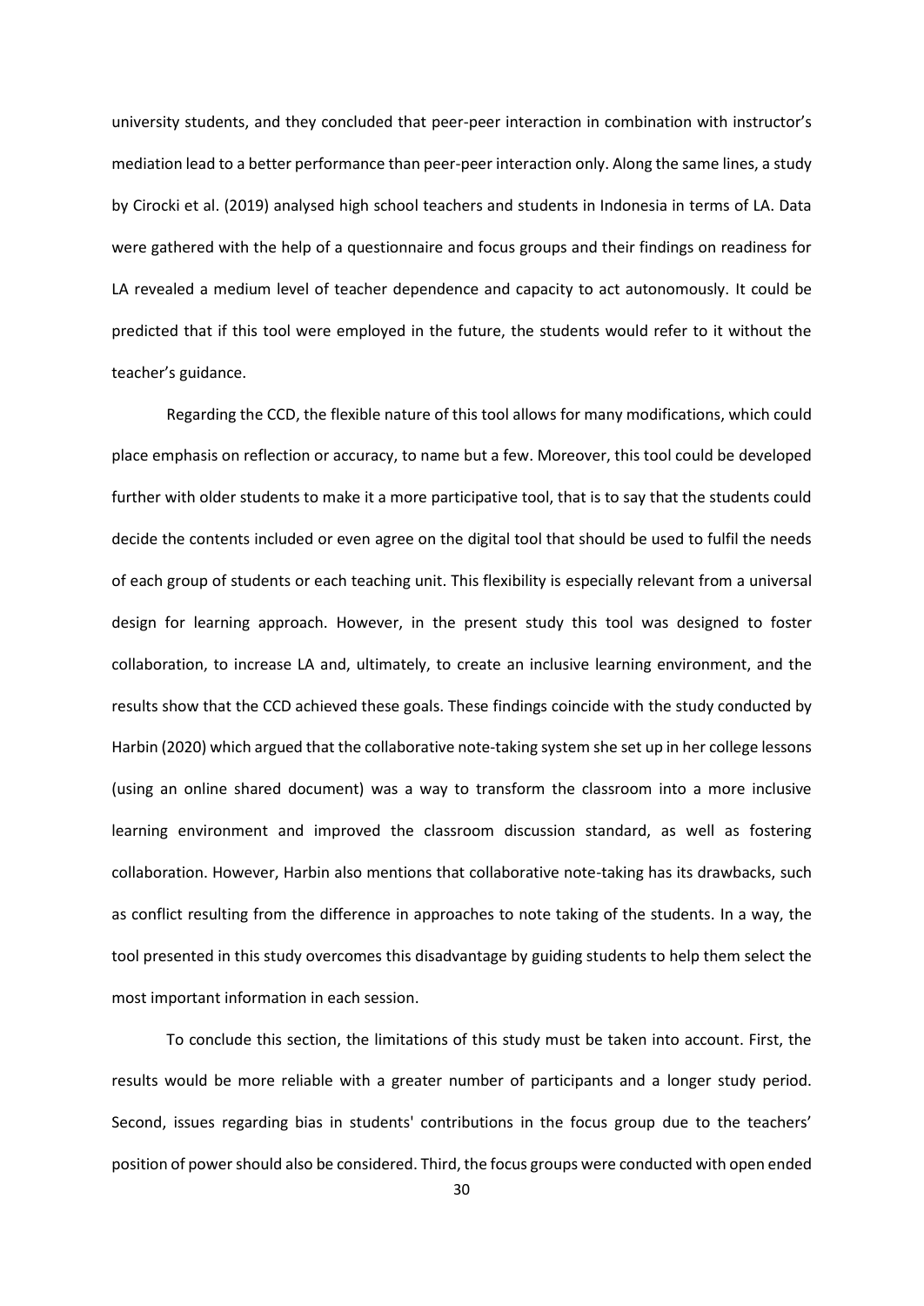university students, and they concluded that peer-peer interaction in combination with instructor's mediation lead to a better performance than peer-peer interaction only. Along the same lines, a study by Cirocki et al. (2019) analysed high school teachers and students in Indonesia in terms of LA. Data were gathered with the help of a questionnaire and focus groups and their findings on readiness for LA revealed a medium level of teacher dependence and capacity to act autonomously. It could be predicted that if this tool were employed in the future, the students would refer to it without the teacher's guidance.

Regarding the CCD, the flexible nature of this tool allows for many modifications, which could place emphasis on reflection or accuracy, to name but a few. Moreover, this tool could be developed further with older students to make it a more participative tool, that is to say that the students could decide the contents included or even agree on the digital tool that should be used to fulfil the needs of each group of students or each teaching unit. This flexibility is especially relevant from a universal design for learning approach. However, in the present study this tool was designed to foster collaboration, to increase LA and, ultimately, to create an inclusive learning environment, and the results show that the CCD achieved these goals. These findings coincide with the study conducted by Harbin (2020) which argued that the collaborative note-taking system she set up in her college lessons (using an online shared document) was a way to transform the classroom into a more inclusive learning environment and improved the classroom discussion standard, as well as fostering collaboration. However, Harbin also mentions that collaborative note-taking has its drawbacks, such as conflict resulting from the difference in approaches to note taking of the students. In a way, the tool presented in this study overcomes this disadvantage by guiding students to help them select the most important information in each session.

To conclude this section, the limitations of this study must be taken into account. First, the results would be more reliable with a greater number of participants and a longer study period. Second, issues regarding bias in students' contributions in the focus group due to the teachers' position of power should also be considered. Third, the focus groups were conducted with open ended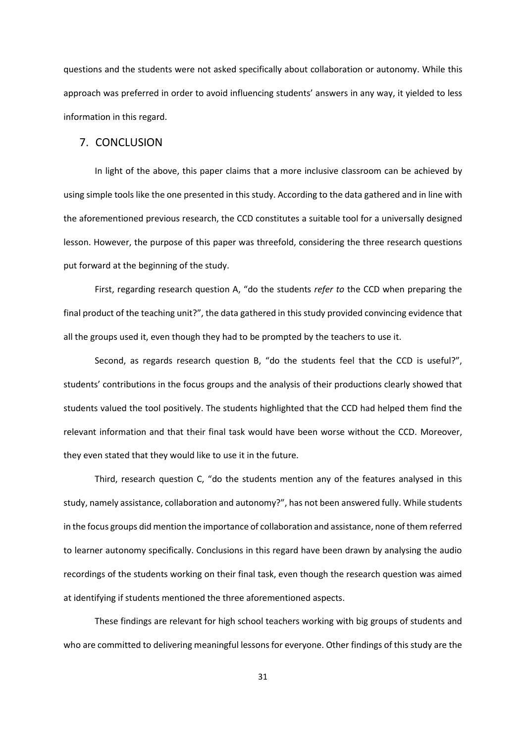questions and the students were not asked specifically about collaboration or autonomy. While this approach was preferred in order to avoid influencing students' answers in any way, it yielded to less information in this regard.

## 7. CONCLUSION

In light of the above, this paper claims that a more inclusive classroom can be achieved by using simple tools like the one presented in this study. According to the data gathered and in line with the aforementioned previous research, the CCD constitutes a suitable tool for a universally designed lesson. However, the purpose of this paper was threefold, considering the three research questions put forward at the beginning of the study.

First, regarding research question A, "do the students *refer to* the CCD when preparing the final product of the teaching unit?", the data gathered in this study provided convincing evidence that all the groups used it, even though they had to be prompted by the teachers to use it.

Second, as regards research question B, "do the students feel that the CCD is useful?", students' contributions in the focus groups and the analysis of their productions clearly showed that students valued the tool positively. The students highlighted that the CCD had helped them find the relevant information and that their final task would have been worse without the CCD. Moreover, they even stated that they would like to use it in the future.

Third, research question C, "do the students mention any of the features analysed in this study, namely assistance, collaboration and autonomy?", has not been answered fully. While students in the focus groups did mention the importance of collaboration and assistance, none of them referred to learner autonomy specifically. Conclusions in this regard have been drawn by analysing the audio recordings of the students working on their final task, even though the research question was aimed at identifying if students mentioned the three aforementioned aspects.

These findings are relevant for high school teachers working with big groups of students and who are committed to delivering meaningful lessons for everyone. Other findings of this study are the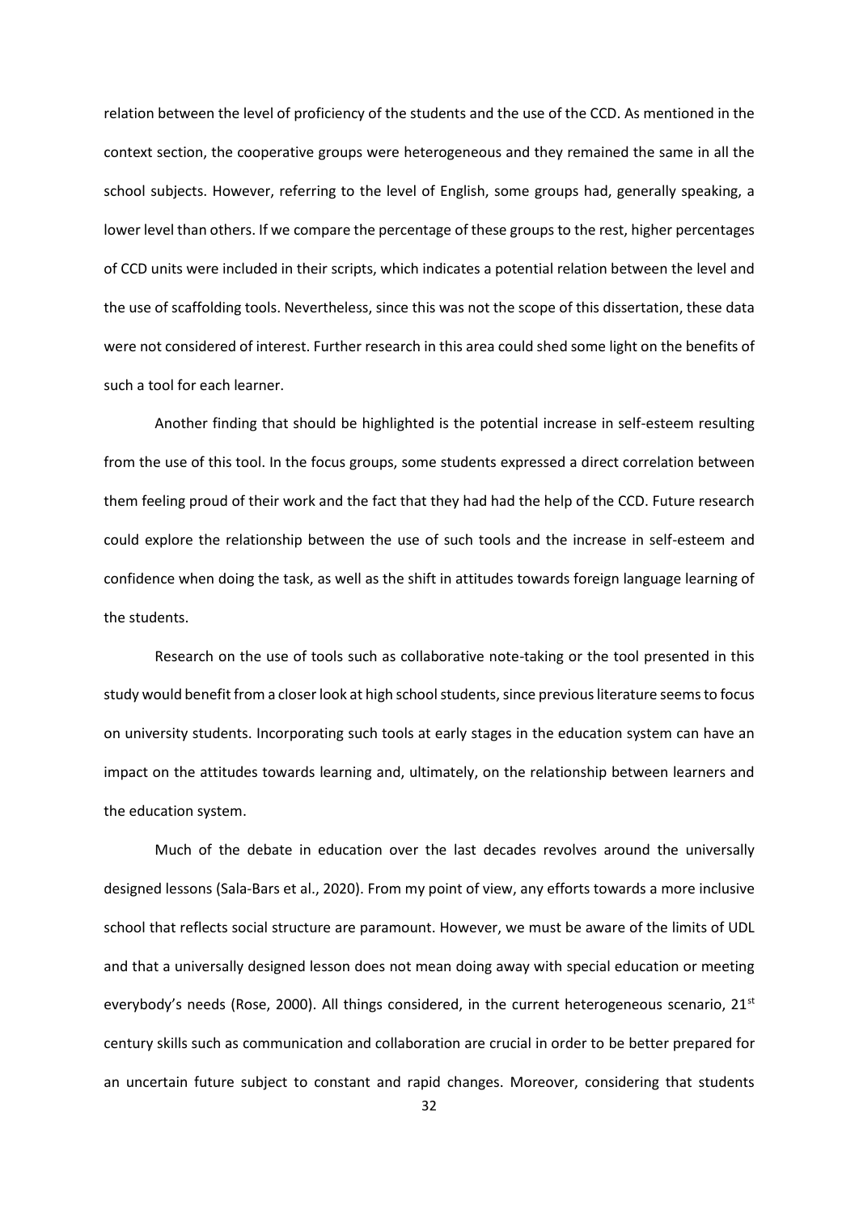relation between the level of proficiency of the students and the use of the CCD. As mentioned in the context section, the cooperative groups were heterogeneous and they remained the same in all the school subjects. However, referring to the level of English, some groups had, generally speaking, a lower level than others. If we compare the percentage of these groups to the rest, higher percentages of CCD units were included in their scripts, which indicates a potential relation between the level and the use of scaffolding tools. Nevertheless, since this was not the scope of this dissertation, these data were not considered of interest. Further research in this area could shed some light on the benefits of such a tool for each learner.

Another finding that should be highlighted is the potential increase in self-esteem resulting from the use of this tool. In the focus groups, some students expressed a direct correlation between them feeling proud of their work and the fact that they had had the help of the CCD. Future research could explore the relationship between the use of such tools and the increase in self-esteem and confidence when doing the task, as well as the shift in attitudes towards foreign language learning of the students.

Research on the use of tools such as collaborative note-taking or the tool presented in this study would benefit from a closer look at high school students, since previous literature seems to focus on university students. Incorporating such tools at early stages in the education system can have an impact on the attitudes towards learning and, ultimately, on the relationship between learners and the education system.

Much of the debate in education over the last decades revolves around the universally designed lessons (Sala-Bars et al., 2020). From my point of view, any efforts towards a more inclusive school that reflects social structure are paramount. However, we must be aware of the limits of UDL and that a universally designed lesson does not mean doing away with special education or meeting everybody's needs (Rose, 2000). All things considered, in the current heterogeneous scenario, 21st century skills such as communication and collaboration are crucial in order to be better prepared for an uncertain future subject to constant and rapid changes. Moreover, considering that students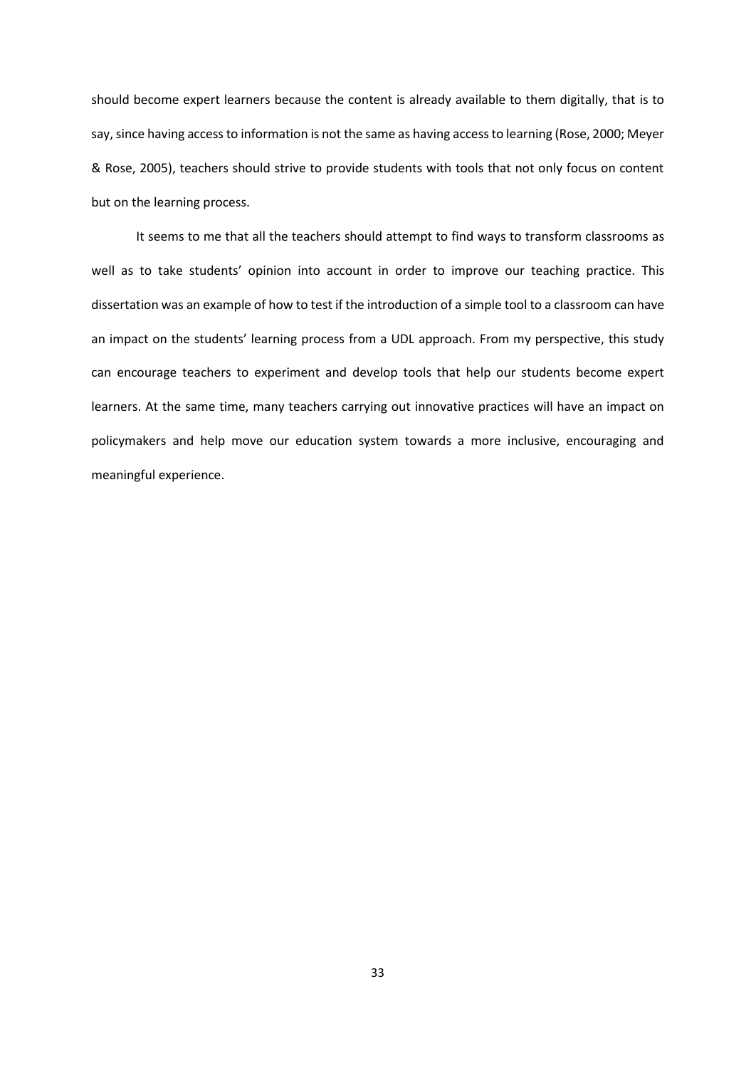should become expert learners because the content is already available to them digitally, that is to say, since having access to information is not the same as having access to learning (Rose, 2000; Meyer & Rose, 2005), teachers should strive to provide students with tools that not only focus on content but on the learning process.

It seems to me that all the teachers should attempt to find ways to transform classrooms as well as to take students' opinion into account in order to improve our teaching practice. This dissertation was an example of how to test if the introduction of a simple tool to a classroom can have an impact on the students' learning process from a UDL approach. From my perspective, this study can encourage teachers to experiment and develop tools that help our students become expert learners. At the same time, many teachers carrying out innovative practices will have an impact on policymakers and help move our education system towards a more inclusive, encouraging and meaningful experience.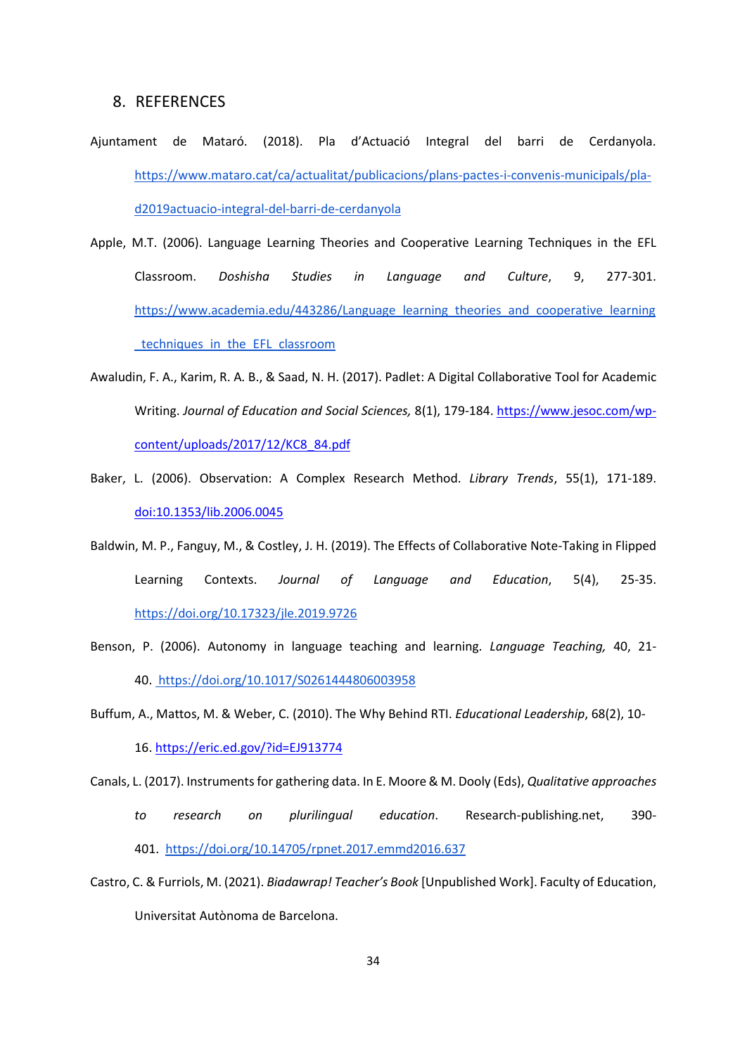## 8. REFERENCES

Ajuntament de Mataró. (2018). Pla d'Actuació Integral del barri de Cerdanyola. https://www.mataro.cat/ca/actualitat/publicacions/plans-pactes-i-convenis-municipals/pla-d2019actuacio-integral-del-barri-de-cerdanyola

Apple, M.T. (2006). Language Learning Theories and Cooperative Learning Techniques in the EFL Classroom. *Doshisha Studies in Language and Culture*, 9, 277-301. https://www.academia.edu/443286/Language_learning_theories_and_cooperative_learning_techniques_in_the_EFL_classroom

Awaludin, F. A., Karim, R. A. B., & Saad, N. H. (2017). Padlet: A Digital Collaborative Tool for Academic Writing. *Journal of Education and Social Sciences,* 8(1), 179-184. https://www.jesoc.com/wp-content/uploads/2017/12/KC8_84.pdf

Baker, L. (2006). Observation: A Complex Research Method. *Library Trends*, 55(1), 171-189. doi:10.1353/lib.2006.0045

Baldwin, M. P., Fanguy, M., & Costley, J. H. (2019). The Effects of Collaborative Note-Taking in Flipped Learning Contexts. *Journal of Language and Education*, 5(4), 25-35. https://doi.org/10.17323/jle.2019.9726

Benson, P. (2006). Autonomy in language teaching and learning. *Language Teaching,* 40, 21-40. https://doi.org/10.1017/S0261444806003958

Buffum, A., Mattos, M. & Weber, C. (2010). The Why Behind RTI. *Educational Leadership*, 68(2), 10-16. https://eric.ed.gov/?id=EJ913774

Canals, L. (2017). Instruments for gathering data. In E. Moore & M. Dooly (Eds), *Qualitative approaches to research on plurilingual education*. Research-publishing.net, 390-401. https://doi.org/10.14705/rpnet.2017.emmd2016.637

Castro, C. & Furriols, M. (2021). *Biadawrap! Teacher's Book* [Unpublished Work]. Faculty of Education, Universitat Autònoma de Barcelona.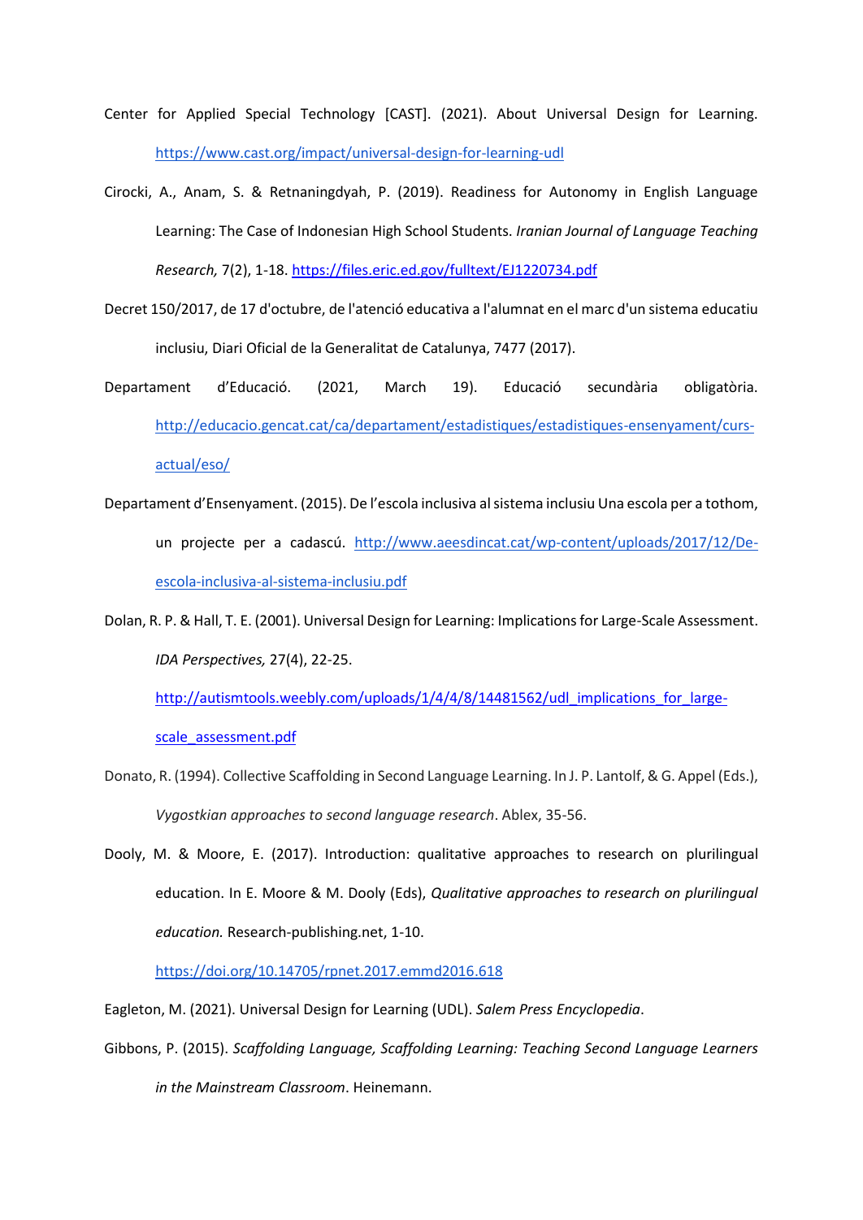Center for Applied Special Technology [CAST]. (2021). About Universal Design for Learning. https://www.cast.org/impact/universal-design-for-learning-udl

Cirocki, A., Anam, S. & Retnaningdyah, P. (2019). Readiness for Autonomy in English Language Learning: The Case of Indonesian High School Students. *Iranian Journal of Language Teaching Research,* 7(2), 1-18. https://files.eric.ed.gov/fulltext/EJ1220734.pdf

Decret 150/2017, de 17 d'octubre, de l'atenció educativa a l'alumnat en el marc d'un sistema educatiu inclusiu, Diari Oficial de la Generalitat de Catalunya, 7477 (2017).

Departament d'Educació. (2021, March 19). Educació secundària obligatòria. http://educacio.gencat.cat/ca/departament/estadistiques/estadistiques-ensenyament/curs-actual/eso/

Departament d'Ensenyament. (2015). De l'escola inclusiva al sistema inclusiu Una escola per a tothom, un projecte per a cadascú. http://www.aeesdincat.cat/wp-content/uploads/2017/12/De-escola-inclusiva-al-sistema-inclusiu.pdf

Dolan, R. P. & Hall, T. E. (2001). Universal Design for Learning: Implications for Large-Scale Assessment. *IDA Perspectives,* 27(4), 22-25. http://autismtools.weebly.com/uploads/1/4/4/8/14481562/udl_implications_for_large-scale_assessment.pdf

Donato, R. (1994). Collective Scaffolding in Second Language Learning. In J. P. Lantolf, & G. Appel (Eds.), *Vygostkian approaches to second language research*. Ablex, 35-56.

Dooly, M. & Moore, E. (2017). Introduction: qualitative approaches to research on plurilingual education. In E. Moore & M. Dooly (Eds), *Qualitative approaches to research on plurilingual education.* Research-publishing.net, 1-10. https://doi.org/10.14705/rpnet.2017.emmd2016.618

Eagleton, M. (2021). Universal Design for Learning (UDL). *Salem Press Encyclopedia*.

Gibbons, P. (2015). *Scaffolding Language, Scaffolding Learning: Teaching Second Language Learners in the Mainstream Classroom*. Heinemann.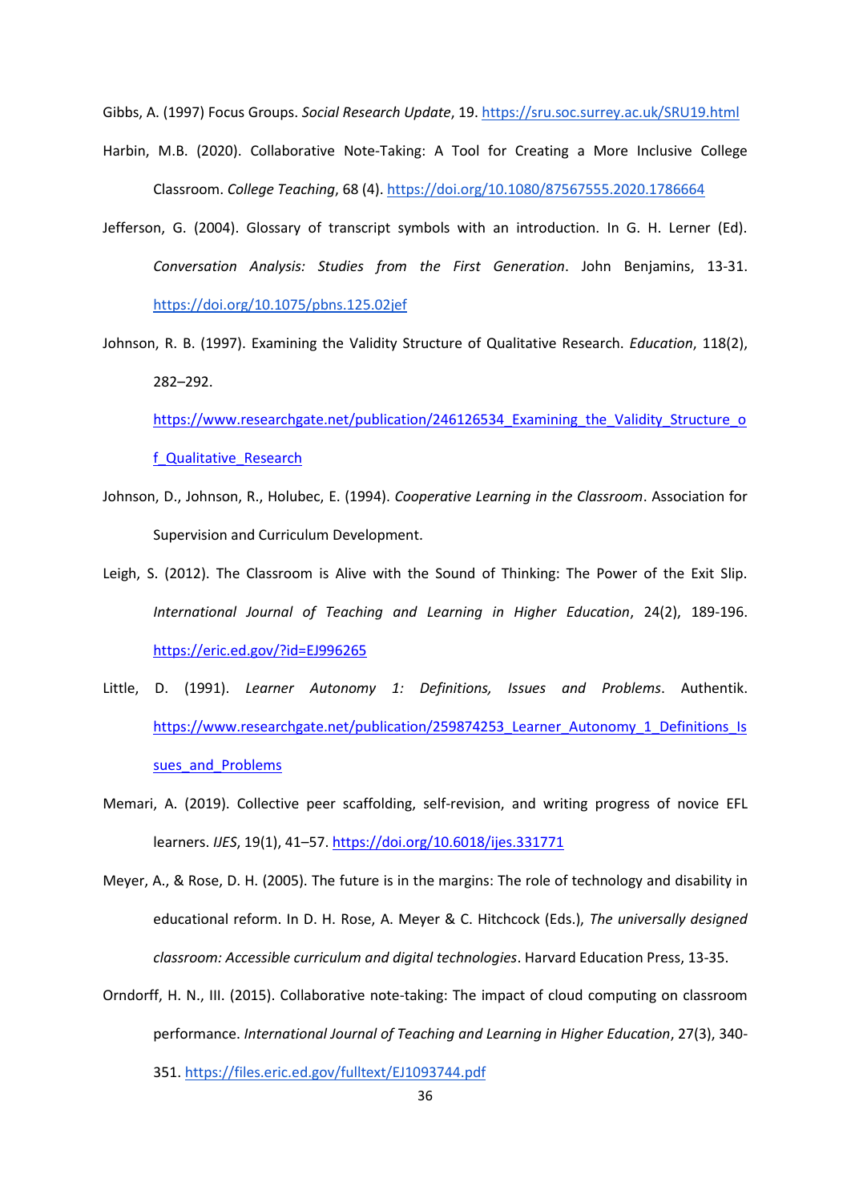Gibbs, A. (1997) Focus Groups. *Social Research Update*, 19. https://sru.soc.surrey.ac.uk/SRU19.html

Harbin, M.B. (2020). Collaborative Note-Taking: A Tool for Creating a More Inclusive College Classroom. *College Teaching*, 68 (4). https://doi.org/10.1080/87567555.2020.1786664

Jefferson, G. (2004). Glossary of transcript symbols with an introduction. In G. H. Lerner (Ed). *Conversation Analysis: Studies from the First Generation*. John Benjamins, 13-31. https://doi.org/10.1075/pbns.125.02jef

Johnson, R. B. (1997). Examining the Validity Structure of Qualitative Research. *Education*, 118(2), 282–292. https://www.researchgate.net/publication/246126534_Examining_the_Validity_Structure_of_Qualitative_Research

Johnson, D., Johnson, R., Holubec, E. (1994). *Cooperative Learning in the Classroom*. Association for Supervision and Curriculum Development.

Leigh, S. (2012). The Classroom is Alive with the Sound of Thinking: The Power of the Exit Slip. *International Journal of Teaching and Learning in Higher Education*, 24(2), 189-196. https://eric.ed.gov/?id=EJ996265

Little, D. (1991). *Learner Autonomy 1: Definitions, Issues and Problems*. Authentik. https://www.researchgate.net/publication/259874253_Learner_Autonomy_1_Definitions_Issues_and_Problems

Memari, A. (2019). Collective peer scaffolding, self-revision, and writing progress of novice EFL learners. *IJES*, 19(1), 41–57. https://doi.org/10.6018/ijes.331771

Meyer, A., & Rose, D. H. (2005). The future is in the margins: The role of technology and disability in educational reform. In D. H. Rose, A. Meyer & C. Hitchcock (Eds.), *The universally designed classroom: Accessible curriculum and digital technologies*. Harvard Education Press, 13-35.

Orndorff, H. N., III. (2015). Collaborative note-taking: The impact of cloud computing on classroom performance. *International Journal of Teaching and Learning in Higher Education*, 27(3), 340-351. https://files.eric.ed.gov/fulltext/EJ1093744.pdf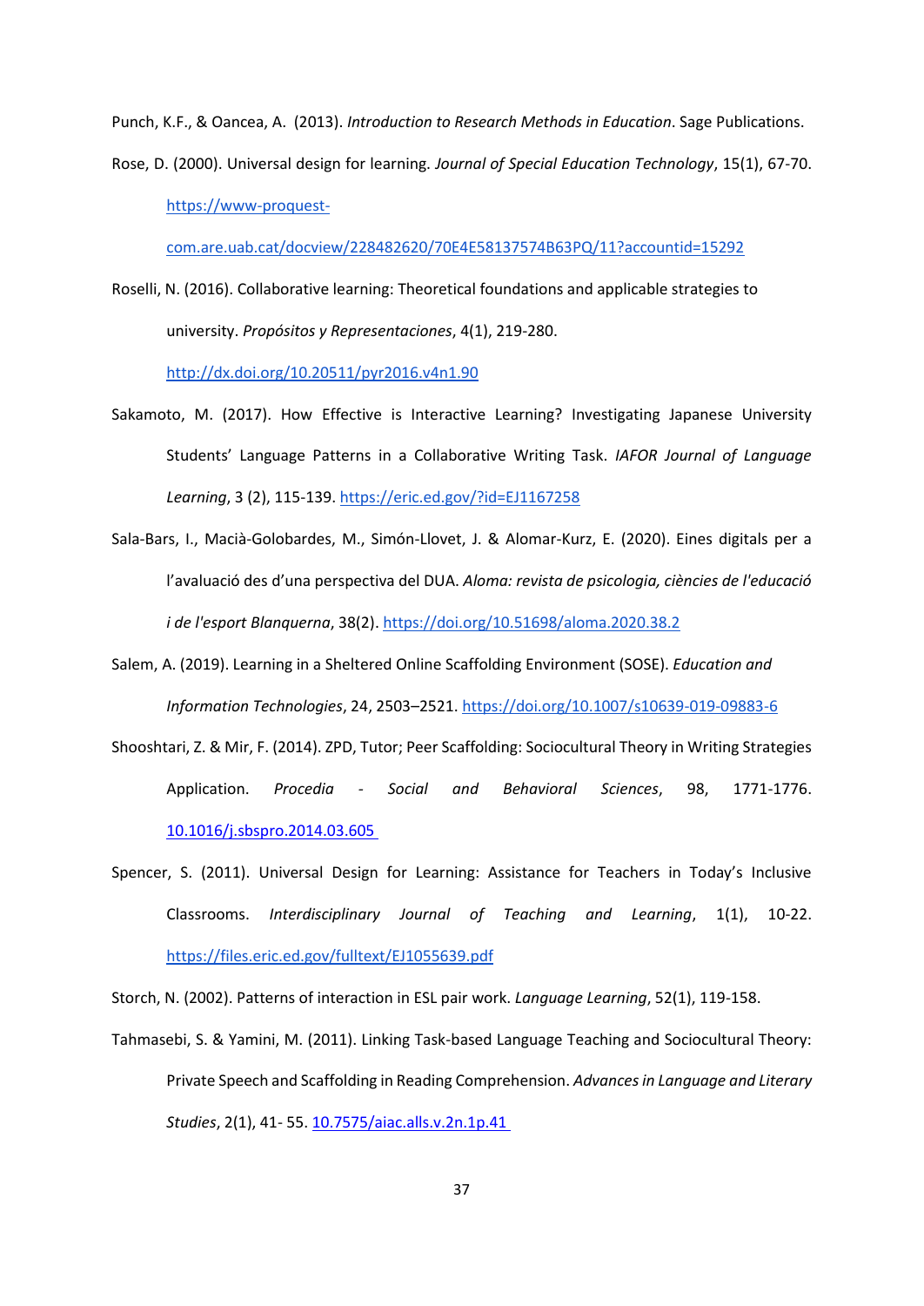Punch, K.F., & Oancea, A. (2013). *Introduction to Research Methods in Education*. Sage Publications.

Rose, D. (2000). Universal design for learning. *Journal of Special Education Technology*, 15(1), 67-70. https://www-proquest-com.are.uab.cat/docview/228482620/70E4E58137574B63PQ/11?accountid=15292

Roselli, N. (2016). Collaborative learning: Theoretical foundations and applicable strategies to university. *Propósitos y Representaciones*, 4(1), 219-280. http://dx.doi.org/10.20511/pyr2016.v4n1.90

Sakamoto, M. (2017). How Effective is Interactive Learning? Investigating Japanese University Students' Language Patterns in a Collaborative Writing Task. *IAFOR Journal of Language Learning*, 3 (2), 115-139. https://eric.ed.gov/?id=EJ1167258

Sala-Bars, I., Macià-Golobardes, M., Simón-Llovet, J. & Alomar-Kurz, E. (2020). Eines digitals per a l'avaluació des d'una perspectiva del DUA. *Aloma: revista de psicologia, ciències de l'educació i de l'esport Blanquerna*, 38(2). https://doi.org/10.51698/aloma.2020.38.2

Salem, A. (2019). Learning in a Sheltered Online Scaffolding Environment (SOSE). *Education and Information Technologies*, 24, 2503–2521. https://doi.org/10.1007/s10639-019-09883-6

Shooshtari, Z. & Mir, F. (2014). ZPD, Tutor; Peer Scaffolding: Sociocultural Theory in Writing Strategies Application. *Procedia - Social and Behavioral Sciences*, 98, 1771-1776. 10.1016/j.sbspro.2014.03.605

Spencer, S. (2011). Universal Design for Learning: Assistance for Teachers in Today's Inclusive Classrooms. *Interdisciplinary Journal of Teaching and Learning*, 1(1), 10-22. https://files.eric.ed.gov/fulltext/EJ1055639.pdf

Storch, N. (2002). Patterns of interaction in ESL pair work. *Language Learning*, 52(1), 119-158.

Tahmasebi, S. & Yamini, M. (2011). Linking Task-based Language Teaching and Sociocultural Theory: Private Speech and Scaffolding in Reading Comprehension. *Advances in Language and Literary Studies*, 2(1), 41- 55. 10.7575/aiac.alls.v.2n.1p.41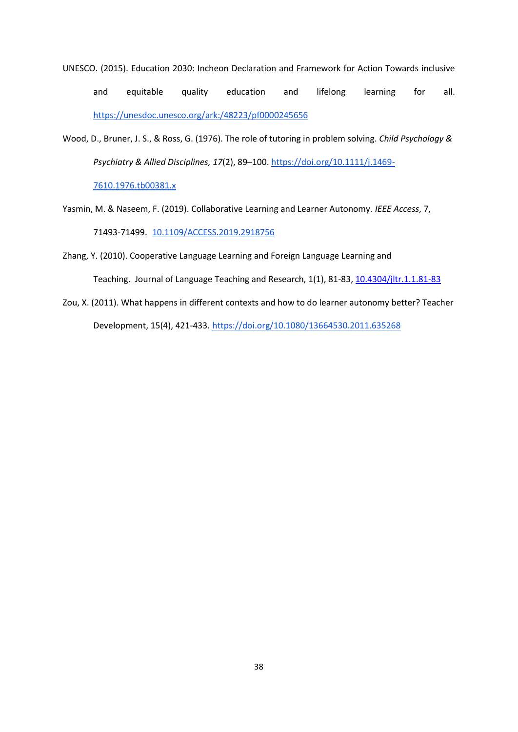UNESCO. (2015). Education 2030: Incheon Declaration and Framework for Action Towards inclusive and equitable quality education and lifelong learning for all. https://unesdoc.unesco.org/ark:/48223/pf0000245656

Wood, D., Bruner, J. S., & Ross, G. (1976). The role of tutoring in problem solving. *Child Psychology & Psychiatry & Allied Disciplines, 17*(2), 89–100. https://doi.org/10.1111/j.1469-7610.1976.tb00381.x

Yasmin, M. & Naseem, F. (2019). Collaborative Learning and Learner Autonomy. *IEEE Access*, 7, 71493-71499. 10.1109/ACCESS.2019.2918756

Zhang, Y. (2010). Cooperative Language Learning and Foreign Language Learning and Teaching. Journal of Language Teaching and Research, 1(1), 81-83, 10.4304/jltr.1.1.81-83

Zou, X. (2011). What happens in different contexts and how to do learner autonomy better? Teacher Development, 15(4), 421-433. https://doi.org/10.1080/13664530.2011.635268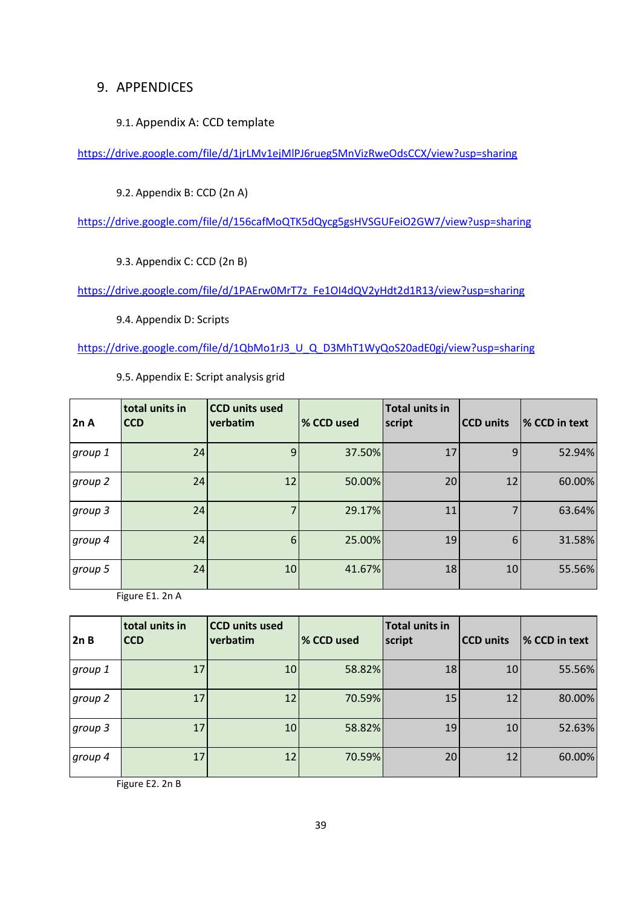# 9. APPENDICES

## 9.1. Appendix A: CCD template

https://drive.google.com/file/d/1jrLMv1ejMlPJ6rueg5MnVizRweOdsCCX/view?usp=sharing

## 9.2. Appendix B: CCD (2n A)

https://drive.google.com/file/d/156cafMoQTK5dQycg5gsHVSGUFeiO2GW7/view?usp=sharing

## 9.3. Appendix C: CCD (2n B)

https://drive.google.com/file/d/1PAErw0MrT7z_Fe1OI4dQV2yHdt2d1R13/view?usp=sharing

## 9.4. Appendix D: Scripts

https://drive.google.com/file/d/1QbMo1rJ3_U_Q_D3MhT1WyQoS20adE0gi/view?usp=sharing

## 9.5. Appendix E: Script analysis grid

| 2n A | total units in CCD | CCD units used verbatim | % CCD used | Total units in script | CCD units | % CCD in text |
|---|---|---|---|---|---|---|
| *group 1* | 24 | 9 | 37.50% | 17 | 9 | 52.94% |
| *group 2* | 24 | 12 | 50.00% | 20 | 12 | 60.00% |
| *group 3* | 24 | 7 | 29.17% | 11 | 7 | 63.64% |
| *group 4* | 24 | 6 | 25.00% | 19 | 6 | 31.58% |
| *group 5* | 24 | 10 | 41.67% | 18 | 10 | 55.56% |

Figure E1. 2n A

| 2n B | total units in CCD | CCD units used verbatim | % CCD used | Total units in script | CCD units | % CCD in text |
|---|---|---|---|---|---|---|
| *group 1* | 17 | 10 | 58.82% | 18 | 10 | 55.56% |
| *group 2* | 17 | 12 | 70.59% | 15 | 12 | 80.00% |
| *group 3* | 17 | 10 | 58.82% | 19 | 10 | 52.63% |
| *group 4* | 17 | 12 | 70.59% | 20 | 12 | 60.00% |

Figure E2. 2n B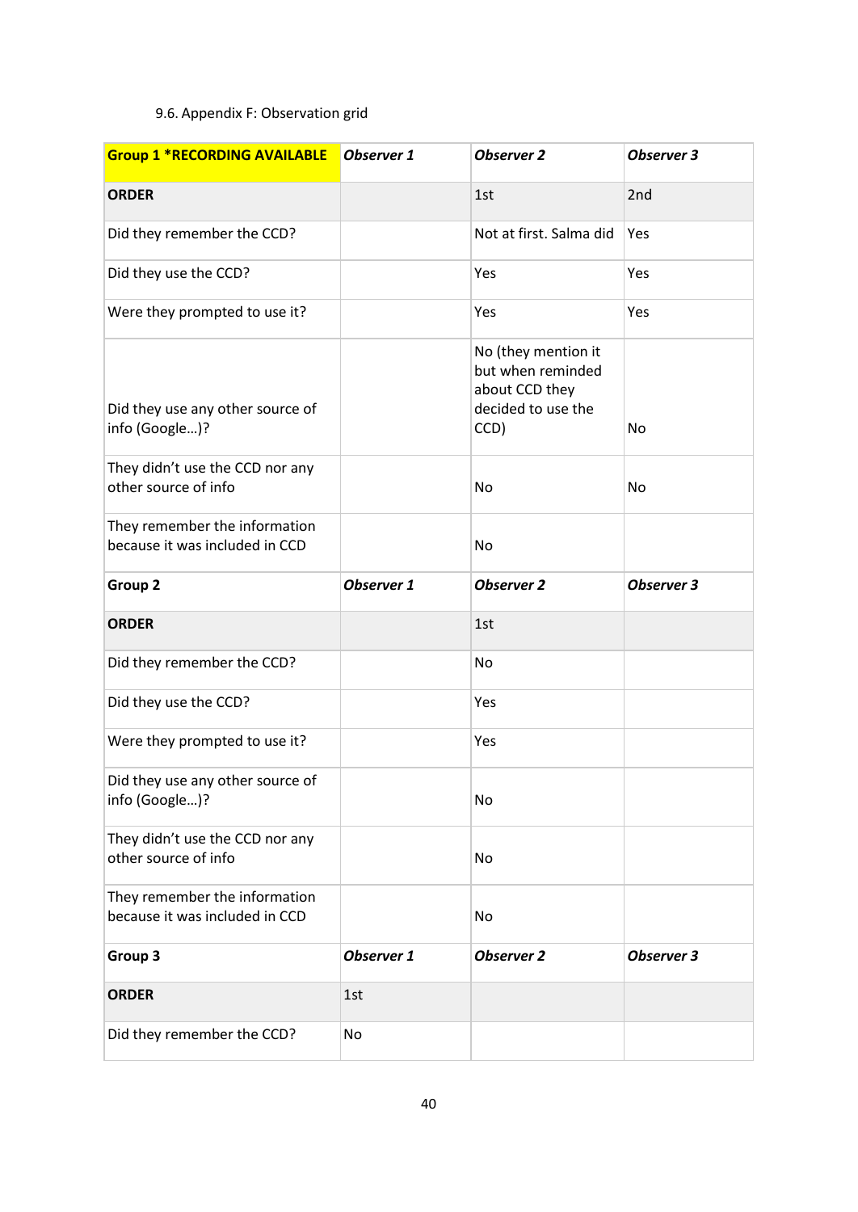9.6. Appendix F: Observation grid

| Group 1 *RECORDING AVAILABLE | *Observer 1* | *Observer 2* | *Observer 3* |
|---|---|---|---|
| **ORDER** | | 1st | 2nd |
| Did they remember the CCD? | | Not at first. Salma did | Yes |
| Did they use the CCD? | | Yes | Yes |
| Were they prompted to use it? | | Yes | Yes |
| Did they use any other source of info (Google…)? | | No (they mention it but when reminded about CCD they decided to use the CCD) | No |
| They didn't use the CCD nor any other source of info | | No | No |
| They remember the information because it was included in CCD | | No | |
| **Group 2** | *Observer 1* | *Observer 2* | *Observer 3* |
| **ORDER** | | 1st | |
| Did they remember the CCD? | | No | |
| Did they use the CCD? | | Yes | |
| Were they prompted to use it? | | Yes | |
| Did they use any other source of info (Google…)? | | No | |
| They didn't use the CCD nor any other source of info | | No | |
| They remember the information because it was included in CCD | | No | |
| **Group 3** | *Observer 1* | *Observer 2* | *Observer 3* |
| **ORDER** | 1st | | |
| Did they remember the CCD? | No | | |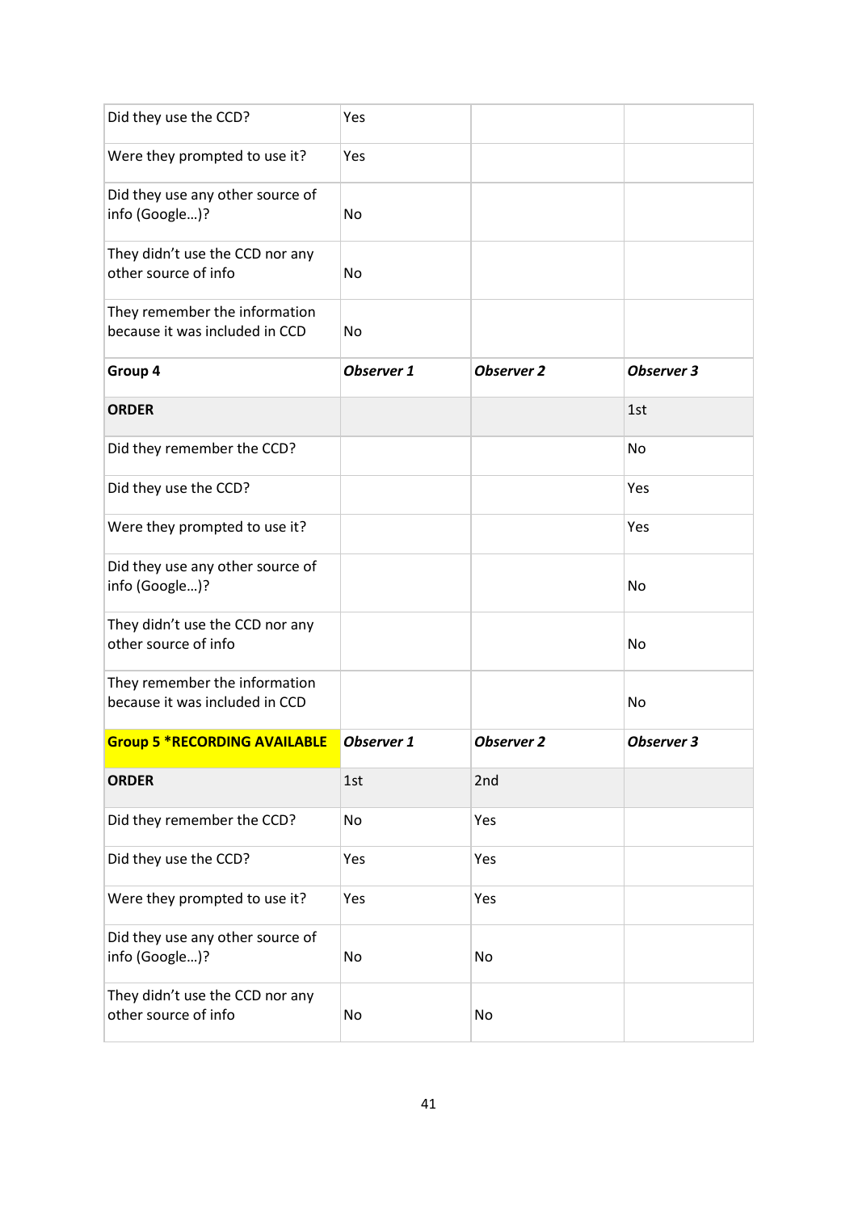| | | | |
|---|---|---|---|
| Did they use the CCD? | Yes | | |
| Were they prompted to use it? | Yes | | |
| Did they use any other source of info (Google…)? | No | | |
| They didn't use the CCD nor any other source of info | No | | |
| They remember the information because it was included in CCD | No | | |
| **Group 4** | ***Observer 1*** | ***Observer 2*** | ***Observer 3*** |
| **ORDER** | | | 1st |
| Did they remember the CCD? | | | No |
| Did they use the CCD? | | | Yes |
| Were they prompted to use it? | | | Yes |
| Did they use any other source of info (Google…)? | | | No |
| They didn't use the CCD nor any other source of info | | | No |
| They remember the information because it was included in CCD | | | No |
| **Group 5 *RECORDING AVAILABLE** | ***Observer 1*** | ***Observer 2*** | ***Observer 3*** |
| **ORDER** | 1st | 2nd | |
| Did they remember the CCD? | No | Yes | |
| Did they use the CCD? | Yes | Yes | |
| Were they prompted to use it? | Yes | Yes | |
| Did they use any other source of info (Google…)? | No | No | |
| They didn't use the CCD nor any other source of info | No | No | |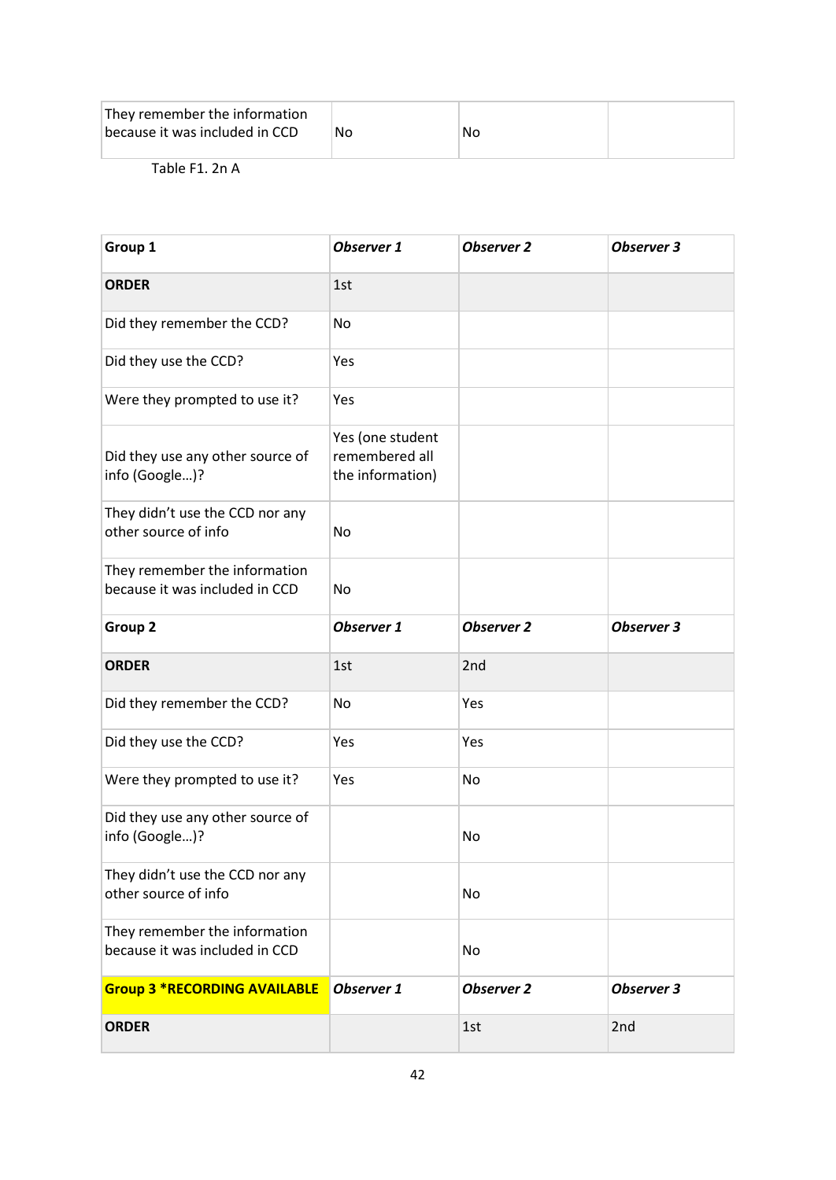| | | | |
|---|---|---|---|
| They remember the information because it was included in CCD | No | No | |

Table F1. 2n A

| Group 1 | *Observer 1* | *Observer 2* | *Observer 3* |
|---|---|---|---|
| **ORDER** | 1st | | |
| Did they remember the CCD? | No | | |
| Did they use the CCD? | Yes | | |
| Were they prompted to use it? | Yes | | |
| Did they use any other source of info (Google…)? | Yes (one student remembered all the information) | | |
| They didn't use the CCD nor any other source of info | No | | |
| They remember the information because it was included in CCD | No | | |
| **Group 2** | ***Observer 1*** | ***Observer 2*** | ***Observer 3*** |
| **ORDER** | 1st | 2nd | |
| Did they remember the CCD? | No | Yes | |
| Did they use the CCD? | Yes | Yes | |
| Were they prompted to use it? | Yes | No | |
| Did they use any other source of info (Google…)? | | No | |
| They didn't use the CCD nor any other source of info | | No | |
| They remember the information because it was included in CCD | | No | |
| **Group 3 *RECORDING AVAILABLE** | ***Observer 1*** | ***Observer 2*** | ***Observer 3*** |
| **ORDER** | | 1st | 2nd |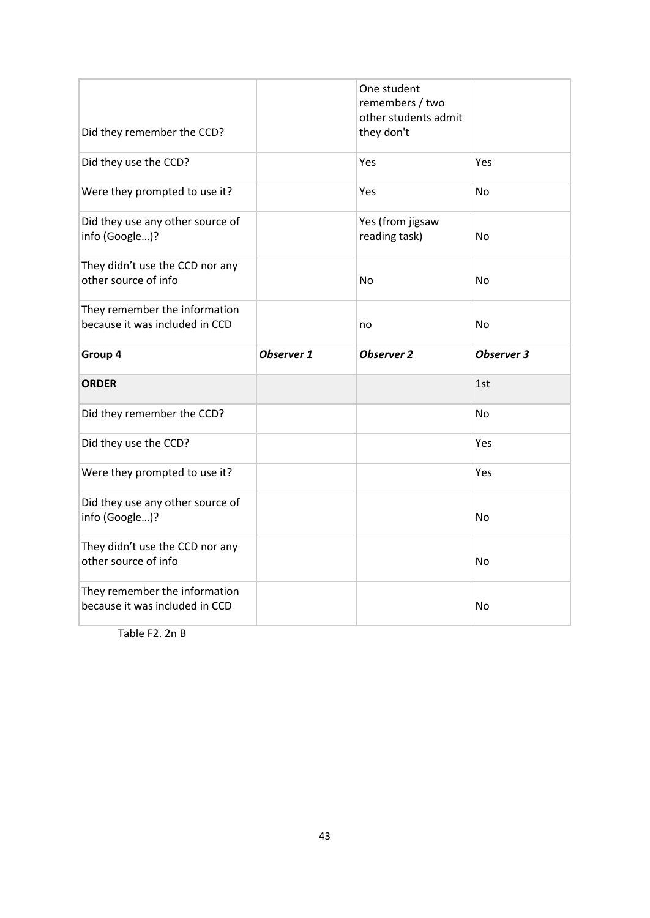| | | | |
|---|---|---|---|
| Did they remember the CCD? | | One student remembers / two other students admit they don't | |
| Did they use the CCD? | | Yes | Yes |
| Were they prompted to use it? | | Yes | No |
| Did they use any other source of info (Google…)? | | Yes (from jigsaw reading task) | No |
| They didn't use the CCD nor any other source of info | | No | No |
| They remember the information because it was included in CCD | | no | No |
| **Group 4** | ***Observer 1*** | ***Observer 2*** | ***Observer 3*** |
| **ORDER** | | | 1st |
| Did they remember the CCD? | | | No |
| Did they use the CCD? | | | Yes |
| Were they prompted to use it? | | | Yes |
| Did they use any other source of info (Google…)? | | | No |
| They didn't use the CCD nor any other source of info | | | No |
| They remember the information because it was included in CCD | | | No |

Table F2. 2n B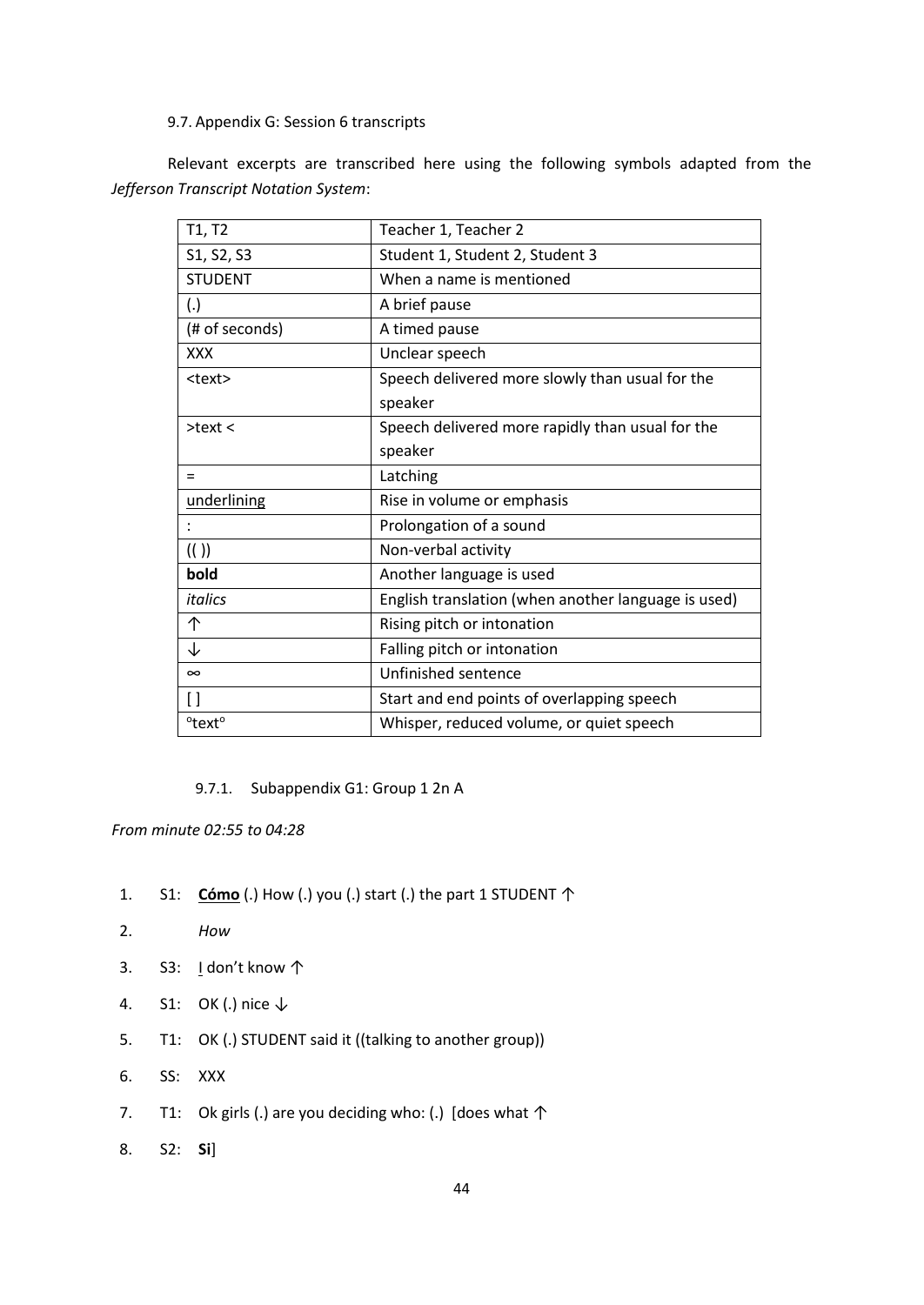9.7. Appendix G: Session 6 transcripts

Relevant excerpts are transcribed here using the following symbols adapted from the *Jefferson Transcript Notation System*:

| | |
|---|---|
| T1, T2 | Teacher 1, Teacher 2 |
| S1, S2, S3 | Student 1, Student 2, Student 3 |
| STUDENT | When a name is mentioned |
| (.) | A brief pause |
| (# of seconds) | A timed pause |
| XXX | Unclear speech |
| <text> | Speech delivered more slowly than usual for the speaker |
| >text < | Speech delivered more rapidly than usual for the speaker |
| = | Latching |
| <u>underlining</u> | Rise in volume or emphasis |
| : | Prolongation of a sound |
| (( )) | Non-verbal activity |
| **bold** | Another language is used |
| *italics* | English translation (when another language is used) |
| ↑ | Rising pitch or intonation |
| ↓ | Falling pitch or intonation |
| ∞ | Unfinished sentence |
| [ ] | Start and end points of overlapping speech |
| °text° | Whisper, reduced volume, or quiet speech |

9.7.1. Subappendix G1: Group 1 2n A

*From minute 02:55 to 04:28*

1. S1: <u>**Cómo**</u> (.) How (.) you (.) start (.) the part 1 STUDENT ↑
2. *How*
3. S3: <u>I</u> don't know ↑
4. S1: OK (.) nice ↓
5. T1: OK (.) STUDENT said it ((talking to another group))
6. SS: XXX
7. T1: Ok girls (.) are you deciding who: (.) [does what ↑
8. S2: **Si**]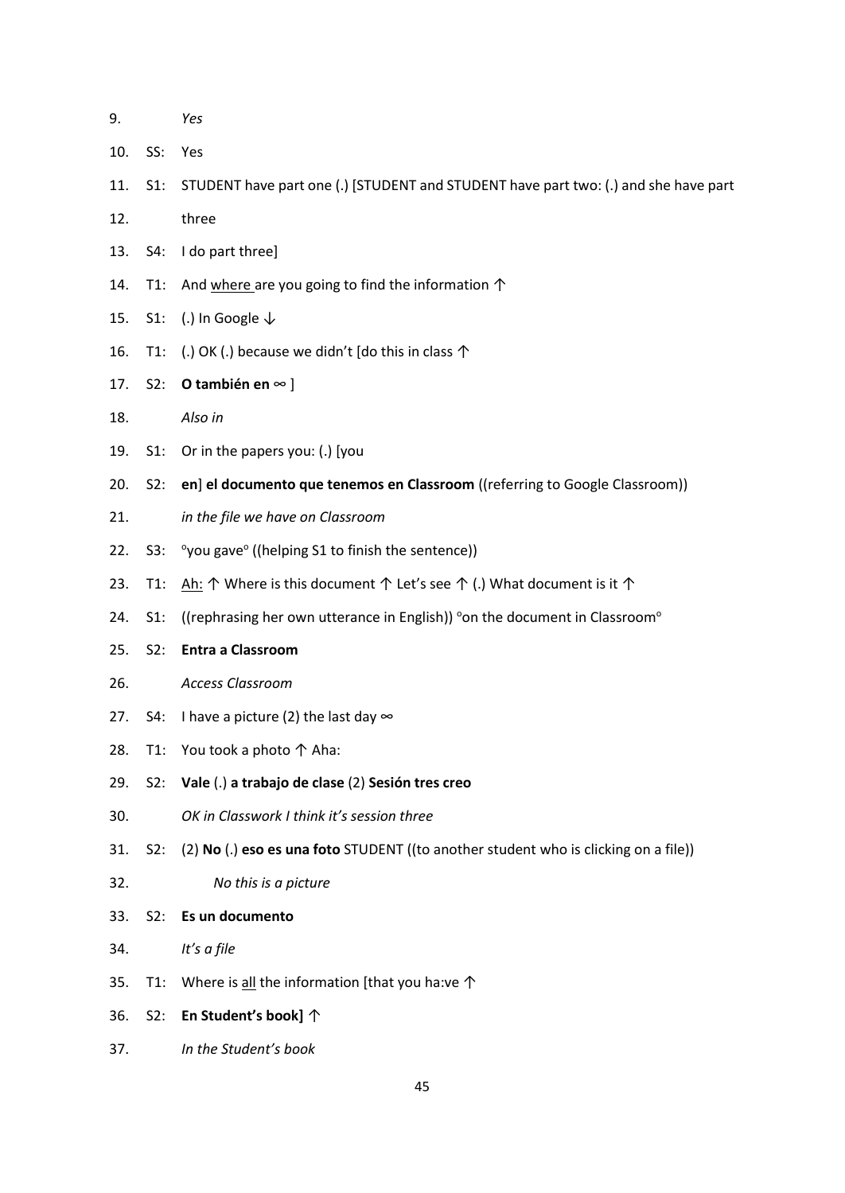9. *Yes*

10. SS: Yes

11. S1: STUDENT have part one (.) [STUDENT and STUDENT have part two: (.) and she have part

12. three

13. S4: I do part three]

14. T1: And <u>where</u> are you going to find the information ↑

15. S1: (.) In Google ↓

16. T1: (.) OK (.) because we didn't [do this in class ↑

17. S2: **O también en** ∞ ]

18. *Also in*

19. S1: Or in the papers you: (.) [you

20. S2: **en**] **el documento que tenemos en Classroom** ((referring to Google Classroom))

21. *in the file we have on Classroom*

22. S3: °you gave° ((helping S1 to finish the sentence))

23. T1: <u>Ah:</u> ↑ Where is this document ↑ Let's see ↑ (.) What document is it ↑

24. S1: ((rephrasing her own utterance in English)) °on the document in Classroom°

25. S2: **Entra a Classroom**

26. *Access Classroom*

27. S4: I have a picture (2) the last day ∞

28. T1: You took a photo ↑ Aha:

29. S2: **Vale** (.) **a trabajo de clase** (2) **Sesión tres creo**

30. *OK in Classwork I think it's session three*

31. S2: (2) **No** (.) **eso es una foto** STUDENT ((to another student who is clicking on a file))

32. *No this is a picture*

33. S2: **Es un documento**

34. *It's a file*

35. T1: Where is <u>all</u> the information [that you ha:ve ↑

36. S2: **En Student's book]** ↑

37. *In the Student's book*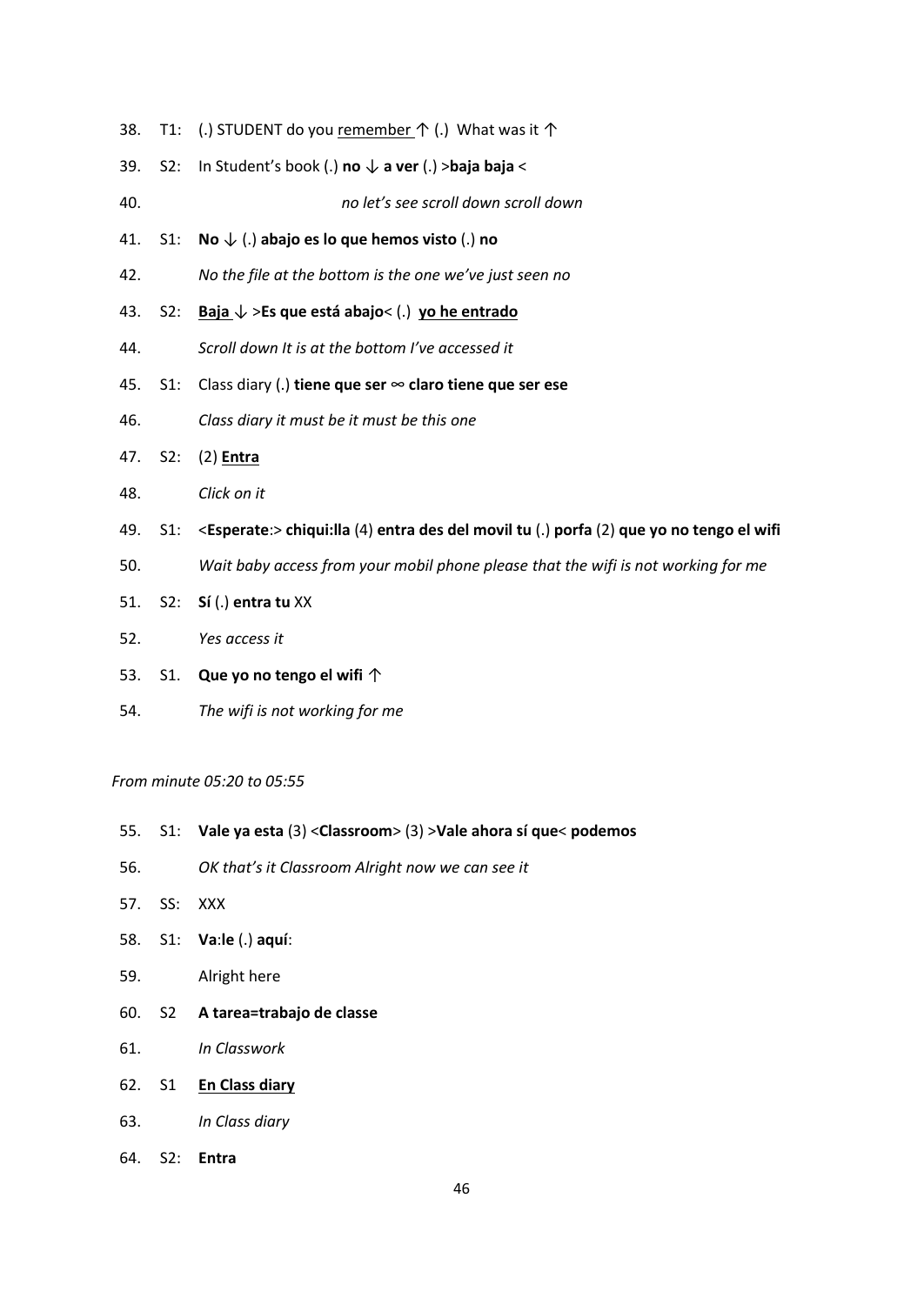38. T1: (.) STUDENT do you <u>remember</u> ↑ (.) What was it ↑

39. S2: In Student's book (.) **no** ↓ **a ver** (.) >**baja baja** <

40. *no let's see scroll down scroll down*

41. S1: **No** ↓ (.) **abajo es lo que hemos visto** (.) **no**

42. *No the file at the bottom is the one we've just seen no*

43. S2: <u>**Baja**</u> ↓ >**Es que está abajo**< (.) <u>**yo he entrado**</u>

44. *Scroll down It is at the bottom I've accessed it*

45. S1: Class diary (.) **tiene que ser** ∞ **claro tiene que ser ese**

46. *Class diary it must be it must be this one*

47. S2: (2) <u>**Entra**</u>

48. *Click on it*

49. S1: <**Esperate**:> **chiqui:lla** (4) **entra des del movil tu** (.) **porfa** (2) **que yo no tengo el wifi**

50. *Wait baby access from your mobil phone please that the wifi is not working for me*

51. S2: **Sí** (.) **entra tu** XX

52. *Yes access it*

53. S1. **Que yo no tengo el wifi** ↑

54. *The wifi is not working for me*

*From minute 05:20 to 05:55*

55. S1: **Vale ya esta** (3) <**Classroom**> (3) >**Vale ahora sí que**< **podemos**

56. *OK that's it Classroom Alright now we can see it*

57. SS: XXX

58. S1: **Va**:**le** (.) **aquí**:

59. Alright here

60. S2 **A tarea=trabajo de classe**

61. *In Classwork*

62. S1 <u>**En Class diary**</u>

63. *In Class diary*

64. S2: **Entra**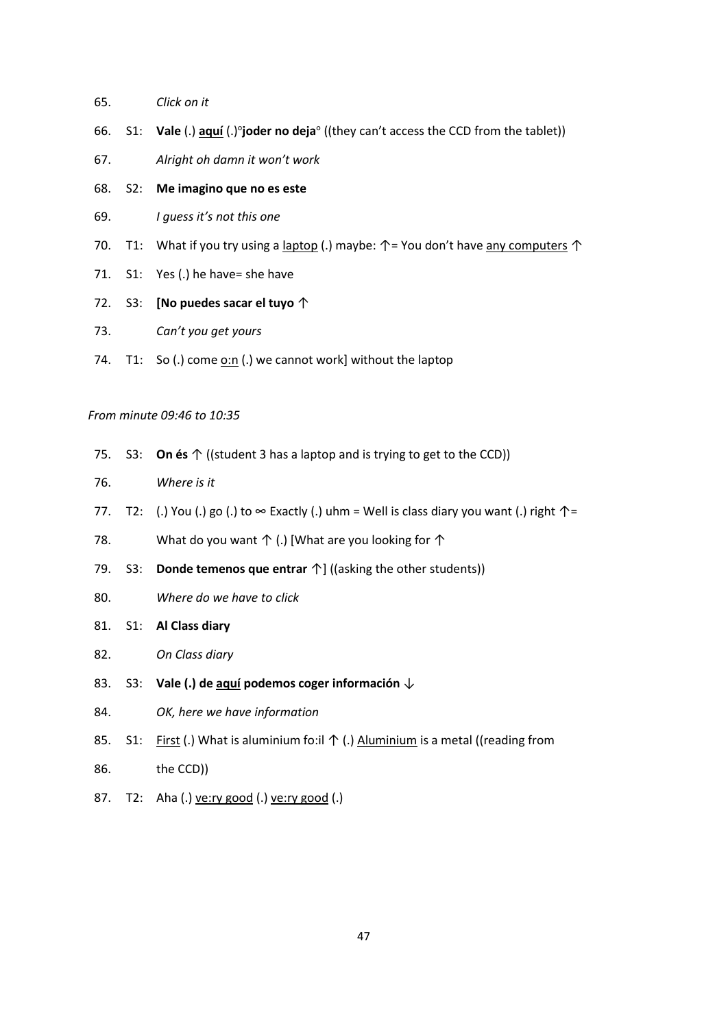65. *Click on it*

66. S1: **Vale** (.) **<u>aquí</u>** (.)°**joder no deja**° ((they can't access the CCD from the tablet))

67. *Alright oh damn it won't work*

68. S2: **Me imagino que no es este**

69. *I guess it's not this one*

70. T1: What if you try using a <u>laptop</u> (.) maybe: ↑= You don't have <u>any computers</u> ↑

71. S1: Yes (.) he have= she have

72. S3: **[No puedes sacar el tuyo** ↑

73. *Can't you get yours*

74. T1: So (.) come <u>o:n</u> (.) we cannot work] without the laptop

*From minute 09:46 to 10:35*

75. S3: **On és** ↑ ((student 3 has a laptop and is trying to get to the CCD))

76. *Where is it*

77. T2: (.) You (.) go (.) to ∞ Exactly (.) uhm = Well is class diary you want (.) right ↑=

78. What do you want ↑ (.) [What are you looking for ↑

79. S3: **Donde temenos que entrar** ↑] ((asking the other students))

80. *Where do we have to click*

81. S1: **Al Class diary**

82. *On Class diary*

83. S3: **Vale (.) de <u>aquí</u> podemos coger información** ↓

84. *OK, here we have information*

85. S1: <u>First</u> (.) What is aluminium fo:il ↑ (.) <u>Aluminium</u> is a metal ((reading from

86. the CCD))

87. T2: Aha (.) <u>ve:ry good</u> (.) <u>ve:ry good</u> (.)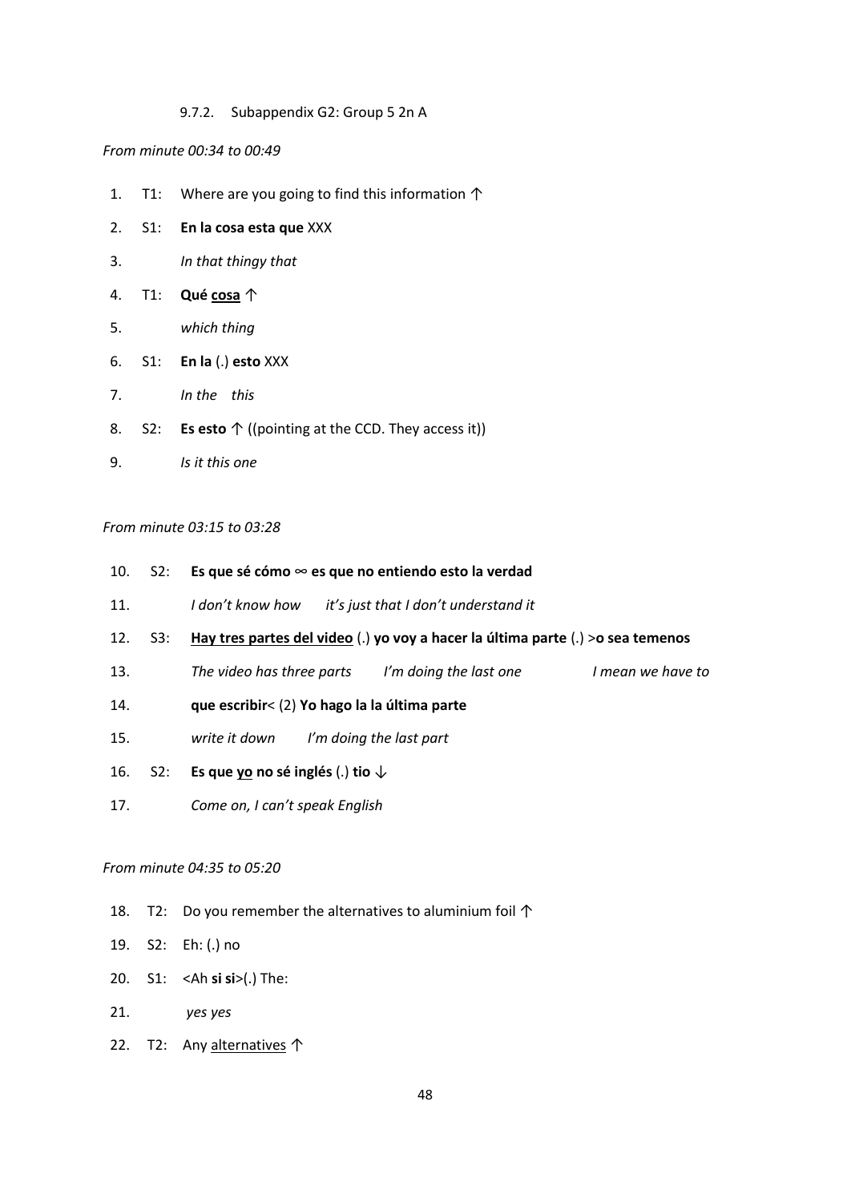### 9.7.2. Subappendix G2: Group 5 2n A

*From minute 00:34 to 00:49*

1. T1: Where are you going to find this information ↑
2. S1: **En la cosa esta que** XXX
3. *In that thingy that*
4. T1: **Qué <u>cosa</u>** ↑
5. *which thing*
6. S1: **En la** (.) **esto** XXX
7. *In the this*
8. S2: **Es esto** ↑ ((pointing at the CCD. They access it))
9. *Is it this one*

*From minute 03:15 to 03:28*

10. S2: **Es que sé cómo ∞ es que no entiendo esto la verdad**
11. *I don't know how it's just that I don't understand it*
12. S3: **<u>Hay tres partes del video</u>** (.) **yo voy a hacer la última parte** (.) >**o sea temenos**
13. *The video has three parts I'm doing the last one I mean we have to*
14. **que escribir**< (2) **Yo hago la la última parte**
15. *write it down I'm doing the last part*
16. S2: **Es que <u>yo</u> no sé inglés** (.) **tio** ↓
17. *Come on, I can't speak English*

*From minute 04:35 to 05:20*

18. T2: Do you remember the alternatives to aluminium foil ↑
19. S2: Eh: (.) no
20. S1: <Ah **si si**>(.) The:
21. *yes yes*
22. T2: Any <u>alternatives</u> ↑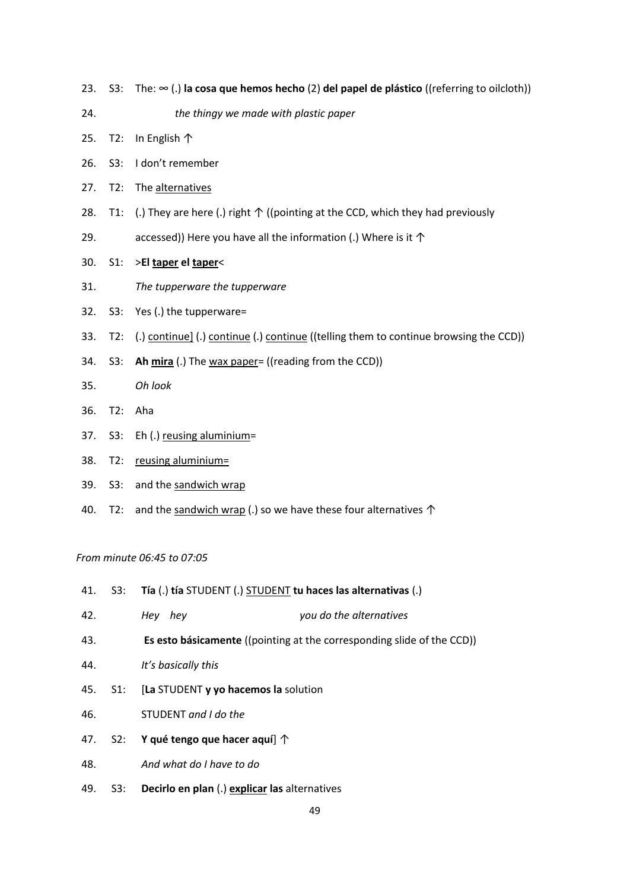23. S3: The: ∞ (.) **la cosa que hemos hecho** (2) **del papel de plástico** ((referring to oilcloth))

24. *the thingy we made with plastic paper*

25. T2: In English ↑

26. S3: I don't remember

27. T2: The <u>alternatives</u>

28. T1: (.) They are here (.) right ↑ ((pointing at the CCD, which they had previously

29. accessed)) Here you have all the information (.) Where is it ↑

30. S1: >**El <u>taper</u> el <u>taper</u>**<

31. *The tupperware the tupperware*

32. S3: Yes (.) the tupperware=

33. T2: (.) <u>continue</u>] (.) <u>continue</u> (.) <u>continue</u> ((telling them to continue browsing the CCD))

34. S3: **Ah <u>mira</u>** (.) The <u>wax paper</u>= ((reading from the CCD))

35. *Oh look*

36. T2: Aha

37. S3: Eh (.) <u>reusing aluminium</u>=

38. T2: <u>reusing aluminium=</u>

39. S3: and the <u>sandwich wrap</u>

40. T2: and the <u>sandwich wrap</u> (.) so we have these four alternatives ↑

*From minute 06:45 to 07:05*

41. S3: **Tía** (.) **tía** STUDENT (.) <u>STUDENT</u> **tu haces las alternativas** (.)

42. *Hey hey* *you do the alternatives*

43. **Es esto básicamente** ((pointing at the corresponding slide of the CCD))

44. *It's basically this*

45. S1: [**La** STUDENT **y yo hacemos la** solution

46. STUDENT *and I do the*

47. S2: **Y qué tengo que hacer aquí**] ↑

48. *And what do I have to do*

49. S3: **Decirlo en plan** (.) **<u>explicar</u> las** alternatives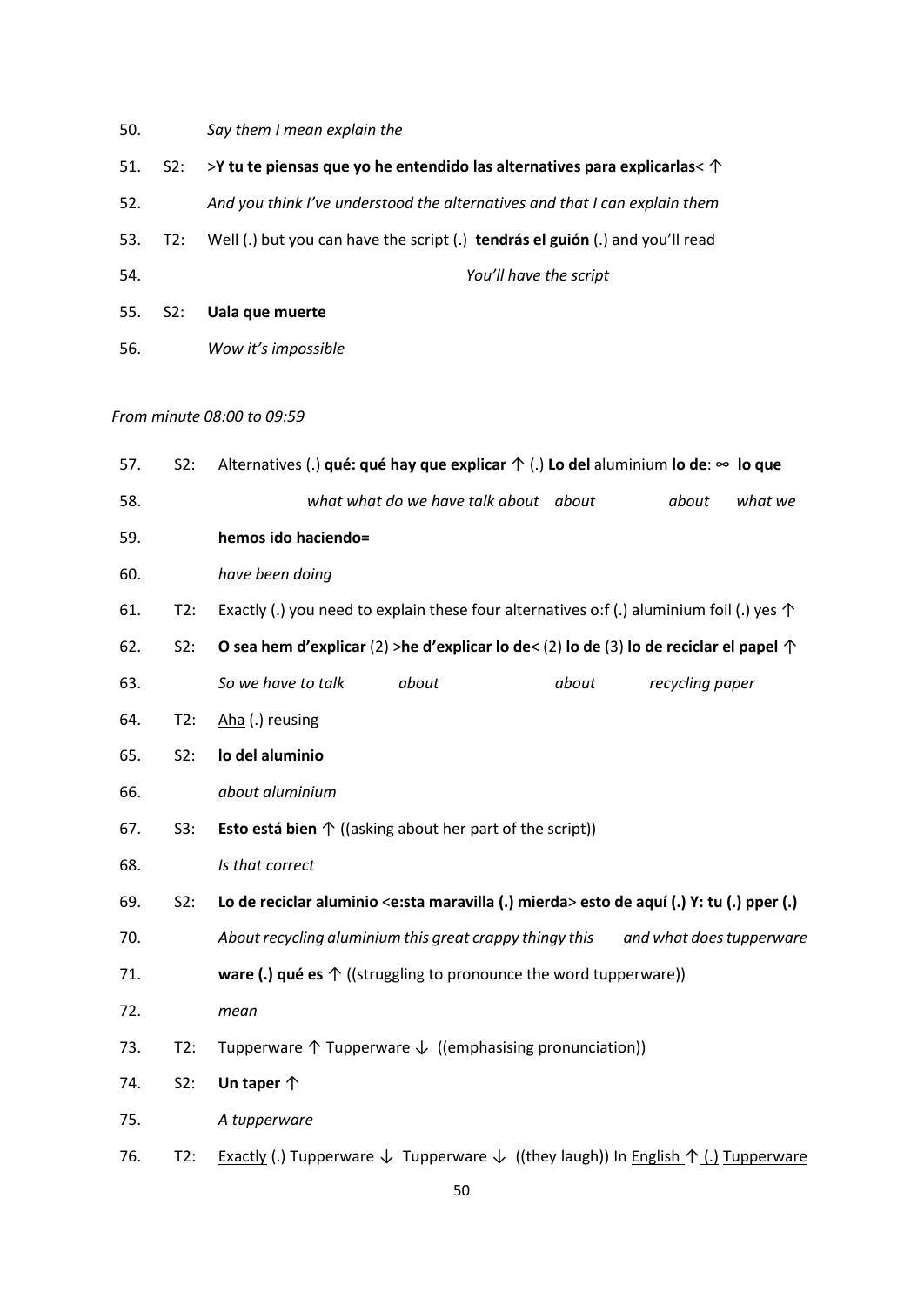50. *Say them I mean explain the*

51. S2: >**Y tu te piensas que yo he entendido las alternatives para explicarlas**< ↑

52. *And you think I've understood the alternatives and that I can explain them*

53. T2: Well (.) but you can have the script (.) **tendrás el guión** (.) and you'll read

54. *You'll have the script*

55. S2: **Uala que muerte**

56. *Wow it's impossible*

*From minute 08:00 to 09:59*

57. S2: Alternatives (.) **qué: qué hay que explicar** ↑ (.) **Lo del** aluminium **lo de**: ∞ **lo que**

58. *what what do we have talk about about about what we*

59. **hemos ido haciendo=**

60. *have been doing*

61. T2: Exactly (.) you need to explain these four alternatives o:f (.) aluminium foil (.) yes ↑

62. S2: **O sea hem d'explicar** (2) >**he d'explicar lo de**< (2) **lo de** (3) **lo de reciclar el papel** ↑

63. *So we have to talk about about recycling paper*

64. T2: Aha (.) reusing

65. S2: **lo del aluminio**

66. *about aluminium*

67. S3: **Esto está bien** ↑ ((asking about her part of the script))

68. *Is that correct*

69. S2: **Lo de reciclar aluminio** <**e:sta maravilla (.) mierda**> **esto de aquí (.) Y: tu (.) pper (.)**

70. *About recycling aluminium this great crappy thingy this and what does tupperware*

71. **ware (.) qué es** ↑ ((struggling to pronounce the word tupperware))

72. *mean*

73. T2: Tupperware ↑ Tupperware ↓ ((emphasising pronunciation))

74. S2: **Un taper** ↑

75. *A tupperware*

76. T2: Exactly (.) Tupperware ↓ Tupperware ↓ ((they laugh)) In English ↑ (.) Tupperware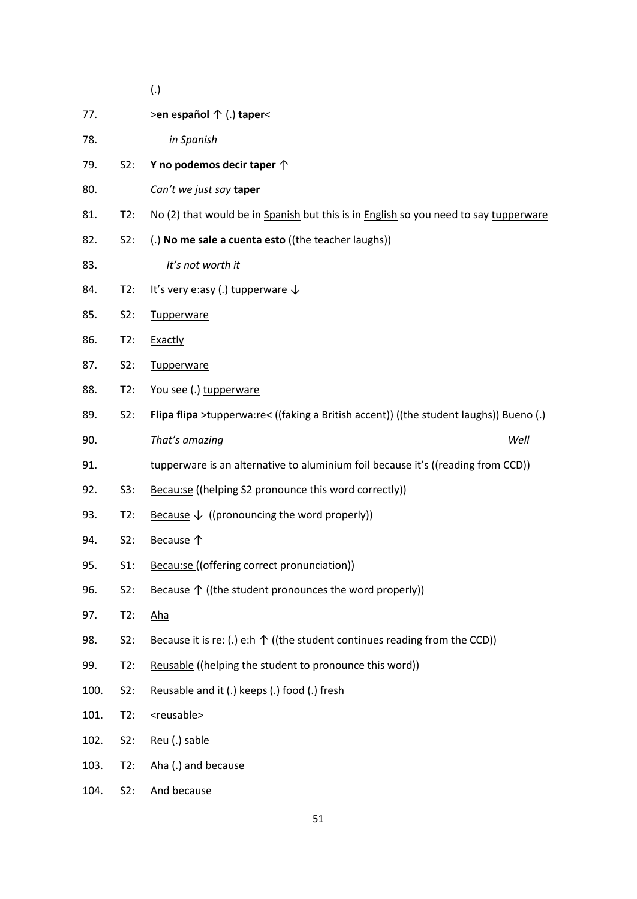(.)

77. >**en español** ↑ (.) **taper**<

78. *in Spanish*

79. S2: **Y no podemos decir taper** ↑

80. *Can't we just say* **taper**

81. T2: No (2) that would be in <u>Spanish</u> but this is in <u>English</u> so you need to say <u>tupperware</u>

82. S2: (.) **No me sale a cuenta esto** ((the teacher laughs))

83. *It's not worth it*

84. T2: It's very e:asy (.) <u>tupperware</u> ↓

85. S2: <u>Tupperware</u>

86. T2: <u>Exactly</u>

87. S2: <u>Tupperware</u>

88. T2: You see (.) <u>tupperware</u>

89. S2: **Flipa flipa** >tupperwa:re< ((faking a British accent)) ((the student laughs)) Bueno (.)

90. *That's amazing* *Well*

91. tupperware is an alternative to aluminium foil because it's ((reading from CCD))

92. S3: <u>Becau:se</u> ((helping S2 pronounce this word correctly))

93. T2: <u>Because</u> ↓ ((pronouncing the word properly))

94. S2: Because ↑

95. S1: <u>Becau:se</u> ((offering correct pronunciation))

96. S2: Because ↑ ((the student pronounces the word properly))

97. T2: <u>Aha</u>

98. S2: Because it is re: (.) e:h ↑ ((the student continues reading from the CCD))

99. T2: <u>Reusable</u> ((helping the student to pronounce this word))

100. S2: Reusable and it (.) keeps (.) food (.) fresh

101. T2: <reusable>

102. S2: Reu (.) sable

103. T2: <u>Aha</u> (.) and <u>because</u>

104. S2: And because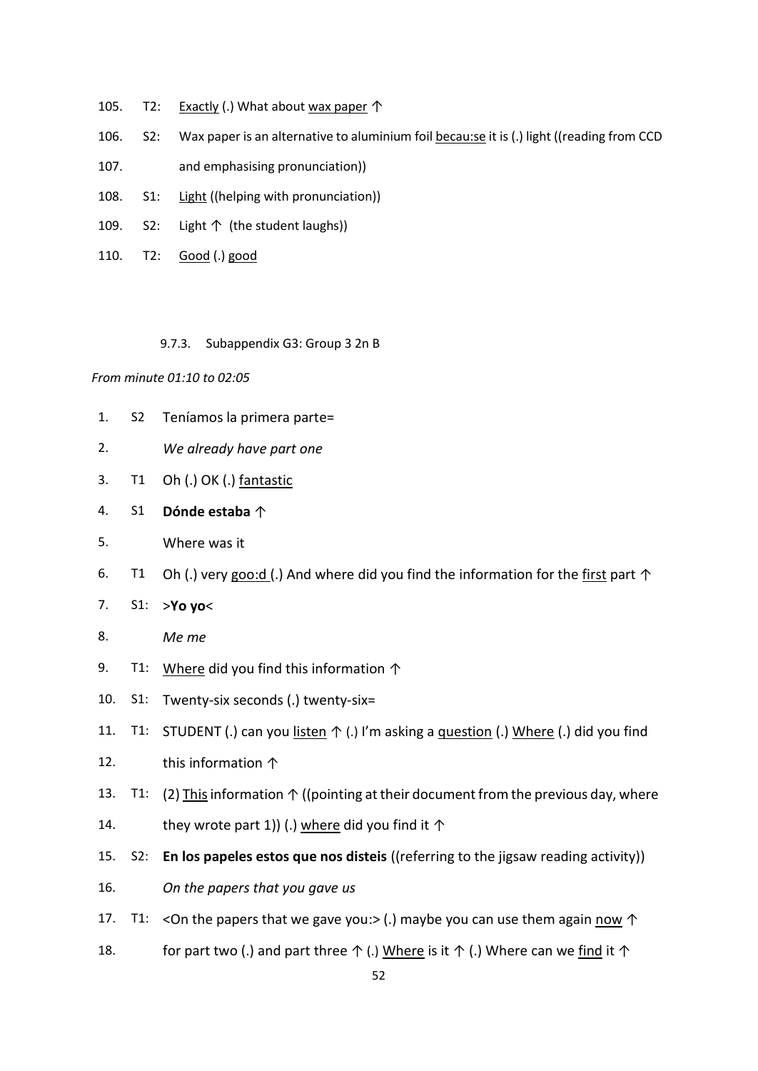105. T2: <u>Exactly</u> (.) What about <u>wax paper</u> ↑

106. S2: Wax paper is an alternative to aluminium foil <u>becau:se</u> it is (.) light ((reading from CCD

107. and emphasising pronunciation))

108. S1: <u>Light</u> ((helping with pronunciation))

109. S2: Light ↑ (the student laughs))

110. T2: <u>Good</u> (.) <u>good</u>

### 9.7.3. Subappendix G3: Group 3 2n B

*From minute 01:10 to 02:05*

1. S2 Teníamos la primera parte=

2. *We already have part one*

3. T1 Oh (.) OK (.) <u>fantastic</u>

4. S1 **Dónde estaba** ↑

5. Where was it

6. T1 Oh (.) very <u>goo:d</u> (.) And where did you find the information for the <u>first</u> part ↑

7. S1: >**Yo yo**<

8. *Me me*

9. T1: <u>Where</u> did you find this information ↑

10. S1: Twenty-six seconds (.) twenty-six=

11. T1: STUDENT (.) can you <u>listen</u> ↑ (.) I'm asking a <u>question</u> (.) <u>Where</u> (.) did you find

12. this information ↑

13. T1: (2) <u>This</u> information ↑ ((pointing at their document from the previous day, where

14. they wrote part 1)) (.) <u>where</u> did you find it ↑

15. S2: **En los papeles estos que nos disteis** ((referring to the jigsaw reading activity))

16. *On the papers that you gave us*

17. T1: <On the papers that we gave you:> (.) maybe you can use them again <u>now</u> ↑

18. for part two (.) and part three ↑ (.) <u>Where</u> is it ↑ (.) Where can we <u>find</u> it ↑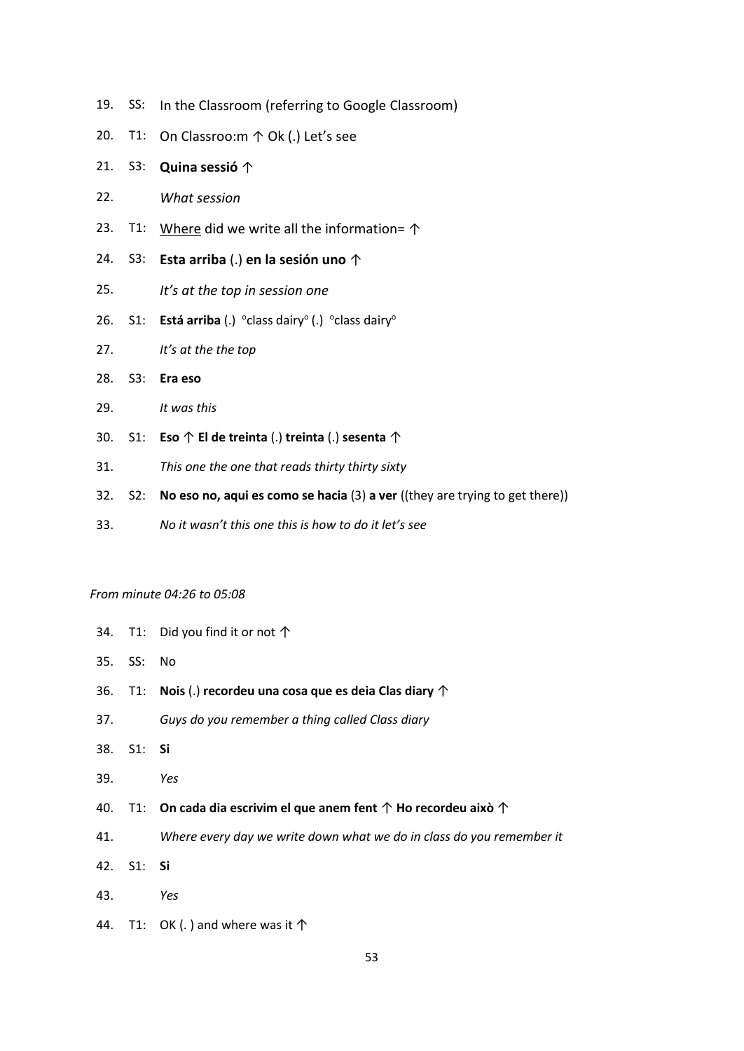19. SS: In the Classroom (referring to Google Classroom)

20. T1: On Classroo:m ↑ Ok (.) Let's see

21. S3: **Quina sessió** ↑

22. *What session*

23. T1: <u>Where</u> did we write all the information= ↑

24. S3: **Esta arriba** (.) **en la sesión uno** ↑

25. *It's at the top in session one*

26. S1: **Está arriba** (.) °class dairy° (.) °class dairy°

27. *It's at the the top*

28. S3: **Era eso**

29. *It was this*

30. S1: **Eso** ↑ **El de treinta** (.) **treinta** (.) **sesenta** ↑

31. *This one the one that reads thirty thirty sixty*

32. S2: **No eso no, aqui es como se hacia** (3) **a ver** ((they are trying to get there))

33. *No it wasn't this one this is how to do it let's see*

*From minute 04:26 to 05:08*

34. T1: Did you find it or not ↑

35. SS: No

36. T1: **Nois** (.) **recordeu una cosa que es deia Clas diary** ↑

37. *Guys do you remember a thing called Class diary*

38. S1: **Si**

39. *Yes*

40. T1: **On cada dia escrivim el que anem fent** ↑ **Ho recordeu això** ↑

41. *Where every day we write down what we do in class do you remember it*

42. S1: **Si**

43. *Yes*

44. T1: OK (. ) and where was it ↑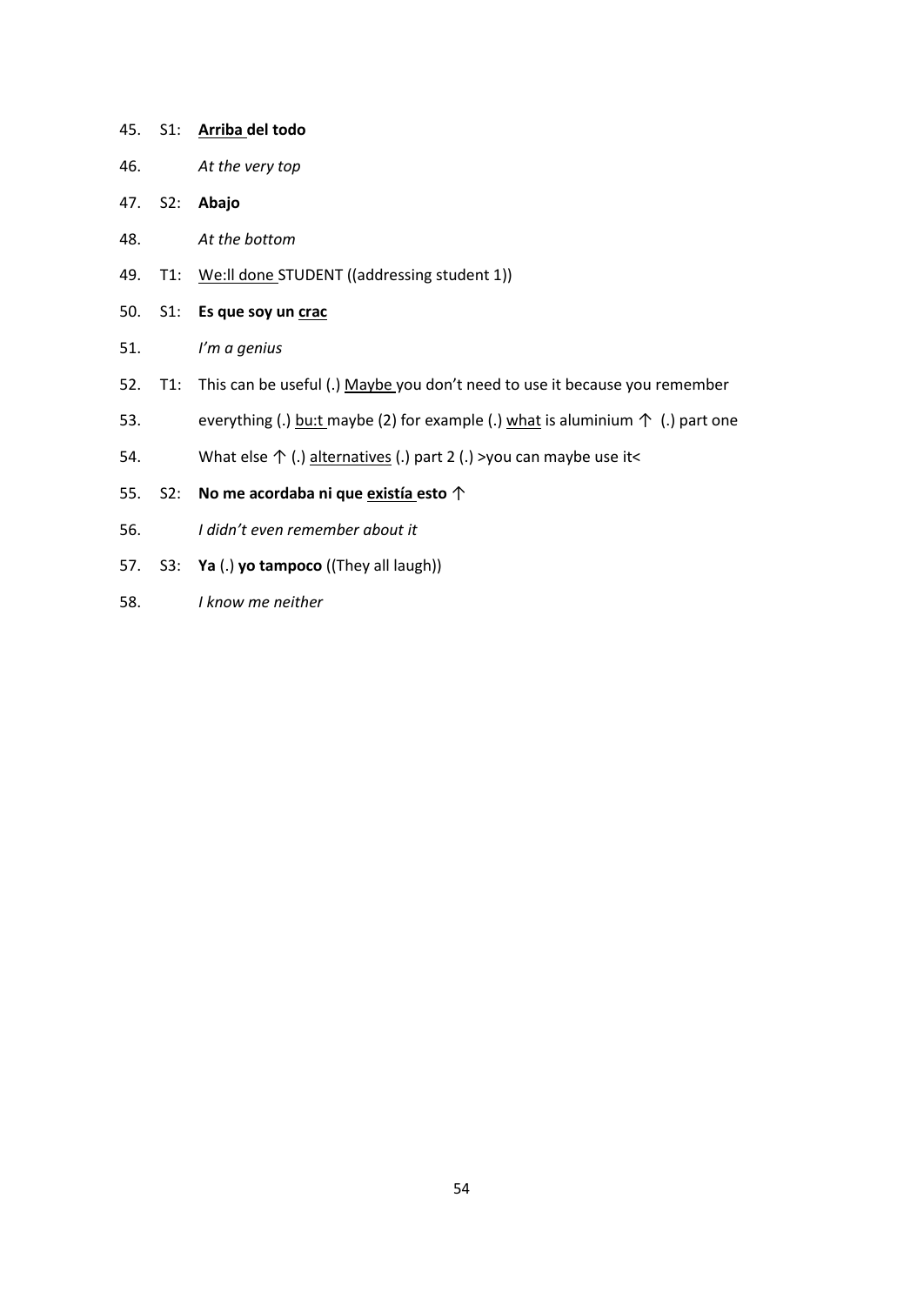45. S1: **<u>Arriba</u> del todo**

46. *At the very top*

47. S2: **Abajo**

48. *At the bottom*

49. T1: <u>We:ll done</u> STUDENT ((addressing student 1))

50. S1: **Es que soy un <u>crac</u>**

51. *I'm a genius*

52. T1: This can be useful (.) <u>Maybe</u> you don't need to use it because you remember

53. everything (.) <u>bu:t</u> maybe (2) for example (.) <u>what</u> is aluminium ↑ (.) part one

54. What else ↑ (.) <u>alternatives</u> (.) part 2 (.) >you can maybe use it<

55. S2: **No me acordaba ni que <u>existía</u> esto** ↑

56. *I didn't even remember about it*

57. S3: **Ya** (.) **yo tampoco** ((They all laugh))

58. *I know me neither*